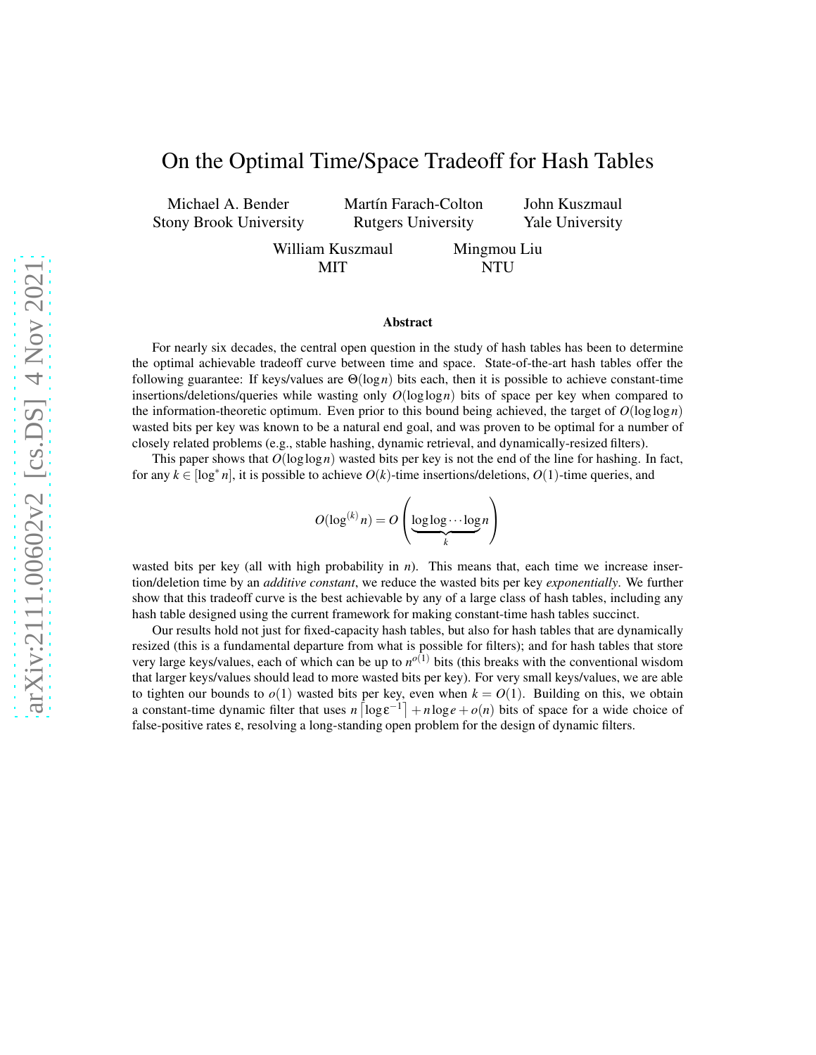# On the Optimal Time/Space Tradeoff for Hash Tables

Michael A. Bender
Stony Brook University

Martín Farach-Colton
Rutgers University

John Kuszmaul
Yale University

William Kuszmaul
MIT

Mingmou Liu
NTU

## Abstract

For nearly six decades, the central open question in the study of hash tables has been to determine the optimal achievable tradeoff curve between time and space. State-of-the-art hash tables offer the following guarantee: If keys/values are $\Theta(\log n)$ bits each, then it is possible to achieve constant-time insertions/deletions/queries while wasting only $O(\log \log n)$ bits of space per key when compared to the information-theoretic optimum. Even prior to this bound being achieved, the target of $O(\log \log n)$ wasted bits per key was known to be a natural end goal, and was proven to be optimal for a number of closely related problems (e.g., stable hashing, dynamic retrieval, and dynamically-resized filters).

This paper shows that $O(\log \log n)$ wasted bits per key is not the end of the line for hashing. In fact, for any $k \in [\log^* n]$, it is possible to achieve $O(k)$-time insertions/deletions, $O(1)$-time queries, and

$$O(\log^{(k)} n) = O\left(\underbrace{\log \log \cdots \log}_{k} n\right)$$

wasted bits per key (all with high probability in $n$). This means that, each time we increase insertion/deletion time by an *additive constant*, we reduce the wasted bits per key *exponentially*. We further show that this tradeoff curve is the best achievable by any of a large class of hash tables, including any hash table designed using the current framework for making constant-time hash tables succinct.

Our results hold not just for fixed-capacity hash tables, but also for hash tables that are dynamically resized (this is a fundamental departure from what is possible for filters); and for hash tables that store very large keys/values, each of which can be up to $n^{o(1)}$ bits (this breaks with the conventional wisdom that larger keys/values should lead to more wasted bits per key). For very small keys/values, we are able to tighten our bounds to $o(1)$ wasted bits per key, even when $k = O(1)$. Building on this, we obtain a constant-time dynamic filter that uses $n\lceil \log \varepsilon^{-1} \rceil + n \log e + o(n)$ bits of space for a wide choice of false-positive rates $\varepsilon$, resolving a long-standing open problem for the design of dynamic filters.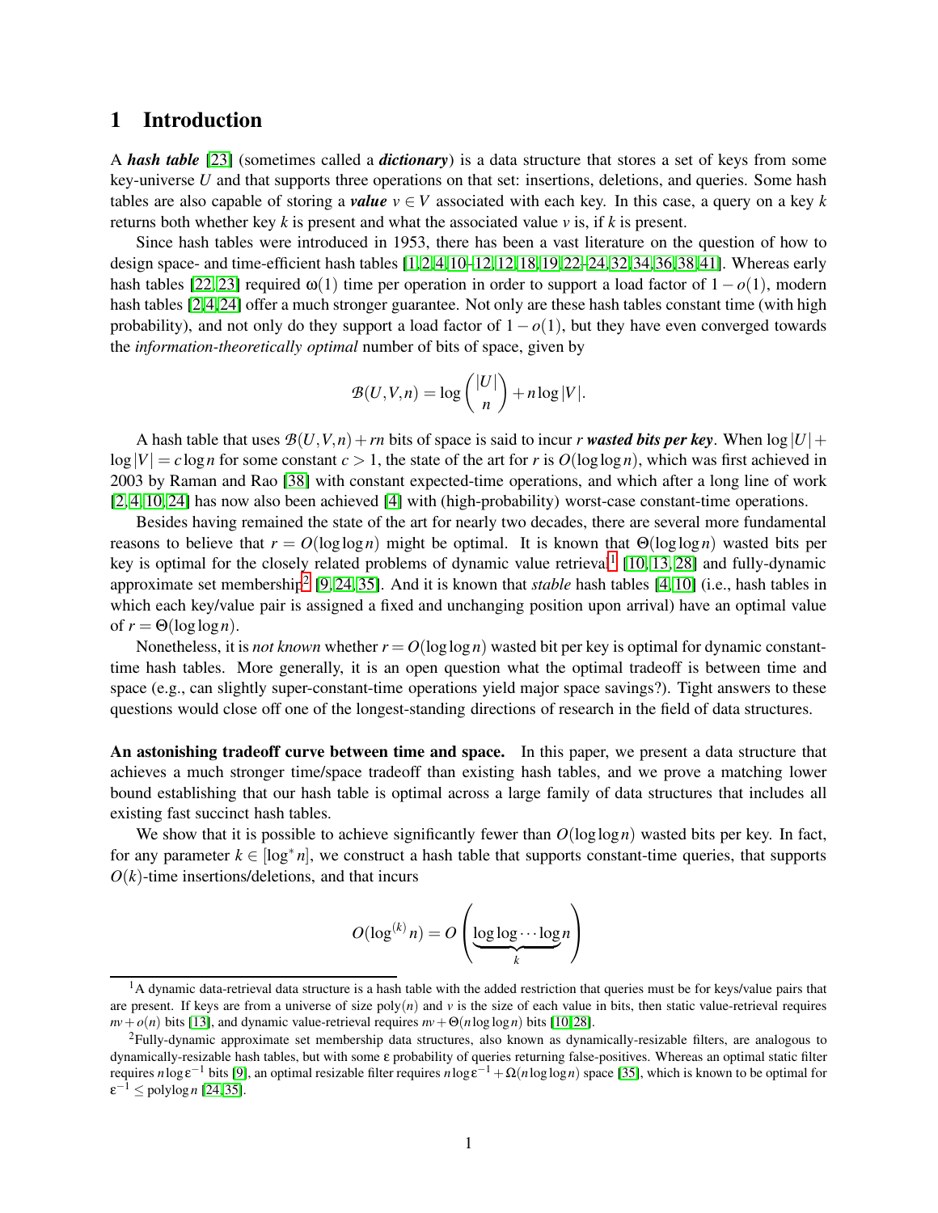# 1 Introduction

A ***hash table*** [23] (sometimes called a ***dictionary***) is a data structure that stores a set of keys from some key-universe $U$ and that supports three operations on that set: insertions, deletions, and queries. Some hash tables are also capable of storing a ***value*** $v \in V$ associated with each key. In this case, a query on a key $k$ returns both whether key $k$ is present and what the associated value $v$ is, if $k$ is present.

Since hash tables were introduced in 1953, there has been a vast literature on the question of how to design space- and time-efficient hash tables [1,2,4,10–12,12,18,19,22–24,32,34,36,38,41]. Whereas early hash tables [22,23] required $\omega(1)$ time per operation in order to support a load factor of $1-o(1)$, modern hash tables [2,4,24] offer a much stronger guarantee. Not only are these hash tables constant time (with high probability), and not only do they support a load factor of $1-o(1)$, but they have even converged towards the *information-theoretically optimal* number of bits of space, given by

$$\mathcal{B}(U,V,n) = \log \binom{|U|}{n} + n \log |V|.$$

A hash table that uses $\mathcal{B}(U,V,n) + rn$ bits of space is said to incur $r$ ***wasted bits per key***. When $\log |U| + \log |V| = c \log n$ for some constant $c > 1$, the state of the art for $r$ is $O(\log \log n)$, which was first achieved in 2003 by Raman and Rao [38] with constant expected-time operations, and which after a long line of work [2,4,10,24] has now also been achieved [4] with (high-probability) worst-case constant-time operations.

Besides having remained the state of the art for nearly two decades, there are several more fundamental reasons to believe that $r = O(\log \log n)$ might be optimal. It is known that $\Theta(\log \log n)$ wasted bits per key is optimal for the closely related problems of dynamic value retrieval[1] [10,13,28] and fully-dynamic approximate set membership[2] [9,24,35]. And it is known that *stable* hash tables [4,10] (i.e., hash tables in which each key/value pair is assigned a fixed and unchanging position upon arrival) have an optimal value of $r = \Theta(\log \log n)$.

Nonetheless, it is *not known* whether $r = O(\log \log n)$ wasted bit per key is optimal for dynamic constant-time hash tables. More generally, it is an open question what the optimal tradeoff is between time and space (e.g., can slightly super-constant-time operations yield major space savings?). Tight answers to these questions would close off one of the longest-standing directions of research in the field of data structures.

**An astonishing tradeoff curve between time and space.** In this paper, we present a data structure that achieves a much stronger time/space tradeoff than existing hash tables, and we prove a matching lower bound establishing that our hash table is optimal across a large family of data structures that includes all existing fast succinct hash tables.

We show that it is possible to achieve significantly fewer than $O(\log \log n)$ wasted bits per key. In fact, for any parameter $k \in [\log^* n]$, we construct a hash table that supports constant-time queries, that supports $O(k)$-time insertions/deletions, and that incurs

$$O(\log^{(k)} n) = O\Bigg(\underbrace{\log \log \cdots \log}_{k} n\Bigg)$$

[1] A dynamic data-retrieval data structure is a hash table with the added restriction that queries must be for keys/value pairs that are present. If keys are from a universe of size $\text{poly}(n)$ and $v$ is the size of each value in bits, then static value-retrieval requires $nv + o(n)$ bits [13], and dynamic value-retrieval requires $nv + \Theta(n \log \log n)$ bits [10,28].

[2] Fully-dynamic approximate set membership data structures, also known as dynamically-resizable filters, are analogous to dynamically-resizable hash tables, but with some $\varepsilon$ probability of queries returning false-positives. Whereas an optimal static filter requires $n \log \varepsilon^{-1}$ bits [9], an optimal resizable filter requires $n \log \varepsilon^{-1} + \Omega(n \log \log n)$ space [35], which is known to be optimal for $\varepsilon^{-1} \le \text{polylog}\, n$ [24,35].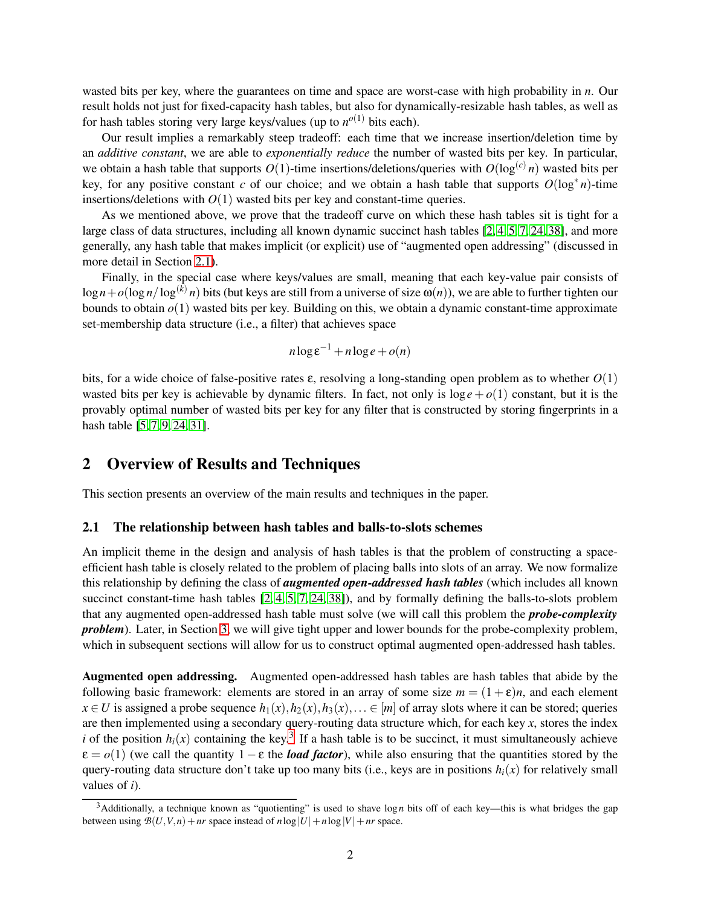wasted bits per key, where the guarantees on time and space are worst-case with high probability in $n$. Our result holds not just for fixed-capacity hash tables, but also for dynamically-resizable hash tables, as well as for hash tables storing very large keys/values (up to $n^{o(1)}$ bits each).

Our result implies a remarkably steep tradeoff: each time that we increase insertion/deletion time by an *additive constant*, we are able to *exponentially reduce* the number of wasted bits per key. In particular, we obtain a hash table that supports $O(1)$-time insertions/deletions/queries with $O(\log^{(c)} n)$ wasted bits per key, for any positive constant $c$ of our choice; and we obtain a hash table that supports $O(\log^* n)$-time insertions/deletions with $O(1)$ wasted bits per key and constant-time queries.

As we mentioned above, we prove that the tradeoff curve on which these hash tables sit is tight for a large class of data structures, including all known dynamic succinct hash tables [2, 4, 5, 7, 24, 38], and more generally, any hash table that makes implicit (or explicit) use of "augmented open addressing" (discussed in more detail in Section 2.1).

Finally, in the special case where keys/values are small, meaning that each key-value pair consists of $\log n + o(\log n / \log^{(k)} n)$ bits (but keys are still from a universe of size $\omega(n)$), we are able to further tighten our bounds to obtain $o(1)$ wasted bits per key. Building on this, we obtain a dynamic constant-time approximate set-membership data structure (i.e., a filter) that achieves space

$$n \log \varepsilon^{-1} + n \log e + o(n)$$

bits, for a wide choice of false-positive rates $\varepsilon$, resolving a long-standing open problem as to whether $O(1)$ wasted bits per key is achievable by dynamic filters. In fact, not only is $\log e + o(1)$ constant, but it is the provably optimal number of wasted bits per key for any filter that is constructed by storing fingerprints in a hash table [5, 7, 9, 24, 31].

## 2 Overview of Results and Techniques

This section presents an overview of the main results and techniques in the paper.

### 2.1 The relationship between hash tables and balls-to-slots schemes

An implicit theme in the design and analysis of hash tables is that the problem of constructing a space-efficient hash table is closely related to the problem of placing balls into slots of an array. We now formalize this relationship by defining the class of ***augmented open-addressed hash tables*** (which includes all known succinct constant-time hash tables [2, 4, 5, 7, 24, 38]), and by formally defining the balls-to-slots problem that any augmented open-addressed hash table must solve (we will call this problem the ***probe-complexity problem***). Later, in Section 3, we will give tight upper and lower bounds for the probe-complexity problem, which in subsequent sections will allow for us to construct optimal augmented open-addressed hash tables.

**Augmented open addressing.** Augmented open-addressed hash tables are hash tables that abide by the following basic framework: elements are stored in an array of some size $m = (1+\varepsilon)n$, and each element $x \in U$ is assigned a probe sequence $h_1(x), h_2(x), h_3(x), \ldots \in [m]$ of array slots where it can be stored; queries are then implemented using a secondary query-routing data structure which, for each key $x$, stores the index $i$ of the position $h_i(x)$ containing the key.[3] If a hash table is to be succinct, it must simultaneously achieve $\varepsilon = o(1)$ (we call the quantity $1 - \varepsilon$ the ***load factor***), while also ensuring that the quantities stored by the query-routing data structure don't take up too many bits (i.e., keys are in positions $h_i(x)$ for relatively small values of $i$).

[3] Additionally, a technique known as "quotienting" is used to shave $\log n$ bits off of each key—this is what bridges the gap between using $\mathcal{B}(U, V, n) + nr$ space instead of $n \log |U| + n \log |V| + nr$ space.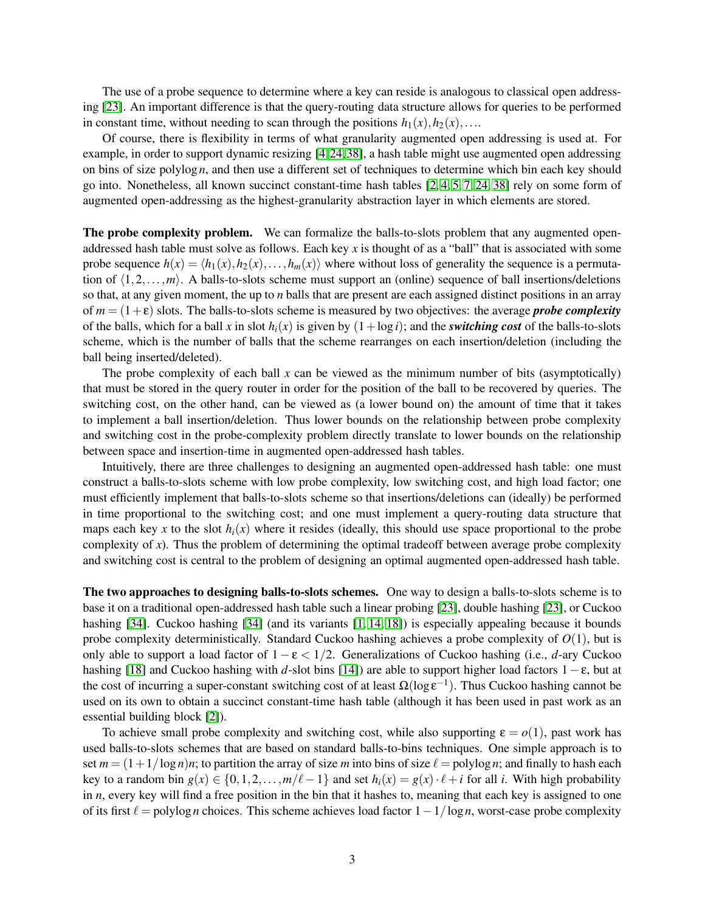The use of a probe sequence to determine where a key can reside is analogous to classical open addressing [23]. An important difference is that the query-routing data structure allows for queries to be performed in constant time, without needing to scan through the positions $h_1(x), h_2(x), \ldots$.

Of course, there is flexibility in terms of what granularity augmented open addressing is used at. For example, in order to support dynamic resizing [4, 24, 38], a hash table might use augmented open addressing on bins of size $\text{polylog}\, n$, and then use a different set of techniques to determine which bin each key should go into. Nonetheless, all known succinct constant-time hash tables [2, 4, 5, 7, 24, 38] rely on some form of augmented open-addressing as the highest-granularity abstraction layer in which elements are stored.

**The probe complexity problem.** We can formalize the balls-to-slots problem that any augmented open-addressed hash table must solve as follows. Each key $x$ is thought of as a "ball" that is associated with some probe sequence $h(x) = \langle h_1(x), h_2(x), \ldots, h_m(x) \rangle$ where without loss of generality the sequence is a permutation of $\langle 1, 2, \ldots, m \rangle$. A balls-to-slots scheme must support an (online) sequence of ball insertions/deletions so that, at any given moment, the up to $n$ balls that are present are each assigned distinct positions in an array of $m = (1+\varepsilon)$ slots. The balls-to-slots scheme is measured by two objectives: the average ***probe complexity*** of the balls, which for a ball $x$ in slot $h_i(x)$ is given by $(1 + \log i)$; and the ***switching cost*** of the balls-to-slots scheme, which is the number of balls that the scheme rearranges on each insertion/deletion (including the ball being inserted/deleted).

The probe complexity of each ball $x$ can be viewed as the minimum number of bits (asymptotically) that must be stored in the query router in order for the position of the ball to be recovered by queries. The switching cost, on the other hand, can be viewed as (a lower bound on) the amount of time that it takes to implement a ball insertion/deletion. Thus lower bounds on the relationship between probe complexity and switching cost in the probe-complexity problem directly translate to lower bounds on the relationship between space and insertion-time in augmented open-addressed hash tables.

Intuitively, there are three challenges to designing an augmented open-addressed hash table: one must construct a balls-to-slots scheme with low probe complexity, low switching cost, and high load factor; one must efficiently implement that balls-to-slots scheme so that insertions/deletions can (ideally) be performed in time proportional to the switching cost; and one must implement a query-routing data structure that maps each key $x$ to the slot $h_i(x)$ where it resides (ideally, this should use space proportional to the probe complexity of $x$). Thus the problem of determining the optimal tradeoff between average probe complexity and switching cost is central to the problem of designing an optimal augmented open-addressed hash table.

**The two approaches to designing balls-to-slots schemes.** One way to design a balls-to-slots scheme is to base it on a traditional open-addressed hash table such a linear probing [23], double hashing [23], or Cuckoo hashing [34]. Cuckoo hashing [34] (and its variants [1, 14, 18]) is especially appealing because it bounds probe complexity deterministically. Standard Cuckoo hashing achieves a probe complexity of $O(1)$, but is only able to support a load factor of $1 - \varepsilon < 1/2$. Generalizations of Cuckoo hashing (i.e., $d$-ary Cuckoo hashing [18] and Cuckoo hashing with $d$-slot bins [14]) are able to support higher load factors $1 - \varepsilon$, but at the cost of incurring a super-constant switching cost of at least $\Omega(\log \varepsilon^{-1})$. Thus Cuckoo hashing cannot be used on its own to obtain a succinct constant-time hash table (although it has been used in past work as an essential building block [2]).

To achieve small probe complexity and switching cost, while also supporting $\varepsilon = o(1)$, past work has used balls-to-slots schemes that are based on standard balls-to-bins techniques. One simple approach is to set $m = (1 + 1/\log n)n$; to partition the array of size $m$ into bins of size $\ell = \text{polylog}\, n$; and finally to hash each key to a random bin $g(x) \in \{0, 1, 2, \ldots, m/\ell - 1\}$ and set $h_i(x) = g(x) \cdot \ell + i$ for all $i$. With high probability in $n$, every key will find a free position in the bin that it hashes to, meaning that each key is assigned to one of its first $\ell = \text{polylog}\, n$ choices. This scheme achieves load factor $1 - 1/\log n$, worst-case probe complexity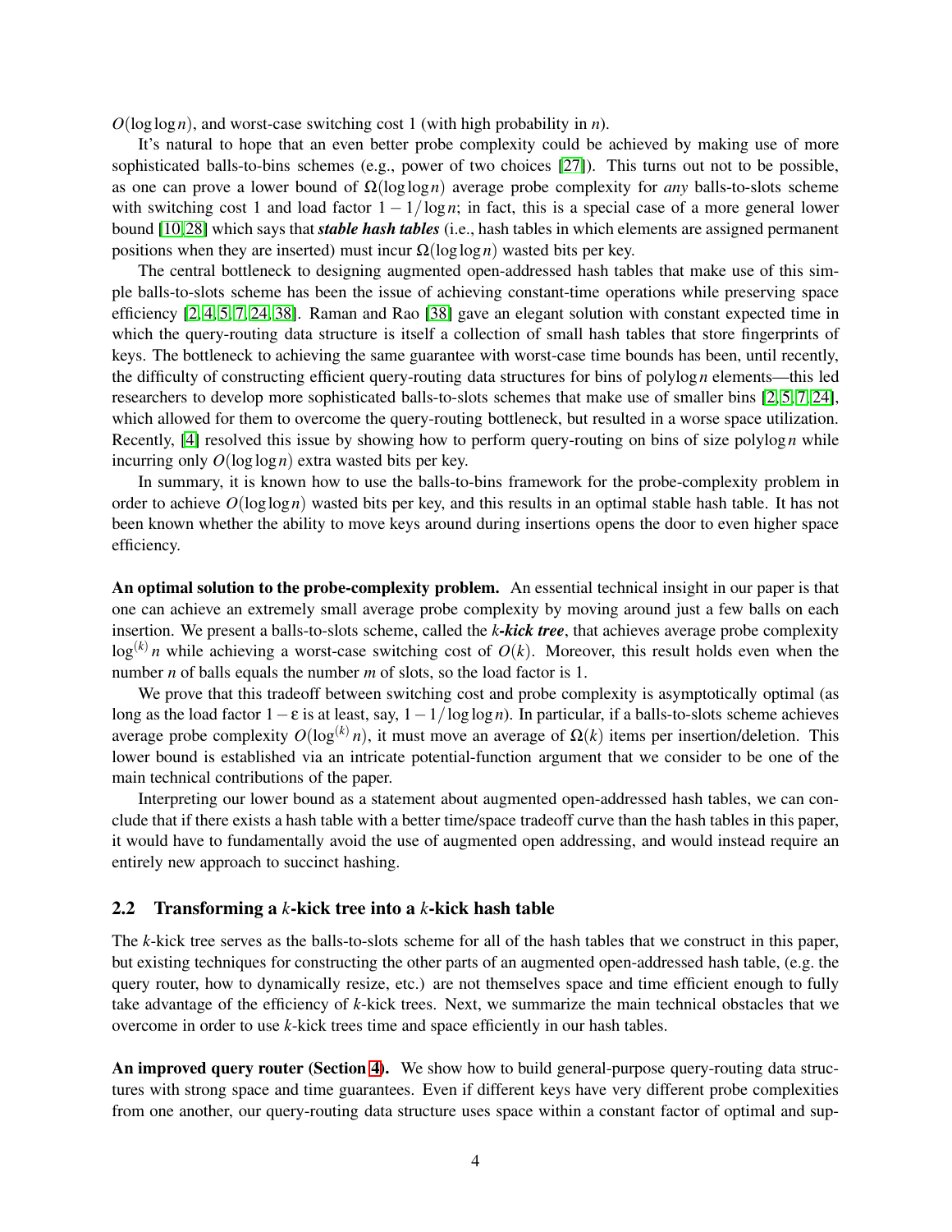$O(\log\log n)$, and worst-case switching cost 1 (with high probability in $n$).

It's natural to hope that an even better probe complexity could be achieved by making use of more sophisticated balls-to-bins schemes (e.g., power of two choices [27]). This turns out not to be possible, as one can prove a lower bound of $\Omega(\log\log n)$ average probe complexity for *any* balls-to-slots scheme with switching cost 1 and load factor $1 - 1/\log n$; in fact, this is a special case of a more general lower bound [10,28] which says that ***stable hash tables*** (i.e., hash tables in which elements are assigned permanent positions when they are inserted) must incur $\Omega(\log\log n)$ wasted bits per key.

The central bottleneck to designing augmented open-addressed hash tables that make use of this simple balls-to-slots scheme has been the issue of achieving constant-time operations while preserving space efficiency [2,4,5,7,24,38]. Raman and Rao [38] gave an elegant solution with constant expected time in which the query-routing data structure is itself a collection of small hash tables that store fingerprints of keys. The bottleneck to achieving the same guarantee with worst-case time bounds has been, until recently, the difficulty of constructing efficient query-routing data structures for bins of polylog $n$ elements—this led researchers to develop more sophisticated balls-to-slots schemes that make use of smaller bins [2,5,7,24], which allowed for them to overcome the query-routing bottleneck, but resulted in a worse space utilization. Recently, [4] resolved this issue by showing how to perform query-routing on bins of size polylog $n$ while incurring only $O(\log\log n)$ extra wasted bits per key.

In summary, it is known how to use the balls-to-bins framework for the probe-complexity problem in order to achieve $O(\log\log n)$ wasted bits per key, and this results in an optimal stable hash table. It has not been known whether the ability to move keys around during insertions opens the door to even higher space efficiency.

**An optimal solution to the probe-complexity problem.** An essential technical insight in our paper is that one can achieve an extremely small average probe complexity by moving around just a few balls on each insertion. We present a balls-to-slots scheme, called the ***k*-kick tree**, that achieves average probe complexity $\log^{(k)} n$ while achieving a worst-case switching cost of $O(k)$. Moreover, this result holds even when the number $n$ of balls equals the number $m$ of slots, so the load factor is 1.

We prove that this tradeoff between switching cost and probe complexity is asymptotically optimal (as long as the load factor $1 - \varepsilon$ is at least, say, $1 - 1/\log\log n$). In particular, if a balls-to-slots scheme achieves average probe complexity $O(\log^{(k)} n)$, it must move an average of $\Omega(k)$ items per insertion/deletion. This lower bound is established via an intricate potential-function argument that we consider to be one of the main technical contributions of the paper.

Interpreting our lower bound as a statement about augmented open-addressed hash tables, we can conclude that if there exists a hash table with a better time/space tradeoff curve than the hash tables in this paper, it would have to fundamentally avoid the use of augmented open addressing, and would instead require an entirely new approach to succinct hashing.

## 2.2 Transforming a $k$-kick tree into a $k$-kick hash table

The $k$-kick tree serves as the balls-to-slots scheme for all of the hash tables that we construct in this paper, but existing techniques for constructing the other parts of an augmented open-addressed hash table, (e.g. the query router, how to dynamically resize, etc.) are not themselves space and time efficient enough to fully take advantage of the efficiency of $k$-kick trees. Next, we summarize the main technical obstacles that we overcome in order to use $k$-kick trees time and space efficiently in our hash tables.

**An improved query router (Section 4).** We show how to build general-purpose query-routing data structures with strong space and time guarantees. Even if different keys have very different probe complexities from one another, our query-routing data structure uses space within a constant factor of optimal and sup-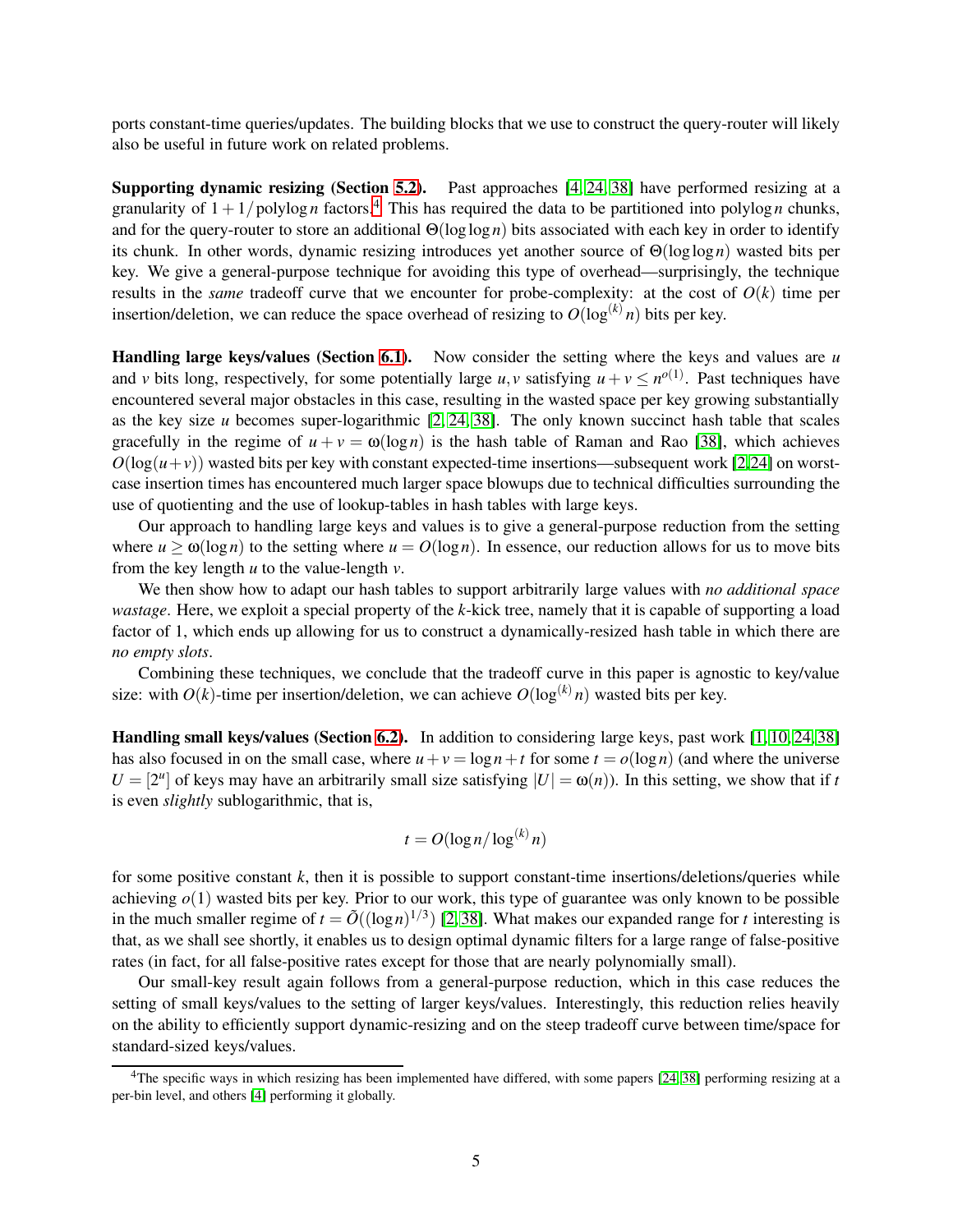ports constant-time queries/updates. The building blocks that we use to construct the query-router will likely also be useful in future work on related problems.

**Supporting dynamic resizing (Section 5.2).** Past approaches [4, 24, 38] have performed resizing at a granularity of $1+1/\operatorname{polylog} n$ factors.[4] This has required the data to be partitioned into $\operatorname{polylog} n$ chunks, and for the query-router to store an additional $\Theta(\log\log n)$ bits associated with each key in order to identify its chunk. In other words, dynamic resizing introduces yet another source of $\Theta(\log\log n)$ wasted bits per key. We give a general-purpose technique for avoiding this type of overhead—surprisingly, the technique results in the *same* tradeoff curve that we encounter for probe-complexity: at the cost of $O(k)$ time per insertion/deletion, we can reduce the space overhead of resizing to $O(\log^{(k)} n)$ bits per key.

**Handling large keys/values (Section 6.1).** Now consider the setting where the keys and values are $u$ and $v$ bits long, respectively, for some potentially large $u, v$ satisfying $u + v \le n^{o(1)}$. Past techniques have encountered several major obstacles in this case, resulting in the wasted space per key growing substantially as the key size $u$ becomes super-logarithmic [2, 24, 38]. The only known succinct hash table that scales gracefully in the regime of $u + v = \omega(\log n)$ is the hash table of Raman and Rao [38], which achieves $O(\log(u+v))$ wasted bits per key with constant expected-time insertions—subsequent work [2, 24] on worst-case insertion times has encountered much larger space blowups due to technical difficulties surrounding the use of quotienting and the use of lookup-tables in hash tables with large keys.

Our approach to handling large keys and values is to give a general-purpose reduction from the setting where $u \ge \omega(\log n)$ to the setting where $u = O(\log n)$. In essence, our reduction allows for us to move bits from the key length $u$ to the value-length $v$.

We then show how to adapt our hash tables to support arbitrarily large values with *no additional space wastage*. Here, we exploit a special property of the $k$-kick tree, namely that it is capable of supporting a load factor of 1, which ends up allowing for us to construct a dynamically-resized hash table in which there are *no empty slots*.

Combining these techniques, we conclude that the tradeoff curve in this paper is agnostic to key/value size: with $O(k)$-time per insertion/deletion, we can achieve $O(\log^{(k)} n)$ wasted bits per key.

**Handling small keys/values (Section 6.2).** In addition to considering large keys, past work [1, 10, 24, 38] has also focused in on the small case, where $u + v = \log n + t$ for some $t = o(\log n)$ (and where the universe $U = [2^u]$ of keys may have an arbitrarily small size satisfying $|U| = \omega(n)$). In this setting, we show that if $t$ is even *slightly* sublogarithmic, that is,

$$t = O(\log n / \log^{(k)} n)$$

for some positive constant $k$, then it is possible to support constant-time insertions/deletions/queries while achieving $o(1)$ wasted bits per key. Prior to our work, this type of guarantee was only known to be possible in the much smaller regime of $t = \tilde{O}((\log n)^{1/3})$ [2, 38]. What makes our expanded range for $t$ interesting is that, as we shall see shortly, it enables us to design optimal dynamic filters for a large range of false-positive rates (in fact, for all false-positive rates except for those that are nearly polynomially small).

Our small-key result again follows from a general-purpose reduction, which in this case reduces the setting of small keys/values to the setting of larger keys/values. Interestingly, this reduction relies heavily on the ability to efficiently support dynamic-resizing and on the steep tradeoff curve between time/space for standard-sized keys/values.

[4] The specific ways in which resizing has been implemented have differed, with some papers [24, 38] performing resizing at a per-bin level, and others [4] performing it globally.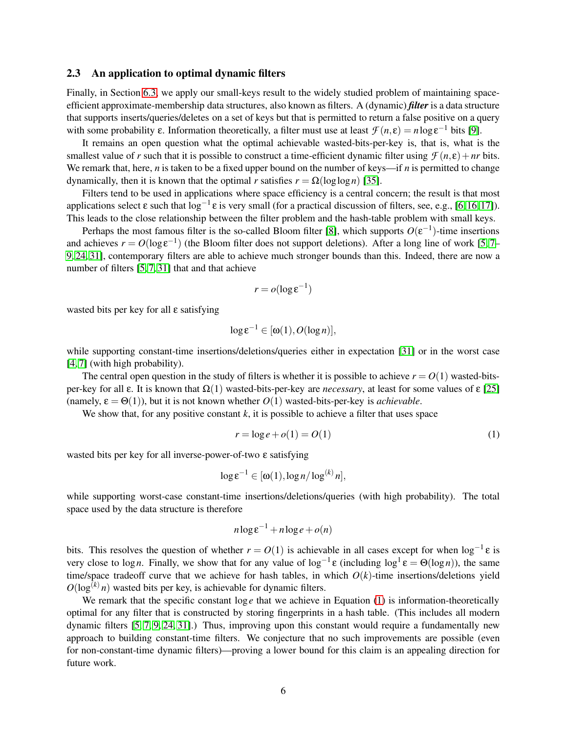### 2.3 An application to optimal dynamic filters

Finally, in Section 6.3, we apply our small-keys result to the widely studied problem of maintaining space-efficient approximate-membership data structures, also known as filters. A (dynamic) ***filter*** is a data structure that supports inserts/queries/deletes on a set of keys but that is permitted to return a false positive on a query with some probability $\varepsilon$. Information theoretically, a filter must use at least $\mathcal{F}(n,\varepsilon) = n \log \varepsilon^{-1}$ bits [9].

It remains an open question what the optimal achievable wasted-bits-per-key is, that is, what is the smallest value of $r$ such that it is possible to construct a time-efficient dynamic filter using $\mathcal{F}(n,\varepsilon) + nr$ bits. We remark that, here, $n$ is taken to be a fixed upper bound on the number of keys—if $n$ is permitted to change dynamically, then it is known that the optimal $r$ satisfies $r = \Omega(\log \log n)$ [35].

Filters tend to be used in applications where space efficiency is a central concern; the result is that most applications select $\varepsilon$ such that $\log^{-1} \varepsilon$ is very small (for a practical discussion of filters, see, e.g., [6,16,17]). This leads to the close relationship between the filter problem and the hash-table problem with small keys.

Perhaps the most famous filter is the so-called Bloom filter [8], which supports $O(\varepsilon^{-1})$-time insertions and achieves $r = O(\log \varepsilon^{-1})$ (the Bloom filter does not support deletions). After a long line of work [5,7–9,24,31], contemporary filters are able to achieve much stronger bounds than this. Indeed, there are now a number of filters [5,7,31] that and that achieve

$$r = o(\log \varepsilon^{-1})$$

wasted bits per key for all $\varepsilon$ satisfying

$$\log \varepsilon^{-1} \in [\omega(1), O(\log n)],$$

while supporting constant-time insertions/deletions/queries either in expectation [31] or in the worst case [4,7] (with high probability).

The central open question in the study of filters is whether it is possible to achieve $r = O(1)$ wasted-bits-per-key for all $\varepsilon$. It is known that $\Omega(1)$ wasted-bits-per-key are *necessary*, at least for some values of $\varepsilon$ [25] (namely, $\varepsilon = \Theta(1)$), but it is not known whether $O(1)$ wasted-bits-per-key is *achievable*.

We show that, for any positive constant $k$, it is possible to achieve a filter that uses space

$$r = \log e + o(1) = O(1) \tag{1}$$

wasted bits per key for all inverse-power-of-two $\varepsilon$ satisfying

$$\log \varepsilon^{-1} \in [\omega(1), \log n / \log^{(k)} n],$$

while supporting worst-case constant-time insertions/deletions/queries (with high probability). The total space used by the data structure is therefore

$$n \log \varepsilon^{-1} + n \log e + o(n)$$

bits. This resolves the question of whether $r = O(1)$ is achievable in all cases except for when $\log^{-1} \varepsilon$ is very close to $\log n$. Finally, we show that for any value of $\log^{-1} \varepsilon$ (including $\log^{1} \varepsilon = \Theta(\log n)$), the same time/space tradeoff curve that we achieve for hash tables, in which $O(k)$-time insertions/deletions yield $O(\log^{(k)} n)$ wasted bits per key, is achievable for dynamic filters.

We remark that the specific constant $\log e$ that we achieve in Equation (1) is information-theoretically optimal for any filter that is constructed by storing fingerprints in a hash table. (This includes all modern dynamic filters [5,7,9,24,31].) Thus, improving upon this constant would require a fundamentally new approach to building constant-time filters. We conjecture that no such improvements are possible (even for non-constant-time dynamic filters)—proving a lower bound for this claim is an appealing direction for future work.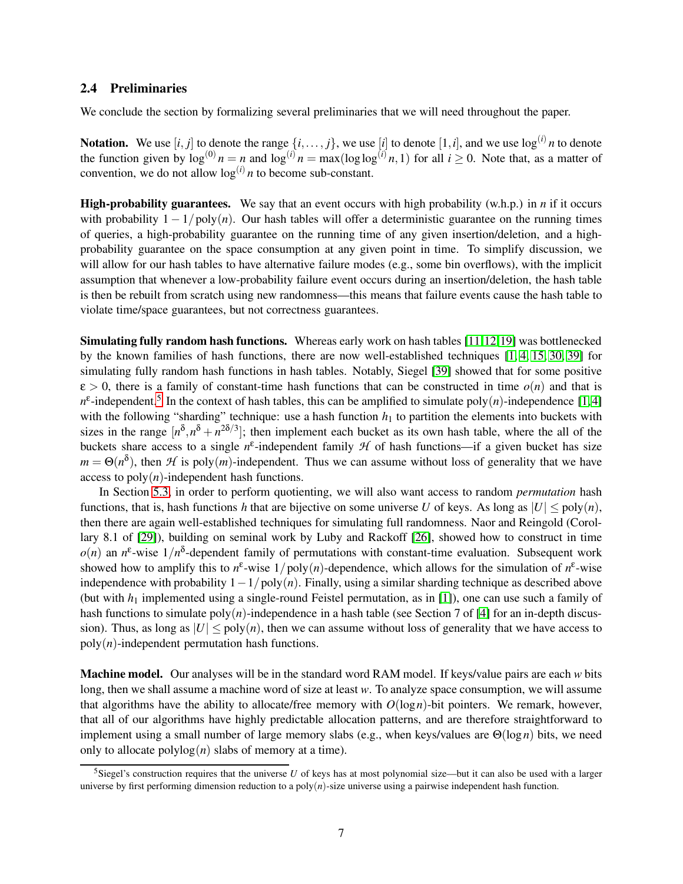### 2.4 Preliminaries

We conclude the section by formalizing several preliminaries that we will need throughout the paper.

**Notation.** We use $[i, j]$ to denote the range $\{i, \ldots, j\}$, we use $[i]$ to denote $[1, i]$, and we use $\log^{(i)} n$ to denote the function given by $\log^{(0)} n = n$ and $\log^{(i)} n = \max(\log \log^{(i)} n, 1)$ for all $i \geq 0$. Note that, as a matter of convention, we do not allow $\log^{(i)} n$ to become sub-constant.

**High-probability guarantees.** We say that an event occurs with high probability (w.h.p.) in $n$ if it occurs with probability $1 - 1/\operatorname{poly}(n)$. Our hash tables will offer a deterministic guarantee on the running times of queries, a high-probability guarantee on the running time of any given insertion/deletion, and a high-probability guarantee on the space consumption at any given point in time. To simplify discussion, we will allow for our hash tables to have alternative failure modes (e.g., some bin overflows), with the implicit assumption that whenever a low-probability failure event occurs during an insertion/deletion, the hash table is then be rebuilt from scratch using new randomness—this means that failure events cause the hash table to violate time/space guarantees, but not correctness guarantees.

**Simulating fully random hash functions.** Whereas early work on hash tables [11,12,19] was bottlenecked by the known families of hash functions, there are now well-established techniques [1, 4, 15, 30, 39] for simulating fully random hash functions in hash tables. Notably, Siegel [39] showed that for some positive $\varepsilon > 0$, there is a family of constant-time hash functions that can be constructed in time $o(n)$ and that is $n^{\varepsilon}$-independent.[5] In the context of hash tables, this can be amplified to simulate $\operatorname{poly}(n)$-independence [1,4] with the following "sharding" technique: use a hash function $h_1$ to partition the elements into buckets with sizes in the range $[n^{\delta}, n^{\delta} + n^{2\delta/3}]$; then implement each bucket as its own hash table, where the all of the buckets share access to a single $n^{\varepsilon}$-independent family $\mathcal{H}$ of hash functions—if a given bucket has size $m = \Theta(n^{\delta})$, then $\mathcal{H}$ is $\operatorname{poly}(m)$-independent. Thus we can assume without loss of generality that we have access to $\operatorname{poly}(n)$-independent hash functions.

In Section 5.3, in order to perform quotienting, we will also want access to random *permutation* hash functions, that is, hash functions $h$ that are bijective on some universe $U$ of keys. As long as $|U| \leq \operatorname{poly}(n)$, then there are again well-established techniques for simulating full randomness. Naor and Reingold (Corollary 8.1 of [29]), building on seminal work by Luby and Rackoff [26], showed how to construct in time $o(n)$ an $n^{\varepsilon}$-wise $1/n^{\delta}$-dependent family of permutations with constant-time evaluation. Subsequent work showed how to amplify this to $n^{\varepsilon}$-wise $1/\operatorname{poly}(n)$-dependence, which allows for the simulation of $n^{\varepsilon}$-wise independence with probability $1 - 1/\operatorname{poly}(n)$. Finally, using a similar sharding technique as described above (but with $h_1$ implemented using a single-round Feistel permutation, as in [1]), one can use such a family of hash functions to simulate $\operatorname{poly}(n)$-independence in a hash table (see Section 7 of [4] for an in-depth discussion). Thus, as long as $|U| \leq \operatorname{poly}(n)$, then we can assume without loss of generality that we have access to $\operatorname{poly}(n)$-independent permutation hash functions.

**Machine model.** Our analyses will be in the standard word RAM model. If keys/value pairs are each $w$ bits long, then we shall assume a machine word of size at least $w$. To analyze space consumption, we will assume that algorithms have the ability to allocate/free memory with $O(\log n)$-bit pointers. We remark, however, that all of our algorithms have highly predictable allocation patterns, and are therefore straightforward to implement using a small number of large memory slabs (e.g., when keys/values are $\Theta(\log n)$ bits, we need only to allocate $\operatorname{polylog}(n)$ slabs of memory at a time).

[5] Siegel's construction requires that the universe $U$ of keys has at most polynomial size—but it can also be used with a larger universe by first performing dimension reduction to a $\operatorname{poly}(n)$-size universe using a pairwise independent hash function.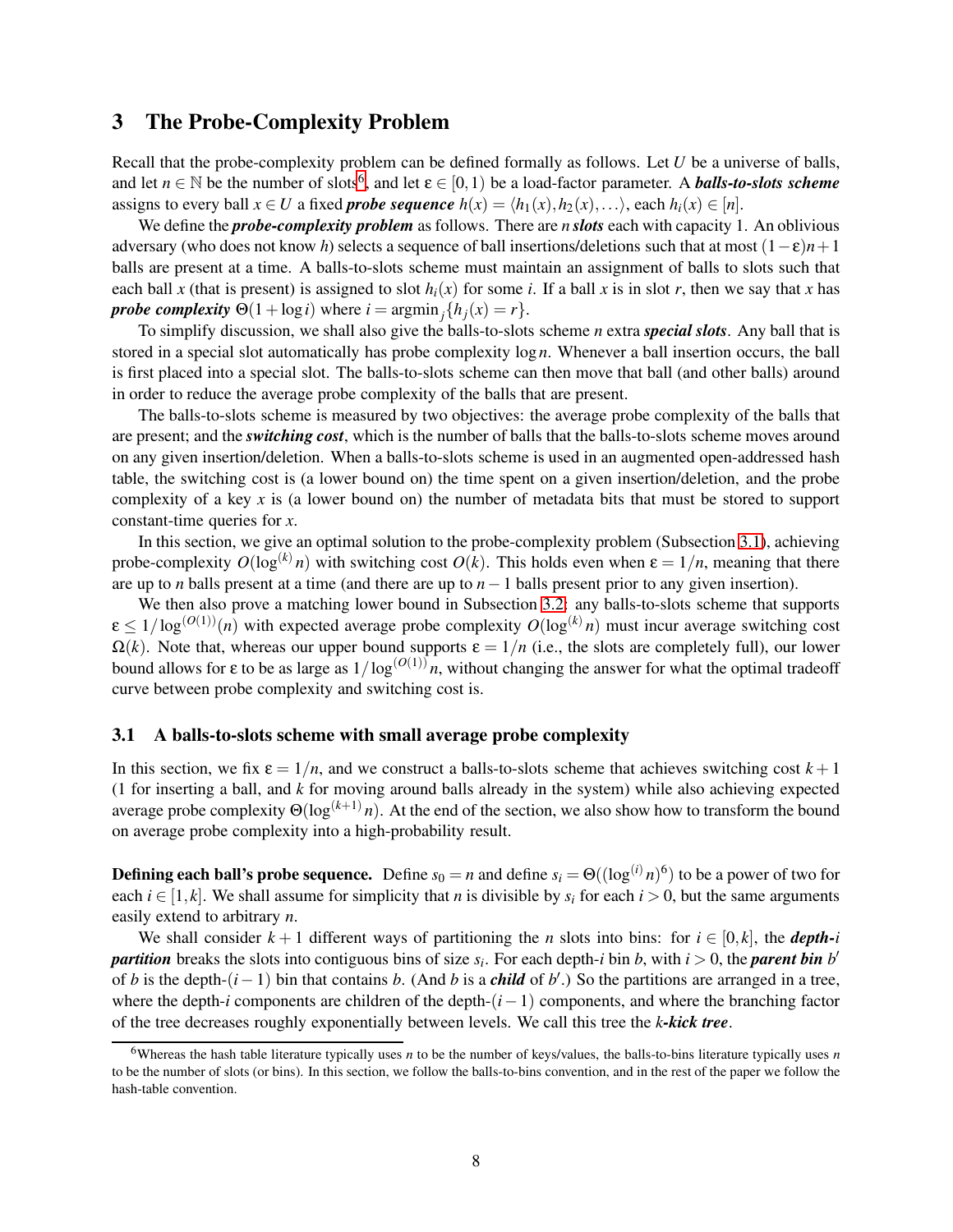## 3 The Probe-Complexity Problem

Recall that the probe-complexity problem can be defined formally as follows. Let $U$ be a universe of balls, and let $n \in \mathbb{N}$ be the number of slots[6], and let $\varepsilon \in [0,1)$ be a load-factor parameter. A ***balls-to-slots scheme*** assigns to every ball $x \in U$ a fixed ***probe sequence*** $h(x) = \langle h_1(x), h_2(x), \ldots \rangle$, each $h_i(x) \in [n]$.

We define the ***probe-complexity problem*** as follows. There are $n$ ***slots*** each with capacity 1. An oblivious adversary (who does not know $h$) selects a sequence of ball insertions/deletions such that at most $(1-\varepsilon)n+1$ balls are present at a time. A balls-to-slots scheme must maintain an assignment of balls to slots such that each ball $x$ (that is present) is assigned to slot $h_i(x)$ for some $i$. If a ball $x$ is in slot $r$, then we say that $x$ has ***probe complexity*** $\Theta(1+\log i)$ where $i = \operatorname{argmin}_j \{h_j(x) = r\}$.

To simplify discussion, we shall also give the balls-to-slots scheme $n$ extra ***special slots***. Any ball that is stored in a special slot automatically has probe complexity $\log n$. Whenever a ball insertion occurs, the ball is first placed into a special slot. The balls-to-slots scheme can then move that ball (and other balls) around in order to reduce the average probe complexity of the balls that are present.

The balls-to-slots scheme is measured by two objectives: the average probe complexity of the balls that are present; and the ***switching cost***, which is the number of balls that the balls-to-slots scheme moves around on any given insertion/deletion. When a balls-to-slots scheme is used in an augmented open-addressed hash table, the switching cost is (a lower bound on) the time spent on a given insertion/deletion, and the probe complexity of a key $x$ is (a lower bound on) the number of metadata bits that must be stored to support constant-time queries for $x$.

In this section, we give an optimal solution to the probe-complexity problem (Subsection 3.1), achieving probe-complexity $O(\log^{(k)} n)$ with switching cost $O(k)$. This holds even when $\varepsilon = 1/n$, meaning that there are up to $n$ balls present at a time (and there are up to $n-1$ balls present prior to any given insertion).

We then also prove a matching lower bound in Subsection 3.2: any balls-to-slots scheme that supports $\varepsilon \le 1/\log^{(O(1))}(n)$ with expected average probe complexity $O(\log^{(k)} n)$ must incur average switching cost $\Omega(k)$. Note that, whereas our upper bound supports $\varepsilon = 1/n$ (i.e., the slots are completely full), our lower bound allows for $\varepsilon$ to be as large as $1/\log^{(O(1))} n$, without changing the answer for what the optimal tradeoff curve between probe complexity and switching cost is.

### 3.1 A balls-to-slots scheme with small average probe complexity

In this section, we fix $\varepsilon = 1/n$, and we construct a balls-to-slots scheme that achieves switching cost $k+1$ (1 for inserting a ball, and $k$ for moving around balls already in the system) while also achieving expected average probe complexity $\Theta(\log^{(k+1)} n)$. At the end of the section, we also show how to transform the bound on average probe complexity into a high-probability result.

**Defining each ball's probe sequence.** Define $s_0 = n$ and define $s_i = \Theta((\log^{(i)} n)^6)$ to be a power of two for each $i \in [1,k]$. We shall assume for simplicity that $n$ is divisible by $s_i$ for each $i > 0$, but the same arguments easily extend to arbitrary $n$.

We shall consider $k+1$ different ways of partitioning the $n$ slots into bins: for $i \in [0,k]$, the ***depth-$i$ partition*** breaks the slots into contiguous bins of size $s_i$. For each depth-$i$ bin $b$, with $i > 0$, the ***parent bin*** $b'$ of $b$ is the depth-$(i-1)$ bin that contains $b$. (And $b$ is a ***child*** of $b'$.) So the partitions are arranged in a tree, where the depth-$i$ components are children of the depth-$(i-1)$ components, and where the branching factor of the tree decreases roughly exponentially between levels. We call this tree the ***$k$-kick tree***.

[6] Whereas the hash table literature typically uses $n$ to be the number of keys/values, the balls-to-bins literature typically uses $n$ to be the number of slots (or bins). In this section, we follow the balls-to-bins convention, and in the rest of the paper we follow the hash-table convention.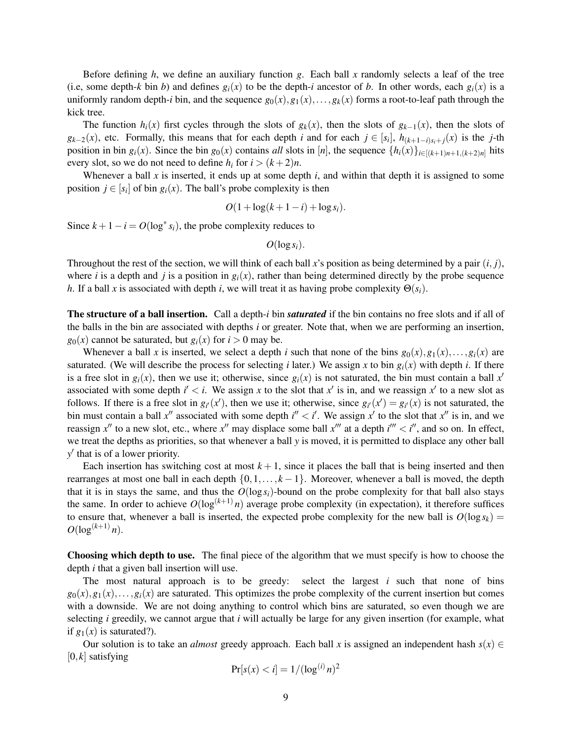Before defining $h$, we define an auxiliary function $g$. Each ball $x$ randomly selects a leaf of the tree (i.e, some depth-$k$ bin $b$) and defines $g_i(x)$ to be the depth-$i$ ancestor of $b$. In other words, each $g_i(x)$ is a uniformly random depth-$i$ bin, and the sequence $g_0(x), g_1(x), \ldots, g_k(x)$ forms a root-to-leaf path through the kick tree.

The function $h_i(x)$ first cycles through the slots of $g_k(x)$, then the slots of $g_{k-1}(x)$, then the slots of $g_{k-2}(x)$, etc. Formally, this means that for each depth $i$ and for each $j \in [s_i]$, $h_{(k+1-i)s_i+j}(x)$ is the $j$-th position in bin $g_i(x)$. Since the bin $g_0(x)$ contains *all* slots in $[n]$, the sequence $\{h_i(x)\}_{i \in [(k+1)n+1,(k+2)n]}$ hits every slot, so we do not need to define $h_i$ for $i > (k+2)n$.

Whenever a ball $x$ is inserted, it ends up at some depth $i$, and within that depth it is assigned to some position $j \in [s_i]$ of bin $g_i(x)$. The ball's probe complexity is then

$$O(1 + \log(k+1-i) + \log s_i).$$

Since $k+1-i = O(\log^* s_i)$, the probe complexity reduces to

$$O(\log s_i).$$

Throughout the rest of the section, we will think of each ball $x$'s position as being determined by a pair $(i, j)$, where $i$ is a depth and $j$ is a position in $g_i(x)$, rather than being determined directly by the probe sequence $h$. If a ball $x$ is associated with depth $i$, we will treat it as having probe complexity $\Theta(s_i)$.

**The structure of a ball insertion.** Call a depth-$i$ bin ***saturated*** if the bin contains no free slots and if all of the balls in the bin are associated with depths $i$ or greater. Note that, when we are performing an insertion, $g_0(x)$ cannot be saturated, but $g_i(x)$ for $i > 0$ may be.

Whenever a ball $x$ is inserted, we select a depth $i$ such that none of the bins $g_0(x), g_1(x), \ldots, g_i(x)$ are saturated. (We will describe the process for selecting $i$ later.) We assign $x$ to bin $g_i(x)$ with depth $i$. If there is a free slot in $g_i(x)$, then we use it; otherwise, since $g_i(x)$ is not saturated, the bin must contain a ball $x'$ associated with some depth $i' < i$. We assign $x$ to the slot that $x'$ is in, and we reassign $x'$ to a new slot as follows. If there is a free slot in $g_{i'}(x')$, then we use it; otherwise, since $g_{i'}(x') = g_{i'}(x)$ is not saturated, the bin must contain a ball $x''$ associated with some depth $i'' < i'$. We assign $x'$ to the slot that $x''$ is in, and we reassign $x''$ to a new slot, etc., where $x''$ may displace some ball $x'''$ at a depth $i''' < i''$, and so on. In effect, we treat the depths as priorities, so that whenever a ball $y$ is moved, it is permitted to displace any other ball $y'$ that is of a lower priority.

Each insertion has switching cost at most $k+1$, since it places the ball that is being inserted and then rearranges at most one ball in each depth $\{0, 1, \ldots, k-1\}$. Moreover, whenever a ball is moved, the depth that it is in stays the same, and thus the $O(\log s_i)$-bound on the probe complexity for that ball also stays the same. In order to achieve $O(\log^{(k+1)} n)$ average probe complexity (in expectation), it therefore suffices to ensure that, whenever a ball is inserted, the expected probe complexity for the new ball is $O(\log s_k) = O(\log^{(k+1)} n)$.

**Choosing which depth to use.** The final piece of the algorithm that we must specify is how to choose the depth $i$ that a given ball insertion will use.

The most natural approach is to be greedy: select the largest $i$ such that none of bins $g_0(x), g_1(x), \ldots, g_i(x)$ are saturated. This optimizes the probe complexity of the current insertion but comes with a downside. We are not doing anything to control which bins are saturated, so even though we are selecting $i$ greedily, we cannot argue that $i$ will actually be large for any given insertion (for example, what if $g_1(x)$ is saturated?).

Our solution is to take an *almost* greedy approach. Each ball $x$ is assigned an independent hash $s(x) \in [0, k]$ satisfying

$$\Pr[s(x) < i] = 1/(\log^{(i)} n)^2$$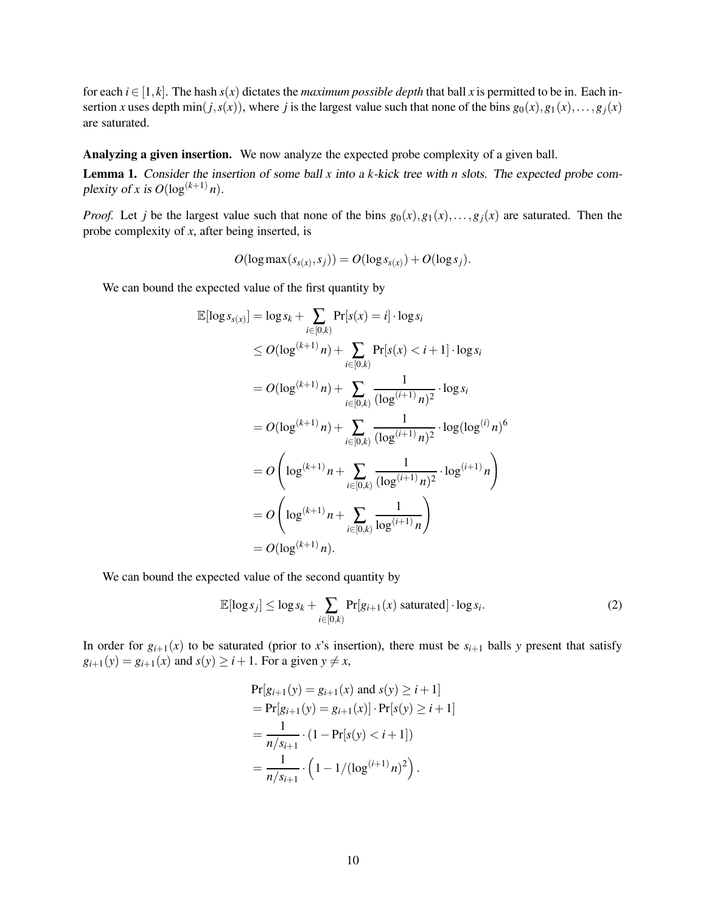for each $i \in [1,k]$. The hash $s(x)$ dictates the *maximum possible depth* that ball $x$ is permitted to be in. Each insertion $x$ uses depth $\min(j, s(x))$, where $j$ is the largest value such that none of the bins $g_0(x), g_1(x), \ldots, g_j(x)$ are saturated.

**Analyzing a given insertion.** We now analyze the expected probe complexity of a given ball.

**Lemma 1.** *Consider the insertion of some ball $x$ into a $k$-kick tree with $n$ slots. The expected probe complexity of $x$ is $O(\log^{(k+1)} n)$.*

*Proof.* Let $j$ be the largest value such that none of the bins $g_0(x), g_1(x), \ldots, g_j(x)$ are saturated. Then the probe complexity of $x$, after being inserted, is

$$O(\log \max(s_{s(x)}, s_j)) = O(\log s_{s(x)}) + O(\log s_j).$$

We can bound the expected value of the first quantity by

$$\begin{aligned}
\mathbb{E}[\log s_{s(x)}] &= \log s_k + \sum_{i \in [0,k)} \Pr[s(x) = i] \cdot \log s_i \\
&\leq O(\log^{(k+1)} n) + \sum_{i \in [0,k)} \Pr[s(x) < i+1] \cdot \log s_i \\
&= O(\log^{(k+1)} n) + \sum_{i \in [0,k)} \frac{1}{(\log^{(i+1)} n)^2} \cdot \log s_i \\
&= O(\log^{(k+1)} n) + \sum_{i \in [0,k)} \frac{1}{(\log^{(i+1)} n)^2} \cdot \log(\log^{(i)} n)^6 \\
&= O\left( \log^{(k+1)} n + \sum_{i \in [0,k)} \frac{1}{(\log^{(i+1)} n)^2} \cdot \log^{(i+1)} n \right) \\
&= O\left( \log^{(k+1)} n + \sum_{i \in [0,k)} \frac{1}{\log^{(i+1)} n} \right) \\
&= O(\log^{(k+1)} n).
\end{aligned}$$

We can bound the expected value of the second quantity by

$$\mathbb{E}[\log s_j] \leq \log s_k + \sum_{i \in [0,k)} \Pr[g_{i+1}(x) \text{ saturated}] \cdot \log s_i. \tag{2}$$

In order for $g_{i+1}(x)$ to be saturated (prior to $x$'s insertion), there must be $s_{i+1}$ balls $y$ present that satisfy $g_{i+1}(y) = g_{i+1}(x)$ and $s(y) \geq i+1$. For a given $y \neq x$,

$$\begin{aligned}
&\Pr[g_{i+1}(y) = g_{i+1}(x) \text{ and } s(y) \geq i+1] \\
&= \Pr[g_{i+1}(y) = g_{i+1}(x)] \cdot \Pr[s(y) \geq i+1] \\
&= \frac{1}{n/s_{i+1}} \cdot (1 - \Pr[s(y) < i+1]) \\
&= \frac{1}{n/s_{i+1}} \cdot \left(1 - 1/(\log^{(i+1)} n)^2\right).
\end{aligned}$$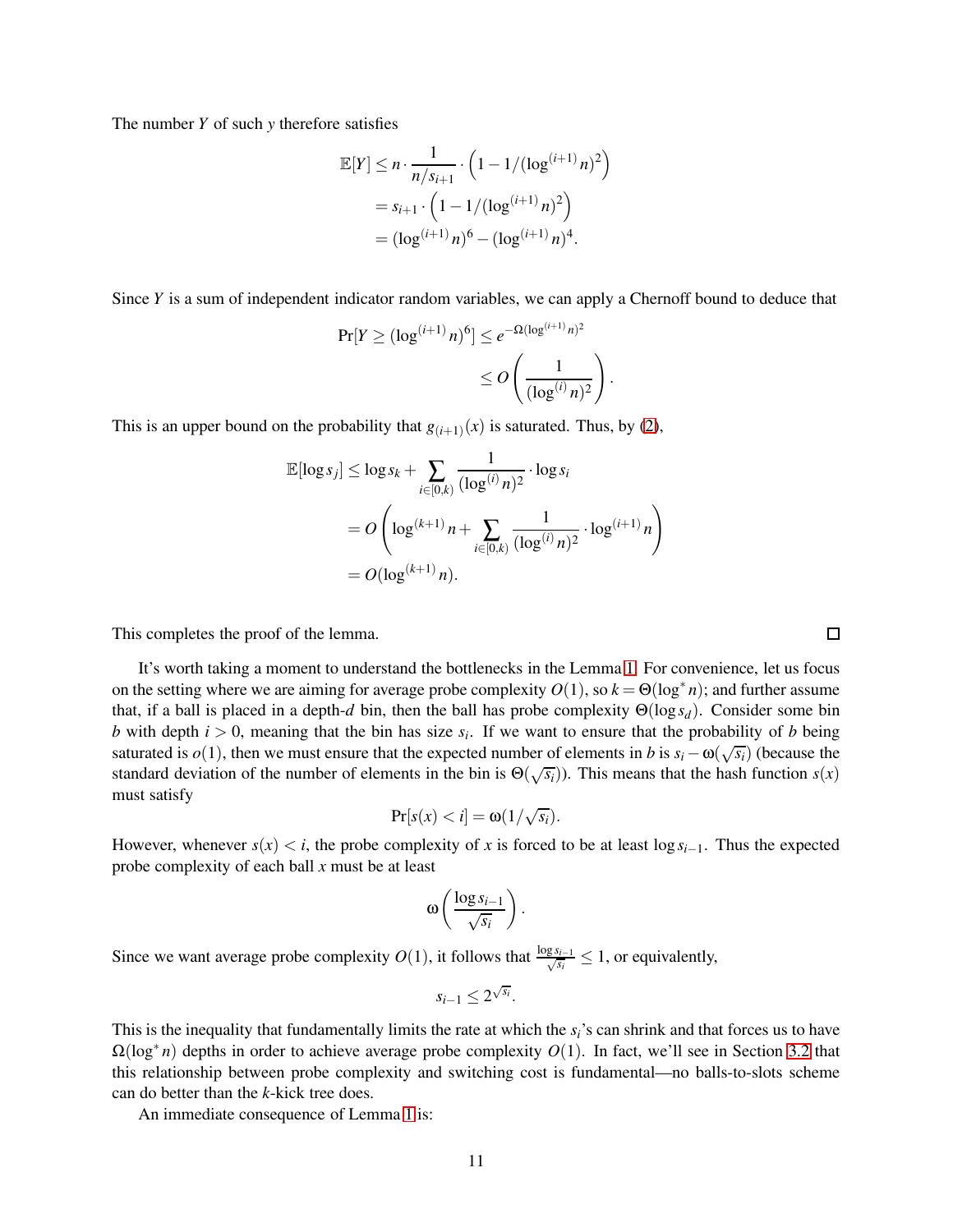The number $Y$ of such $y$ therefore satisfies

$$
\begin{aligned}
\mathbb{E}[Y] &\leq n \cdot \frac{1}{n/s_{i+1}} \cdot \left(1 - 1/(\log^{(i+1)} n)^2\right) \\
&= s_{i+1} \cdot \left(1 - 1/(\log^{(i+1)} n)^2\right) \\
&= (\log^{(i+1)} n)^6 - (\log^{(i+1)} n)^4.
\end{aligned}
$$

Since $Y$ is a sum of independent indicator random variables, we can apply a Chernoff bound to deduce that

$$
\begin{aligned}
\Pr[Y \geq (\log^{(i+1)} n)^6] &\leq e^{-\Omega(\log^{(i+1)} n)^2} \\
&\leq O\left(\frac{1}{(\log^{(i)} n)^2}\right).
\end{aligned}
$$

This is an upper bound on the probability that $g_{(i+1)}(x)$ is saturated. Thus, by (2),

$$
\begin{aligned}
\mathbb{E}[\log s_j] &\leq \log s_k + \sum_{i \in [0,k)} \frac{1}{(\log^{(i)} n)^2} \cdot \log s_i \\
&= O\left(\log^{(k+1)} n + \sum_{i \in [0,k)} \frac{1}{(\log^{(i)} n)^2} \cdot \log^{(i+1)} n\right) \\
&= O(\log^{(k+1)} n).
\end{aligned}
$$

This completes the proof of the lemma. $\square$

It's worth taking a moment to understand the bottlenecks in the Lemma 1. For convenience, let us focus on the setting where we are aiming for average probe complexity $O(1)$, so $k = \Theta(\log^* n)$; and further assume that, if a ball is placed in a depth-$d$ bin, then the ball has probe complexity $\Theta(\log s_d)$. Consider some bin $b$ with depth $i > 0$, meaning that the bin has size $s_i$. If we want to ensure that the probability of $b$ being saturated is $o(1)$, then we must ensure that the expected number of elements in $b$ is $s_i - \omega(\sqrt{s_i})$ (because the standard deviation of the number of elements in the bin is $\Theta(\sqrt{s_i})$). This means that the hash function $s(x)$ must satisfy

$$\Pr[s(x) < i] = \omega(1/\sqrt{s_i}).$$

However, whenever $s(x) < i$, the probe complexity of $x$ is forced to be at least $\log s_{i-1}$. Thus the expected probe complexity of each ball $x$ must be at least

$$\omega\left(\frac{\log s_{i-1}}{\sqrt{s_i}}\right).$$

Since we want average probe complexity $O(1)$, it follows that $\frac{\log s_{i-1}}{\sqrt{s_i}} \leq 1$, or equivalently,

$$s_{i-1} \leq 2^{\sqrt{s_i}}.$$

This is the inequality that fundamentally limits the rate at which the $s_i$'s can shrink and that forces us to have $\Omega(\log^* n)$ depths in order to achieve average probe complexity $O(1)$. In fact, we'll see in Section 3.2 that this relationship between probe complexity and switching cost is fundamental—no balls-to-slots scheme can do better than the $k$-kick tree does.

An immediate consequence of Lemma 1 is: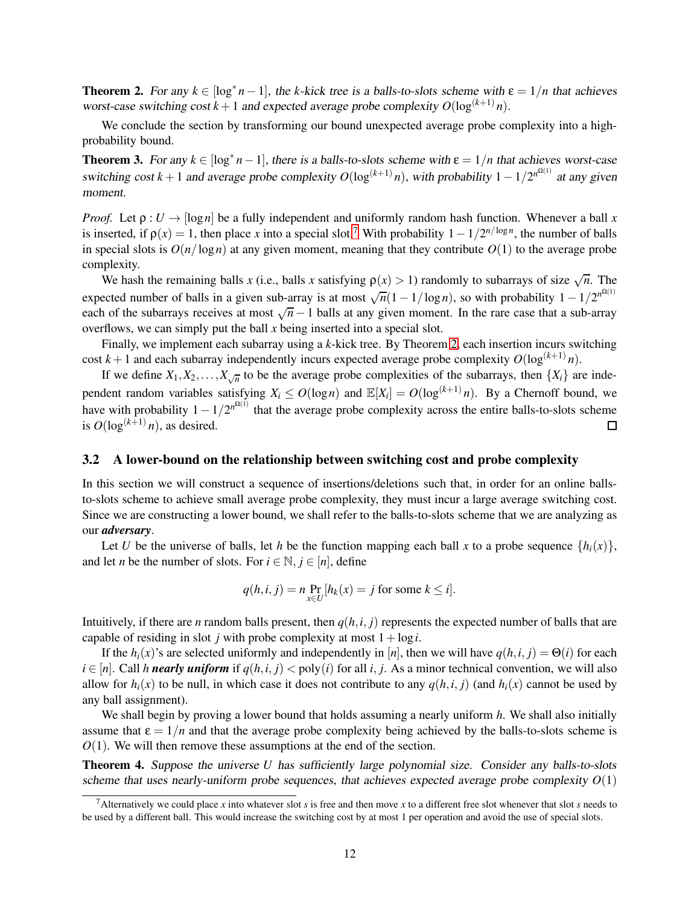**Theorem 2.** *For any $k \in [\log^* n - 1]$, the $k$-kick tree is a balls-to-slots scheme with $\varepsilon = 1/n$ that achieves worst-case switching cost $k+1$ and expected average probe complexity $O(\log^{(k+1)} n)$.*

We conclude the section by transforming our bound unexpected average probe complexity into a high-probability bound.

**Theorem 3.** *For any $k \in [\log^* n - 1]$, there is a balls-to-slots scheme with $\varepsilon = 1/n$ that achieves worst-case switching cost $k+1$ and average probe complexity $O(\log^{(k+1)} n)$, with probability $1 - 1/2^{n^{\Omega(1)}}$ at any given moment.*

*Proof.* Let $\rho : U \to [\log n]$ be a fully independent and uniformly random hash function. Whenever a ball $x$ is inserted, if $\rho(x) = 1$, then place $x$ into a special slot.[7] With probability $1 - 1/2^{n/\log n}$, the number of balls in special slots is $O(n/\log n)$ at any given moment, meaning that they contribute $O(1)$ to the average probe complexity.

We hash the remaining balls $x$ (i.e., balls $x$ satisfying $\rho(x) > 1$) randomly to subarrays of size $\sqrt{n}$. The expected number of balls in a given sub-array is at most $\sqrt{n}(1 - 1/\log n)$, so with probability $1 - 1/2^{n^{\Omega(1)}}$ each of the subarrays receives at most $\sqrt{n} - 1$ balls at any given moment. In the rare case that a sub-array overflows, we can simply put the ball $x$ being inserted into a special slot.

Finally, we implement each subarray using a $k$-kick tree. By Theorem 2, each insertion incurs switching cost $k+1$ and each subarray independently incurs expected average probe complexity $O(\log^{(k+1)} n)$.

If we define $X_1, X_2, \ldots, X_{\sqrt{n}}$ to be the average probe complexities of the subarrays, then $\{X_i\}$ are independent random variables satisfying $X_i \leq O(\log n)$ and $\mathbb{E}[X_i] = O(\log^{(k+1)} n)$. By a Chernoff bound, we have with probability $1 - 1/2^{n^{\Omega(1)}}$ that the average probe complexity across the entire balls-to-slots scheme is $O(\log^{(k+1)} n)$, as desired. $\square$

### 3.2 A lower-bound on the relationship between switching cost and probe complexity

In this section we will construct a sequence of insertions/deletions such that, in order for an online balls-to-slots scheme to achieve small average probe complexity, they must incur a large average switching cost. Since we are constructing a lower bound, we shall refer to the balls-to-slots scheme that we are analyzing as our ***adversary***.

Let $U$ be the universe of balls, let $h$ be the function mapping each ball $x$ to a probe sequence $\{h_i(x)\}$, and let $n$ be the number of slots. For $i \in \mathbb{N}, j \in [n]$, define

$$q(h,i,j) = n \Pr_{x \in U}[h_k(x) = j \text{ for some } k \leq i].$$

Intuitively, if there are $n$ random balls present, then $q(h,i,j)$ represents the expected number of balls that are capable of residing in slot $j$ with probe complexity at most $1 + \log i$.

If the $h_i(x)$'s are selected uniformly and independently in $[n]$, then we will have $q(h,i,j) = \Theta(i)$ for each $i \in [n]$. Call $h$ ***nearly uniform*** if $q(h,i,j) < \text{poly}(i)$ for all $i, j$. As a minor technical convention, we will also allow for $h_i(x)$ to be null, in which case it does not contribute to any $q(h,i,j)$ (and $h_i(x)$ cannot be used by any ball assignment).

We shall begin by proving a lower bound that holds assuming a nearly uniform $h$. We shall also initially assume that $\varepsilon = 1/n$ and that the average probe complexity being achieved by the balls-to-slots scheme is $O(1)$. We will then remove these assumptions at the end of the section.

**Theorem 4.** *Suppose the universe $U$ has sufficiently large polynomial size. Consider any balls-to-slots scheme that uses nearly-uniform probe sequences, that achieves expected average probe complexity $O(1)$*

[7] Alternatively we could place $x$ into whatever slot $s$ is free and then move $x$ to a different free slot whenever that slot $s$ needs to be used by a different ball. This would increase the switching cost by at most 1 per operation and avoid the use of special slots.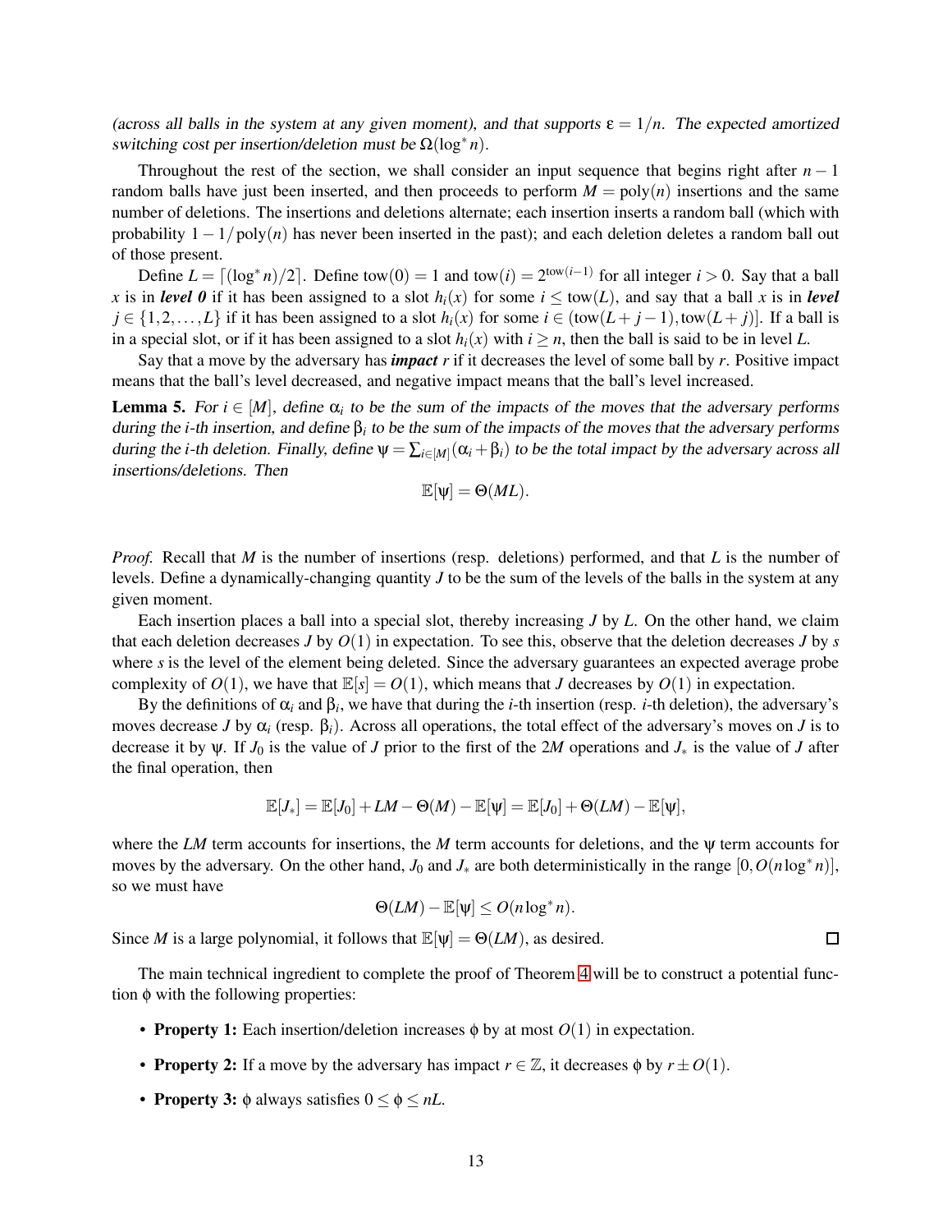*(across all balls in the system at any given moment), and that supports $\varepsilon = 1/n$. The expected amortized switching cost per insertion/deletion must be $\Omega(\log^* n)$.*

Throughout the rest of the section, we shall consider an input sequence that begins right after $n-1$ random balls have just been inserted, and then proceeds to perform $M = \text{poly}(n)$ insertions and the same number of deletions. The insertions and deletions alternate; each insertion inserts a random ball (which with probability $1 - 1/\text{poly}(n)$ has never been inserted in the past); and each deletion deletes a random ball out of those present.

Define $L = \lceil (\log^* n)/2 \rceil$. Define $\text{tow}(0) = 1$ and $\text{tow}(i) = 2^{\text{tow}(i-1)}$ for all integer $i > 0$. Say that a ball $x$ is in ***level 0*** if it has been assigned to a slot $h_i(x)$ for some $i \leq \text{tow}(L)$, and say that a ball $x$ is in ***level*** $j \in \{1, 2, \ldots, L\}$ if it has been assigned to a slot $h_i(x)$ for some $i \in (\text{tow}(L+j-1), \text{tow}(L+j)]$. If a ball is in a special slot, or if it has been assigned to a slot $h_i(x)$ with $i \geq n$, then the ball is said to be in level $L$.

Say that a move by the adversary has ***impact*** $r$ if it decreases the level of some ball by $r$. Positive impact means that the ball's level decreased, and negative impact means that the ball's level increased.

**Lemma 5.** *For $i \in [M]$, define $\alpha_i$ to be the sum of the impacts of the moves that the adversary performs during the $i$-th insertion, and define $\beta_i$ to be the sum of the impacts of the moves that the adversary performs during the $i$-th deletion. Finally, define $\psi = \sum_{i \in [M]} (\alpha_i + \beta_i)$ to be the total impact by the adversary across all insertions/deletions. Then*

$$\mathbb{E}[\psi] = \Theta(ML).$$

*Proof.* Recall that $M$ is the number of insertions (resp. deletions) performed, and that $L$ is the number of levels. Define a dynamically-changing quantity $J$ to be the sum of the levels of the balls in the system at any given moment.

Each insertion places a ball into a special slot, thereby increasing $J$ by $L$. On the other hand, we claim that each deletion decreases $J$ by $O(1)$ in expectation. To see this, observe that the deletion decreases $J$ by $s$ where $s$ is the level of the element being deleted. Since the adversary guarantees an expected average probe complexity of $O(1)$, we have that $\mathbb{E}[s] = O(1)$, which means that $J$ decreases by $O(1)$ in expectation.

By the definitions of $\alpha_i$ and $\beta_i$, we have that during the $i$-th insertion (resp. $i$-th deletion), the adversary's moves decrease $J$ by $\alpha_i$ (resp. $\beta_i$). Across all operations, the total effect of the adversary's moves on $J$ is to decrease it by $\psi$. If $J_0$ is the value of $J$ prior to the first of the $2M$ operations and $J_*$ is the value of $J$ after the final operation, then

$$\mathbb{E}[J_*] = \mathbb{E}[J_0] + LM - \Theta(M) - \mathbb{E}[\psi] = \mathbb{E}[J_0] + \Theta(LM) - \mathbb{E}[\psi],$$

where the $LM$ term accounts for insertions, the $M$ term accounts for deletions, and the $\psi$ term accounts for moves by the adversary. On the other hand, $J_0$ and $J_*$ are both deterministically in the range $[0, O(n \log^* n)]$, so we must have

$$\Theta(LM) - \mathbb{E}[\psi] \leq O(n \log^* n).$$

Since $M$ is a large polynomial, it follows that $\mathbb{E}[\psi] = \Theta(LM)$, as desired. $\square$

The main technical ingredient to complete the proof of Theorem 4 will be to construct a potential function $\phi$ with the following properties:

- **Property 1:** Each insertion/deletion increases $\phi$ by at most $O(1)$ in expectation.
- **Property 2:** If a move by the adversary has impact $r \in \mathbb{Z}$, it decreases $\phi$ by $r \pm O(1)$.
- **Property 3:** $\phi$ always satisfies $0 \leq \phi \leq nL$.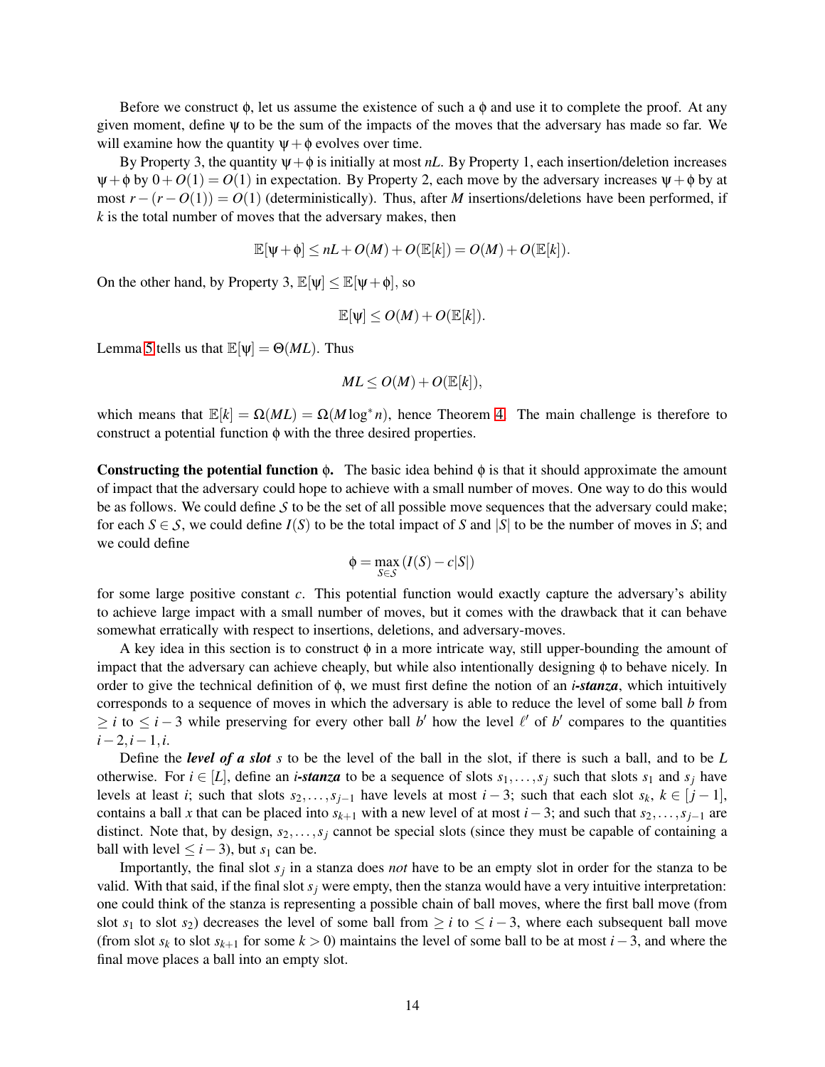Before we construct $\phi$, let us assume the existence of such a $\phi$ and use it to complete the proof. At any given moment, define $\psi$ to be the sum of the impacts of the moves that the adversary has made so far. We will examine how the quantity $\psi + \phi$ evolves over time.

By Property 3, the quantity $\psi + \phi$ is initially at most $nL$. By Property 1, each insertion/deletion increases $\psi + \phi$ by $0 + O(1) = O(1)$ in expectation. By Property 2, each move by the adversary increases $\psi + \phi$ by at most $r - (r - O(1)) = O(1)$ (deterministically). Thus, after $M$ insertions/deletions have been performed, if $k$ is the total number of moves that the adversary makes, then

$$\mathbb{E}[\psi + \phi] \leq nL + O(M) + O(\mathbb{E}[k]) = O(M) + O(\mathbb{E}[k]).$$

On the other hand, by Property 3, $\mathbb{E}[\psi] \leq \mathbb{E}[\psi + \phi]$, so

$$\mathbb{E}[\psi] \leq O(M) + O(\mathbb{E}[k]).$$

Lemma 5 tells us that $\mathbb{E}[\psi] = \Theta(ML)$. Thus

$$ML \leq O(M) + O(\mathbb{E}[k]),$$

which means that $\mathbb{E}[k] = \Omega(ML) = \Omega(M \log^* n)$, hence Theorem 4. The main challenge is therefore to construct a potential function $\phi$ with the three desired properties.

**Constructing the potential function $\phi$.** The basic idea behind $\phi$ is that it should approximate the amount of impact that the adversary could hope to achieve with a small number of moves. One way to do this would be as follows. We could define $\mathcal{S}$ to be the set of all possible move sequences that the adversary could make; for each $S \in \mathcal{S}$, we could define $I(S)$ to be the total impact of $S$ and $|S|$ to be the number of moves in $S$; and we could define

$$\phi = \max_{S \in \mathcal{S}} (I(S) - c|S|)$$

for some large positive constant $c$. This potential function would exactly capture the adversary's ability to achieve large impact with a small number of moves, but it comes with the drawback that it can behave somewhat erratically with respect to insertions, deletions, and adversary-moves.

A key idea in this section is to construct $\phi$ in a more intricate way, still upper-bounding the amount of impact that the adversary can achieve cheaply, but while also intentionally designing $\phi$ to behave nicely. In order to give the technical definition of $\phi$, we must first define the notion of an ***i-stanza***, which intuitively corresponds to a sequence of moves in which the adversary is able to reduce the level of some ball $b$ from $\geq i$ to $\leq i-3$ while preserving for every other ball $b'$ how the level $\ell'$ of $b'$ compares to the quantities $i-2, i-1, i$.

Define the ***level of a slot*** $s$ to be the level of the ball in the slot, if there is such a ball, and to be $L$ otherwise. For $i \in [L]$, define an ***i-stanza*** to be a sequence of slots $s_1, \dots, s_j$ such that slots $s_1$ and $s_j$ have levels at least $i$; such that slots $s_2, \dots, s_{j-1}$ have levels at most $i-3$; such that each slot $s_k$, $k \in [j-1]$, contains a ball $x$ that can be placed into $s_{k+1}$ with a new level of at most $i-3$; and such that $s_2, \dots, s_{j-1}$ are distinct. Note that, by design, $s_2, \dots, s_j$ cannot be special slots (since they must be capable of containing a ball with level $\leq i-3$), but $s_1$ can be.

Importantly, the final slot $s_j$ in a stanza does *not* have to be an empty slot in order for the stanza to be valid. With that said, if the final slot $s_j$ were empty, then the stanza would have a very intuitive interpretation: one could think of the stanza is representing a possible chain of ball moves, where the first ball move (from slot $s_1$ to slot $s_2$) decreases the level of some ball from $\geq i$ to $\leq i-3$, where each subsequent ball move (from slot $s_k$ to slot $s_{k+1}$ for some $k > 0$) maintains the level of some ball to be at most $i-3$, and where the final move places a ball into an empty slot.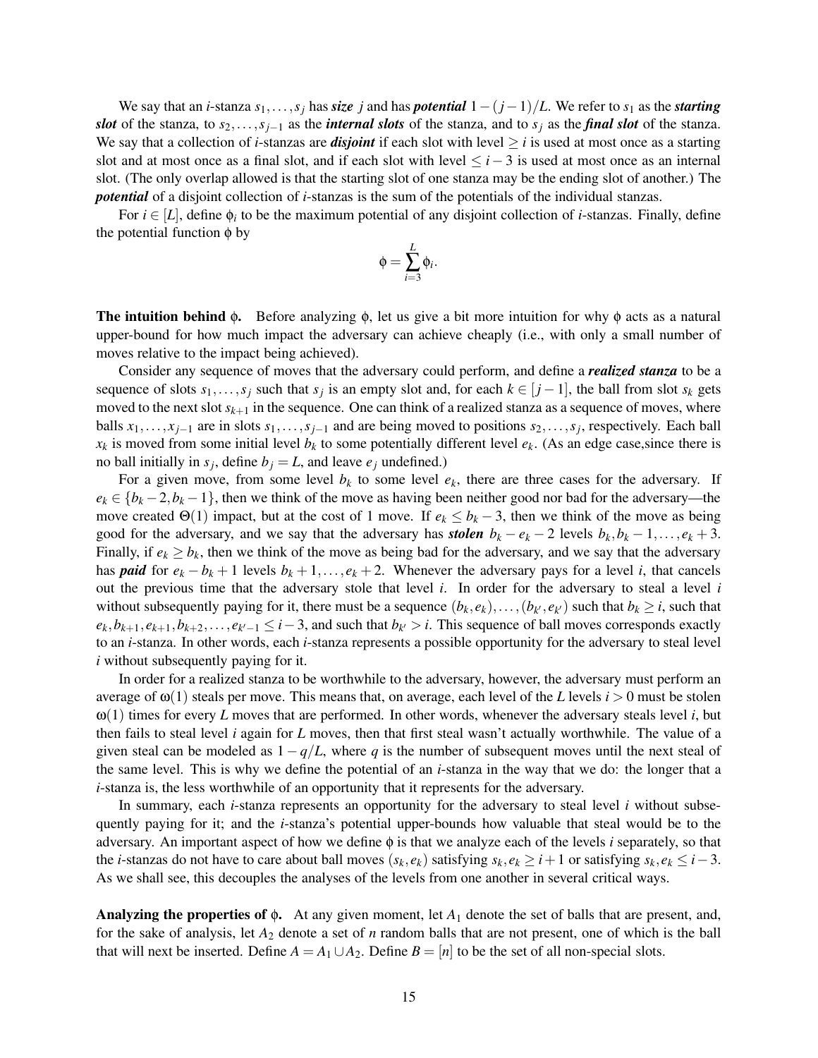We say that an $i$-stanza $s_1, \ldots, s_j$ has ***size*** $j$ and has ***potential*** $1 - (j-1)/L$. We refer to $s_1$ as the ***starting slot*** of the stanza, to $s_2, \ldots, s_{j-1}$ as the ***internal slots*** of the stanza, and to $s_j$ as the ***final slot*** of the stanza. We say that a collection of $i$-stanzas are ***disjoint*** if each slot with level $\geq i$ is used at most once as a starting slot and at most once as a final slot, and if each slot with level $\leq i-3$ is used at most once as an internal slot. (The only overlap allowed is that the starting slot of one stanza may be the ending slot of another.) The ***potential*** of a disjoint collection of $i$-stanzas is the sum of the potentials of the individual stanzas.

For $i \in [L]$, define $\phi_i$ to be the maximum potential of any disjoint collection of $i$-stanzas. Finally, define the potential function $\phi$ by

$$\phi = \sum_{i=3}^{L} \phi_i.$$

**The intuition behind $\phi$.** Before analyzing $\phi$, let us give a bit more intuition for why $\phi$ acts as a natural upper-bound for how much impact the adversary can achieve cheaply (i.e., with only a small number of moves relative to the impact being achieved).

Consider any sequence of moves that the adversary could perform, and define a ***realized stanza*** to be a sequence of slots $s_1, \ldots, s_j$ such that $s_j$ is an empty slot and, for each $k \in [j-1]$, the ball from slot $s_k$ gets moved to the next slot $s_{k+1}$ in the sequence. One can think of a realized stanza as a sequence of moves, where balls $x_1, \ldots, x_{j-1}$ are in slots $s_1, \ldots, s_{j-1}$ and are being moved to positions $s_2, \ldots, s_j$, respectively. Each ball $x_k$ is moved from some initial level $b_k$ to some potentially different level $e_k$. (As an edge case,since there is no ball initially in $s_j$, define $b_j = L$, and leave $e_j$ undefined.)

For a given move, from some level $b_k$ to some level $e_k$, there are three cases for the adversary. If $e_k \in \{b_k - 2, b_k - 1\}$, then we think of the move as having been neither good nor bad for the adversary—the move created $\Theta(1)$ impact, but at the cost of 1 move. If $e_k \leq b_k - 3$, then we think of the move as being good for the adversary, and we say that the adversary has ***stolen*** $b_k - e_k - 2$ levels $b_k, b_k - 1, \ldots, e_k + 3$. Finally, if $e_k \geq b_k$, then we think of the move as being bad for the adversary, and we say that the adversary has ***paid*** for $e_k - b_k + 1$ levels $b_k + 1, \ldots, e_k + 2$. Whenever the adversary pays for a level $i$, that cancels out the previous time that the adversary stole that level $i$. In order for the adversary to steal a level $i$ without subsequently paying for it, there must be a sequence $(b_k, e_k), \ldots, (b_{k'}, e_{k'})$ such that $b_k \geq i$, such that $e_k, b_{k+1}, e_{k+1}, b_{k+2}, \ldots, e_{k'-1} \leq i-3$, and such that $b_{k'} > i$. This sequence of ball moves corresponds exactly to an $i$-stanza. In other words, each $i$-stanza represents a possible opportunity for the adversary to steal level $i$ without subsequently paying for it.

In order for a realized stanza to be worthwhile to the adversary, however, the adversary must perform an average of $\omega(1)$ steals per move. This means that, on average, each level of the $L$ levels $i > 0$ must be stolen $\omega(1)$ times for every $L$ moves that are performed. In other words, whenever the adversary steals level $i$, but then fails to steal level $i$ again for $L$ moves, then that first steal wasn't actually worthwhile. The value of a given steal can be modeled as $1 - q/L$, where $q$ is the number of subsequent moves until the next steal of the same level. This is why we define the potential of an $i$-stanza in the way that we do: the longer that a $i$-stanza is, the less worthwhile of an opportunity that it represents for the adversary.

In summary, each $i$-stanza represents an opportunity for the adversary to steal level $i$ without subsequently paying for it; and the $i$-stanza's potential upper-bounds how valuable that steal would be to the adversary. An important aspect of how we define $\phi$ is that we analyze each of the levels $i$ separately, so that the $i$-stanzas do not have to care about ball moves $(s_k, e_k)$ satisfying $s_k, e_k \geq i+1$ or satisfying $s_k, e_k \leq i-3$. As we shall see, this decouples the analyses of the levels from one another in several critical ways.

**Analyzing the properties of $\phi$.** At any given moment, let $A_1$ denote the set of balls that are present, and, for the sake of analysis, let $A_2$ denote a set of $n$ random balls that are not present, one of which is the ball that will next be inserted. Define $A = A_1 \cup A_2$. Define $B = [n]$ to be the set of all non-special slots.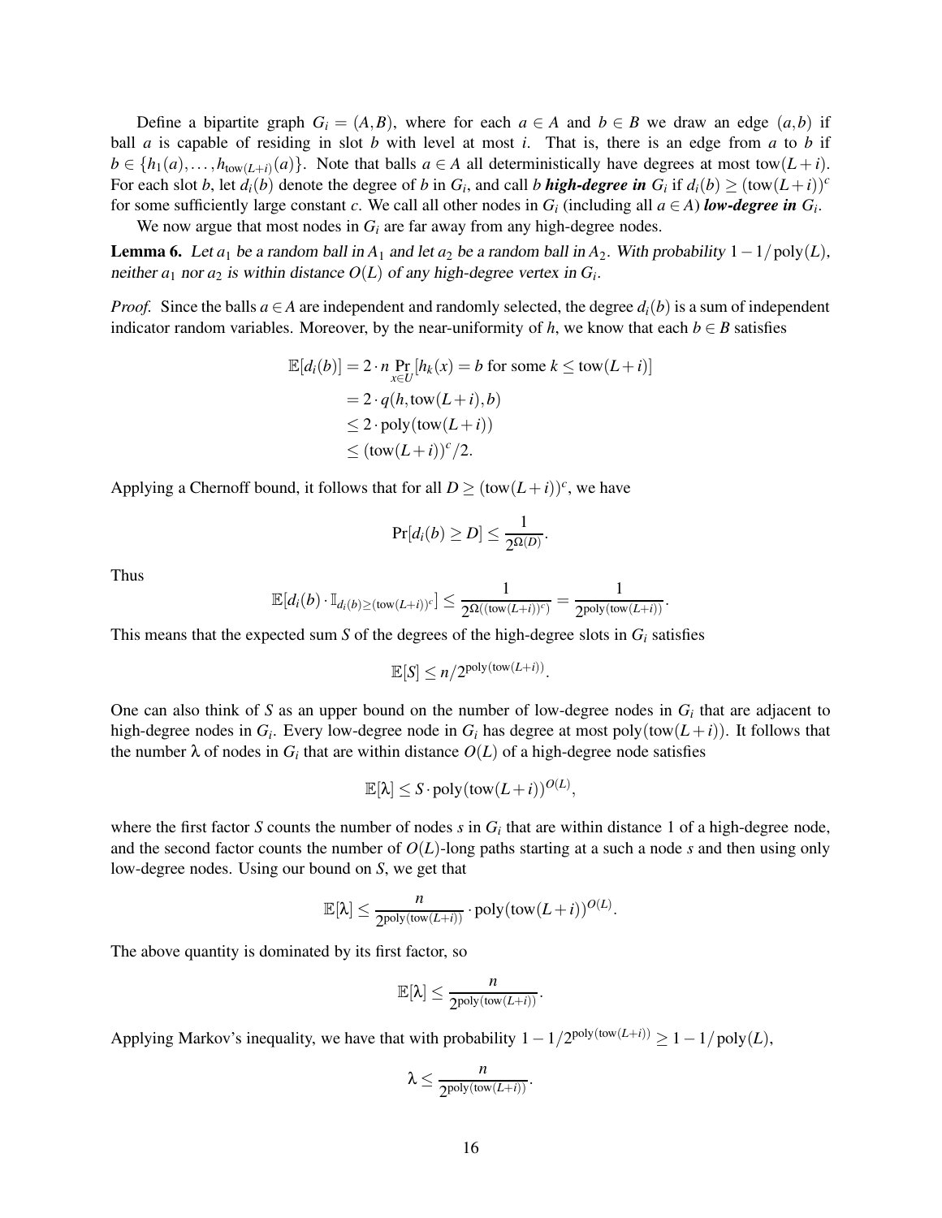Define a bipartite graph $G_i = (A, B)$, where for each $a \in A$ and $b \in B$ we draw an edge $(a, b)$ if ball $a$ is capable of residing in slot $b$ with level at most $i$. That is, there is an edge from $a$ to $b$ if $b \in \{h_1(a), \ldots, h_{\text{tow}(L+i)}(a)\}$. Note that balls $a \in A$ all deterministically have degrees at most $\text{tow}(L+i)$. For each slot $b$, let $d_i(b)$ denote the degree of $b$ in $G_i$, and call $b$ ***high-degree in*** $G_i$ if $d_i(b) \geq (\text{tow}(L+i))^c$ for some sufficiently large constant $c$. We call all other nodes in $G_i$ (including all $a \in A$) ***low-degree in*** $G_i$.

We now argue that most nodes in $G_i$ are far away from any high-degree nodes.

**Lemma 6.** *Let $a_1$ be a random ball in $A_1$ and let $a_2$ be a random ball in $A_2$. With probability $1 - 1/\text{poly}(L)$, neither $a_1$ nor $a_2$ is within distance $O(L)$ of any high-degree vertex in $G_i$.*

*Proof.* Since the balls $a \in A$ are independent and randomly selected, the degree $d_i(b)$ is a sum of independent indicator random variables. Moreover, by the near-uniformity of $h$, we know that each $b \in B$ satisfies

$$\begin{aligned}
\mathbb{E}[d_i(b)] &= 2 \cdot n \Pr_{x \in U}[h_k(x) = b \text{ for some } k \leq \text{tow}(L+i)] \\
&= 2 \cdot q(h, \text{tow}(L+i), b) \\
&\leq 2 \cdot \text{poly}(\text{tow}(L+i)) \\
&\leq (\text{tow}(L+i))^c / 2.
\end{aligned}$$

Applying a Chernoff bound, it follows that for all $D \geq (\text{tow}(L+i))^c$, we have

$$\Pr[d_i(b) \geq D] \leq \frac{1}{2^{\Omega(D)}}.$$

Thus

$$\mathbb{E}[d_i(b) \cdot \mathbb{I}_{d_i(b) \geq (\text{tow}(L+i))^c}] \leq \frac{1}{2^{\Omega((\text{tow}(L+i))^c)}} = \frac{1}{2^{\text{poly}(\text{tow}(L+i))}}.$$

This means that the expected sum $S$ of the degrees of the high-degree slots in $G_i$ satisfies

$$\mathbb{E}[S] \leq n / 2^{\text{poly}(\text{tow}(L+i))}.$$

One can also think of $S$ as an upper bound on the number of low-degree nodes in $G_i$ that are adjacent to high-degree nodes in $G_i$. Every low-degree node in $G_i$ has degree at most $\text{poly}(\text{tow}(L+i))$. It follows that the number $\lambda$ of nodes in $G_i$ that are within distance $O(L)$ of a high-degree node satisfies

$$\mathbb{E}[\lambda] \leq S \cdot \text{poly}(\text{tow}(L+i))^{O(L)},$$

where the first factor $S$ counts the number of nodes $s$ in $G_i$ that are within distance 1 of a high-degree node, and the second factor counts the number of $O(L)$-long paths starting at a such a node $s$ and then using only low-degree nodes. Using our bound on $S$, we get that

$$\mathbb{E}[\lambda] \leq \frac{n}{2^{\text{poly}(\text{tow}(L+i))}} \cdot \text{poly}(\text{tow}(L+i))^{O(L)}.$$

The above quantity is dominated by its first factor, so

$$\mathbb{E}[\lambda] \leq \frac{n}{2^{\text{poly}(\text{tow}(L+i))}}.$$

Applying Markov's inequality, we have that with probability $1 - 1/2^{\text{poly}(\text{tow}(L+i))} \geq 1 - 1/\text{poly}(L)$,

$$\lambda \leq \frac{n}{2^{\text{poly}(\text{tow}(L+i))}}.$$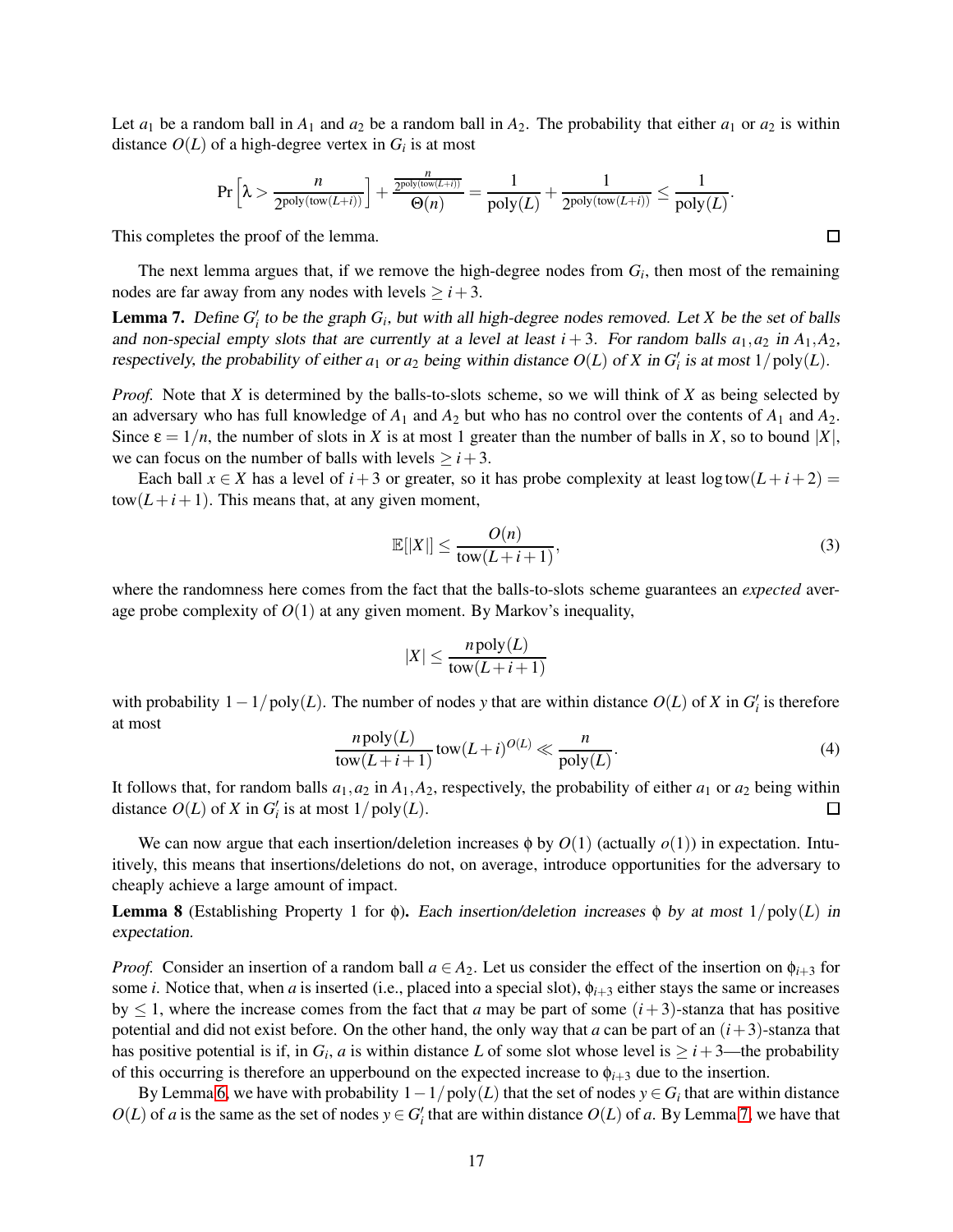Let $a_1$ be a random ball in $A_1$ and $a_2$ be a random ball in $A_2$. The probability that either $a_1$ or $a_2$ is within distance $O(L)$ of a high-degree vertex in $G_i$ is at most

$$\Pr\left[\lambda > \frac{n}{2^{\mathrm{poly}(\mathrm{tow}(L+i))}}\right] + \frac{\frac{n}{2^{\mathrm{poly}(\mathrm{tow}(L+i))}}}{\Theta(n)} = \frac{1}{\mathrm{poly}(L)} + \frac{1}{2^{\mathrm{poly}(\mathrm{tow}(L+i))}} \leq \frac{1}{\mathrm{poly}(L)}.$$

This completes the proof of the lemma. □

The next lemma argues that, if we remove the high-degree nodes from $G_i$, then most of the remaining nodes are far away from any nodes with levels $\geq i+3$.

**Lemma 7.** *Define $G_i'$ to be the graph $G_i$, but with all high-degree nodes removed. Let $X$ be the set of balls and non-special empty slots that are currently at a level at least $i+3$. For random balls $a_1, a_2$ in $A_1, A_2$, respectively, the probability of either $a_1$ or $a_2$ being within distance $O(L)$ of $X$ in $G_i'$ is at most $1/\mathrm{poly}(L)$.*

*Proof.* Note that $X$ is determined by the balls-to-slots scheme, so we will think of $X$ as being selected by an adversary who has full knowledge of $A_1$ and $A_2$ but who has no control over the contents of $A_1$ and $A_2$. Since $\varepsilon = 1/n$, the number of slots in $X$ is at most 1 greater than the number of balls in $X$, so to bound $|X|$, we can focus on the number of balls with levels $\geq i+3$.

Each ball $x \in X$ has a level of $i+3$ or greater, so it has probe complexity at least $\log \mathrm{tow}(L+i+2) = \mathrm{tow}(L+i+1)$. This means that, at any given moment,

$$\mathbb{E}[|X|] \leq \frac{O(n)}{\mathrm{tow}(L+i+1)}, \tag{3}$$

where the randomness here comes from the fact that the balls-to-slots scheme guarantees an *expected* average probe complexity of $O(1)$ at any given moment. By Markov's inequality,

$$|X| \leq \frac{n\,\mathrm{poly}(L)}{\mathrm{tow}(L+i+1)}$$

with probability $1 - 1/\mathrm{poly}(L)$. The number of nodes $y$ that are within distance $O(L)$ of $X$ in $G_i'$ is therefore at most

$$\frac{n\,\mathrm{poly}(L)}{\mathrm{tow}(L+i+1)}\mathrm{tow}(L+i)^{O(L)} \ll \frac{n}{\mathrm{poly}(L)}. \tag{4}$$

It follows that, for random balls $a_1, a_2$ in $A_1, A_2$, respectively, the probability of either $a_1$ or $a_2$ being within distance $O(L)$ of $X$ in $G_i'$ is at most $1/\mathrm{poly}(L)$. □

We can now argue that each insertion/deletion increases $\phi$ by $O(1)$ (actually $o(1)$) in expectation. Intuitively, this means that insertions/deletions do not, on average, introduce opportunities for the adversary to cheaply achieve a large amount of impact.

**Lemma 8** (Establishing Property 1 for $\phi$)**.** *Each insertion/deletion increases $\phi$ by at most $1/\mathrm{poly}(L)$ in expectation.*

*Proof.* Consider an insertion of a random ball $a \in A_2$. Let us consider the effect of the insertion on $\phi_{i+3}$ for some $i$. Notice that, when $a$ is inserted (i.e., placed into a special slot), $\phi_{i+3}$ either stays the same or increases by $\leq 1$, where the increase comes from the fact that $a$ may be part of some $(i+3)$-stanza that has positive potential and did not exist before. On the other hand, the only way that $a$ can be part of an $(i+3)$-stanza that has positive potential is if, in $G_i$, $a$ is within distance $L$ of some slot whose level is $\geq i+3$—the probability of this occurring is therefore an upperbound on the expected increase to $\phi_{i+3}$ due to the insertion.

By Lemma 6, we have with probability $1 - 1/\mathrm{poly}(L)$ that the set of nodes $y \in G_i$ that are within distance $O(L)$ of $a$ is the same as the set of nodes $y \in G_i'$ that are within distance $O(L)$ of $a$. By Lemma 7, we have that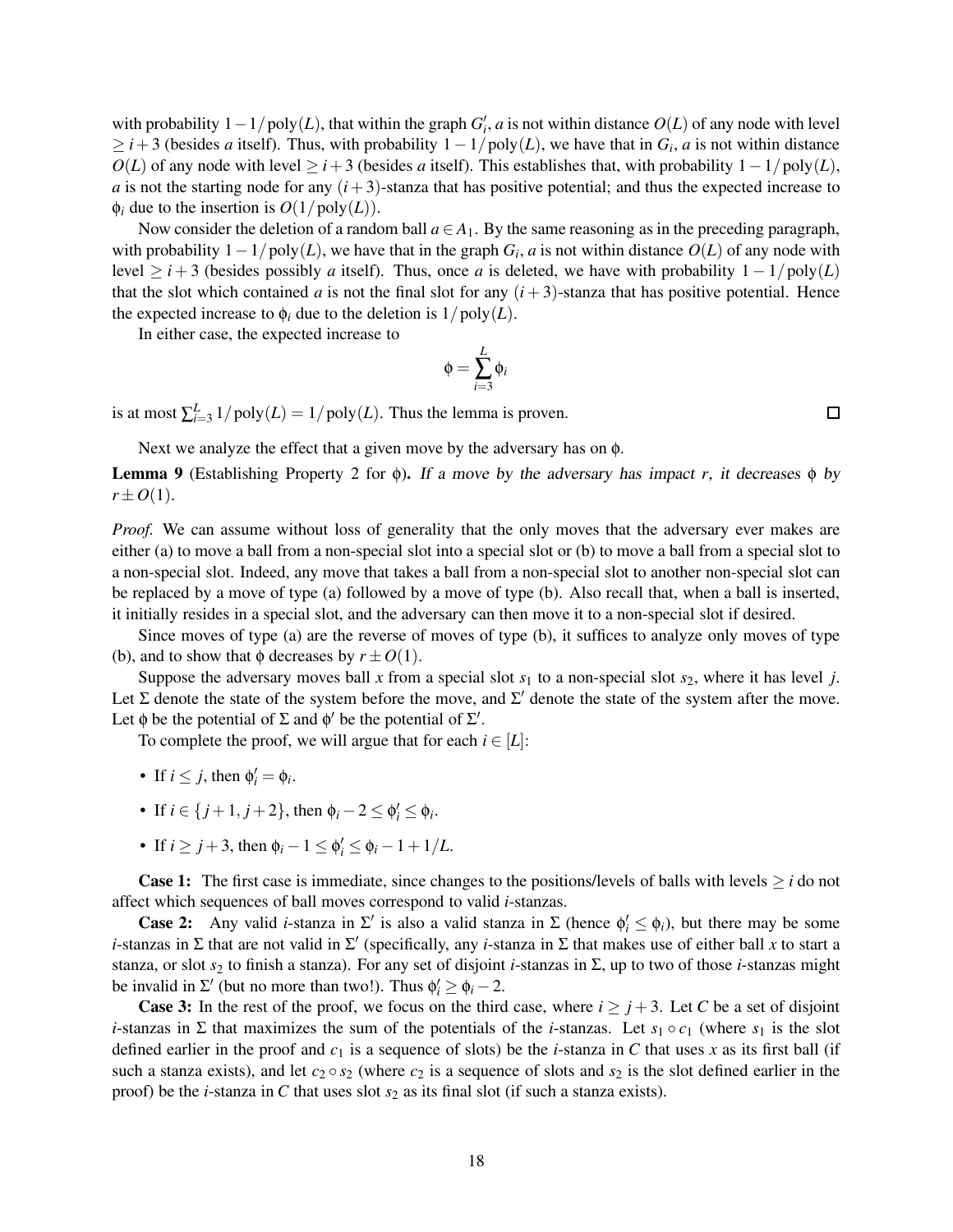with probability $1 - 1/\text{poly}(L)$, that within the graph $G'_i$, $a$ is not within distance $O(L)$ of any node with level $\geq i+3$ (besides $a$ itself). Thus, with probability $1 - 1/\text{poly}(L)$, we have that in $G_i$, $a$ is not within distance $O(L)$ of any node with level $\geq i+3$ (besides $a$ itself). This establishes that, with probability $1 - 1/\text{poly}(L)$, $a$ is not the starting node for any $(i+3)$-stanza that has positive potential; and thus the expected increase to $\phi_i$ due to the insertion is $O(1/\text{poly}(L))$.

Now consider the deletion of a random ball $a \in A_1$. By the same reasoning as in the preceding paragraph, with probability $1 - 1/\text{poly}(L)$, we have that in the graph $G_i$, $a$ is not within distance $O(L)$ of any node with level $\geq i+3$ (besides possibly $a$ itself). Thus, once $a$ is deleted, we have with probability $1 - 1/\text{poly}(L)$ that the slot which contained $a$ is not the final slot for any $(i+3)$-stanza that has positive potential. Hence the expected increase to $\phi_i$ due to the deletion is $1/\text{poly}(L)$.

In either case, the expected increase to

$$\phi = \sum_{i=3}^{L} \phi_i$$

is at most $\sum_{i=3}^{L} 1/\text{poly}(L) = 1/\text{poly}(L)$. Thus the lemma is proven. □

Next we analyze the effect that a given move by the adversary has on $\phi$.

**Lemma 9** (Establishing Property 2 for $\phi$). *If a move by the adversary has impact $r$, it decreases $\phi$ by $r \pm O(1)$.*

*Proof.* We can assume without loss of generality that the only moves that the adversary ever makes are either (a) to move a ball from a non-special slot into a special slot or (b) to move a ball from a special slot to a non-special slot. Indeed, any move that takes a ball from a non-special slot to another non-special slot can be replaced by a move of type (a) followed by a move of type (b). Also recall that, when a ball is inserted, it initially resides in a special slot, and the adversary can then move it to a non-special slot if desired.

Since moves of type (a) are the reverse of moves of type (b), it suffices to analyze only moves of type (b), and to show that $\phi$ decreases by $r \pm O(1)$.

Suppose the adversary moves ball $x$ from a special slot $s_1$ to a non-special slot $s_2$, where it has level $j$. Let $\Sigma$ denote the state of the system before the move, and $\Sigma'$ denote the state of the system after the move. Let $\phi$ be the potential of $\Sigma$ and $\phi'$ be the potential of $\Sigma'$.

To complete the proof, we will argue that for each $i \in [L]$:

- If $i \leq j$, then $\phi'_i = \phi_i$.
- If $i \in \{j+1, j+2\}$, then $\phi_i - 2 \leq \phi'_i \leq \phi_i$.
- If $i \geq j+3$, then $\phi_i - 1 \leq \phi'_i \leq \phi_i - 1 + 1/L$.

**Case 1:** The first case is immediate, since changes to the positions/levels of balls with levels $\geq i$ do not affect which sequences of ball moves correspond to valid $i$-stanzas.

**Case 2:** Any valid $i$-stanza in $\Sigma'$ is also a valid stanza in $\Sigma$ (hence $\phi'_i \leq \phi_i$), but there may be some $i$-stanzas in $\Sigma$ that are not valid in $\Sigma'$ (specifically, any $i$-stanza in $\Sigma$ that makes use of either ball $x$ to start a stanza, or slot $s_2$ to finish a stanza). For any set of disjoint $i$-stanzas in $\Sigma$, up to two of those $i$-stanzas might be invalid in $\Sigma'$ (but no more than two!). Thus $\phi'_i \geq \phi_i - 2$.

**Case 3:** In the rest of the proof, we focus on the third case, where $i \geq j+3$. Let $C$ be a set of disjoint $i$-stanzas in $\Sigma$ that maximizes the sum of the potentials of the $i$-stanzas. Let $s_1 \circ c_1$ (where $s_1$ is the slot defined earlier in the proof and $c_1$ is a sequence of slots) be the $i$-stanza in $C$ that uses $x$ as its first ball (if such a stanza exists), and let $c_2 \circ s_2$ (where $c_2$ is a sequence of slots and $s_2$ is the slot defined earlier in the proof) be the $i$-stanza in $C$ that uses slot $s_2$ as its final slot (if such a stanza exists).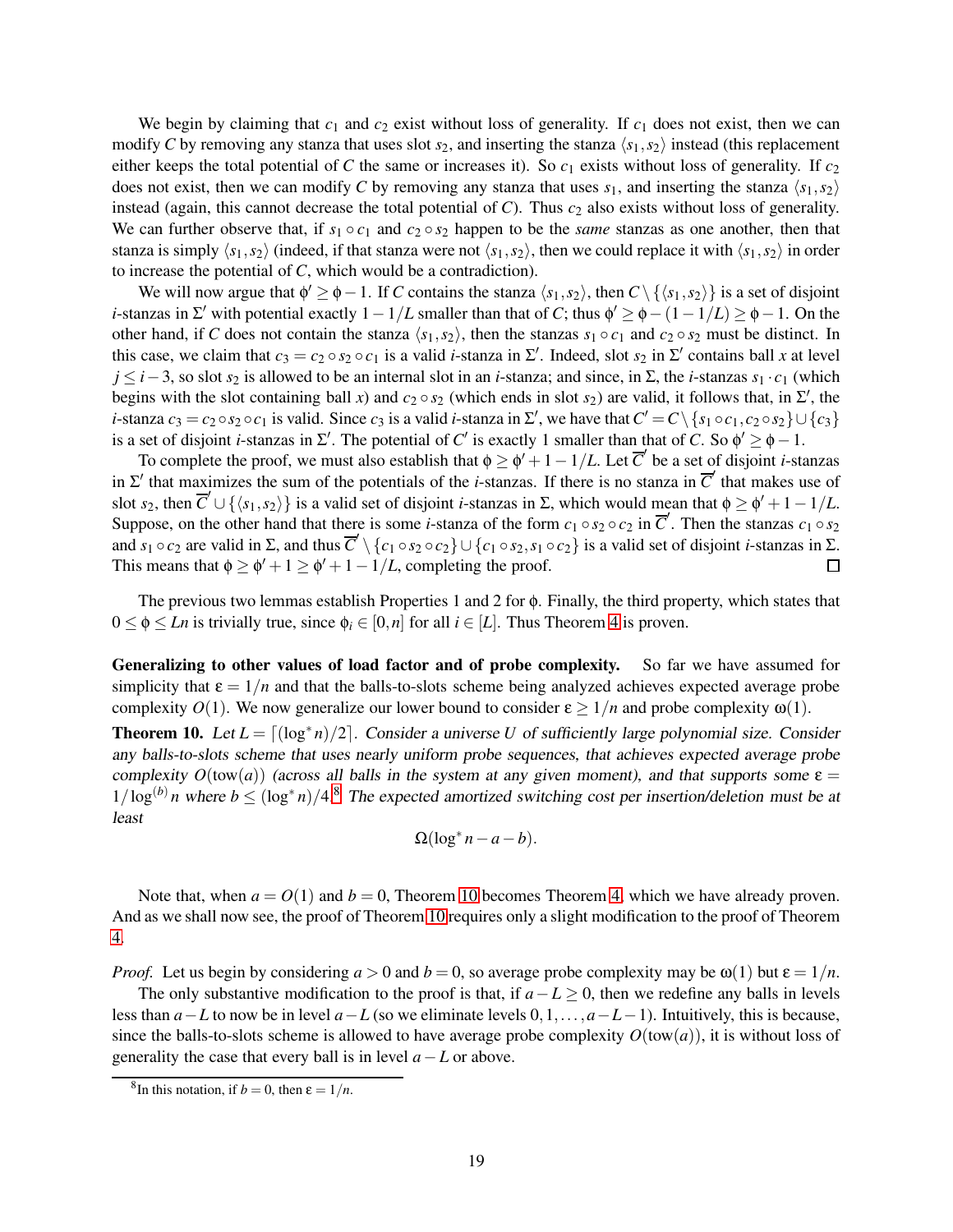We begin by claiming that $c_1$ and $c_2$ exist without loss of generality. If $c_1$ does not exist, then we can modify $C$ by removing any stanza that uses slot $s_2$, and inserting the stanza $\langle s_1, s_2 \rangle$ instead (this replacement either keeps the total potential of $C$ the same or increases it). So $c_1$ exists without loss of generality. If $c_2$ does not exist, then we can modify $C$ by removing any stanza that uses $s_1$, and inserting the stanza $\langle s_1, s_2 \rangle$ instead (again, this cannot decrease the total potential of $C$). Thus $c_2$ also exists without loss of generality. We can further observe that, if $s_1 \circ c_1$ and $c_2 \circ s_2$ happen to be the *same* stanzas as one another, then that stanza is simply $\langle s_1, s_2 \rangle$ (indeed, if that stanza were not $\langle s_1, s_2 \rangle$, then we could replace it with $\langle s_1, s_2 \rangle$ in order to increase the potential of $C$, which would be a contradiction).

We will now argue that $\phi' \geq \phi - 1$. If $C$ contains the stanza $\langle s_1, s_2 \rangle$, then $C \setminus \{\langle s_1, s_2 \rangle\}$ is a set of disjoint $i$-stanzas in $\Sigma'$ with potential exactly $1 - 1/L$ smaller than that of $C$; thus $\phi' \geq \phi - (1 - 1/L) \geq \phi - 1$. On the other hand, if $C$ does not contain the stanza $\langle s_1, s_2 \rangle$, then the stanzas $s_1 \circ c_1$ and $c_2 \circ s_2$ must be distinct. In this case, we claim that $c_3 = c_2 \circ s_2 \circ c_1$ is a valid $i$-stanza in $\Sigma'$. Indeed, slot $s_2$ in $\Sigma'$ contains ball $x$ at level $j \leq i - 3$, so slot $s_2$ is allowed to be an internal slot in an $i$-stanza; and since, in $\Sigma$, the $i$-stanzas $s_1 \cdot c_1$ (which begins with the slot containing ball $x$) and $c_2 \circ s_2$ (which ends in slot $s_2$) are valid, it follows that, in $\Sigma'$, the $i$-stanza $c_3 = c_2 \circ s_2 \circ c_1$ is valid. Since $c_3$ is a valid $i$-stanza in $\Sigma'$, we have that $C' = C \setminus \{s_1 \circ c_1, c_2 \circ s_2\} \cup \{c_3\}$ is a set of disjoint $i$-stanzas in $\Sigma'$. The potential of $C'$ is exactly 1 smaller than that of $C$. So $\phi' \geq \phi - 1$.

To complete the proof, we must also establish that $\phi \geq \phi' + 1 - 1/L$. Let $\overline{C}'$ be a set of disjoint $i$-stanzas in $\Sigma'$ that maximizes the sum of the potentials of the $i$-stanzas. If there is no stanza in $\overline{C}'$ that makes use of slot $s_2$, then $\overline{C}' \cup \{\langle s_1, s_2 \rangle\}$ is a valid set of disjoint $i$-stanzas in $\Sigma$, which would mean that $\phi \geq \phi' + 1 - 1/L$. Suppose, on the other hand that there is some $i$-stanza of the form $c_1 \circ s_2 \circ c_2$ in $\overline{C}'$. Then the stanzas $c_1 \circ s_2$ and $s_1 \circ c_2$ are valid in $\Sigma$, and thus $\overline{C}' \setminus \{c_1 \circ s_2 \circ c_2\} \cup \{c_1 \circ s_2, s_1 \circ c_2\}$ is a valid set of disjoint $i$-stanzas in $\Sigma$. This means that $\phi \geq \phi' + 1 \geq \phi' + 1 - 1/L$, completing the proof. ∎

The previous two lemmas establish Properties 1 and 2 for $\phi$. Finally, the third property, which states that $0 \leq \phi \leq Ln$ is trivially true, since $\phi_i \in [0, n]$ for all $i \in [L]$. Thus Theorem 4 is proven.

**Generalizing to other values of load factor and of probe complexity.** So far we have assumed for simplicity that $\varepsilon = 1/n$ and that the balls-to-slots scheme being analyzed achieves expected average probe complexity $O(1)$. We now generalize our lower bound to consider $\varepsilon \geq 1/n$ and probe complexity $\omega(1)$.

**Theorem 10.** *Let $L = \lceil (\log^* n)/2 \rceil$. Consider a universe $U$ of sufficiently large polynomial size. Consider any balls-to-slots scheme that uses nearly uniform probe sequences, that achieves expected average probe complexity $O(\text{tow}(a))$ (across all balls in the system at any given moment), and that supports some $\varepsilon = 1/\log^{(b)} n$ where $b \leq (\log^* n)/4$.[8] The expected amortized switching cost per insertion/deletion must be at least*

$$\Omega(\log^* n - a - b).$$

Note that, when $a = O(1)$ and $b = 0$, Theorem 10 becomes Theorem 4, which we have already proven. And as we shall now see, the proof of Theorem 10 requires only a slight modification to the proof of Theorem 4.

*Proof.* Let us begin by considering $a > 0$ and $b = 0$, so average probe complexity may be $\omega(1)$ but $\varepsilon = 1/n$.

The only substantive modification to the proof is that, if $a - L \geq 0$, then we redefine any balls in levels less than $a - L$ to now be in level $a - L$ (so we eliminate levels $0, 1, \ldots, a - L - 1$). Intuitively, this is because, since the balls-to-slots scheme is allowed to have average probe complexity $O(\text{tow}(a))$, it is without loss of generality the case that every ball is in level $a - L$ or above.

[8] In this notation, if $b = 0$, then $\varepsilon = 1/n$.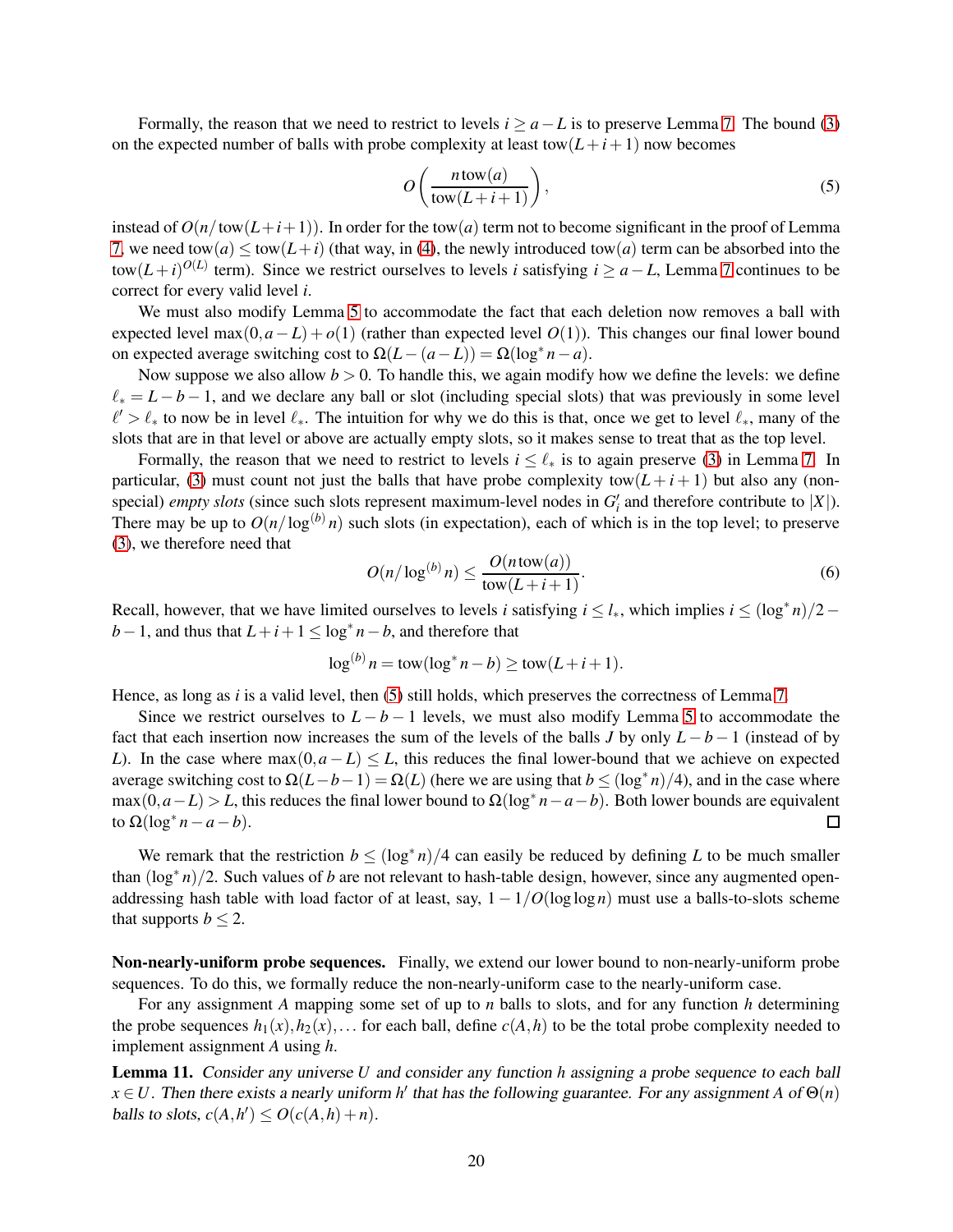Formally, the reason that we need to restrict to levels $i \geq a - L$ is to preserve Lemma 7. The bound (3) on the expected number of balls with probe complexity at least $\text{tow}(L+i+1)$ now becomes

$$O\left(\frac{n\,\text{tow}(a)}{\text{tow}(L+i+1)}\right), \tag{5}$$

instead of $O(n/\text{tow}(L+i+1))$. In order for the $\text{tow}(a)$ term not to become significant in the proof of Lemma 7, we need $\text{tow}(a) \leq \text{tow}(L+i)$ (that way, in (4), the newly introduced $\text{tow}(a)$ term can be absorbed into the $\text{tow}(L+i)^{O(L)}$ term). Since we restrict ourselves to levels $i$ satisfying $i \geq a - L$, Lemma 7 continues to be correct for every valid level $i$.

We must also modify Lemma 5 to accommodate the fact that each deletion now removes a ball with expected level $\max(0, a-L) + o(1)$ (rather than expected level $O(1)$). This changes our final lower bound on expected average switching cost to $\Omega(L - (a-L)) = \Omega(\log^* n - a)$.

Now suppose we also allow $b > 0$. To handle this, we again modify how we define the levels: we define $\ell_* = L - b - 1$, and we declare any ball or slot (including special slots) that was previously in some level $\ell' > \ell_*$ to now be in level $\ell_*$. The intuition for why we do this is that, once we get to level $\ell_*$, many of the slots that are in that level or above are actually empty slots, so it makes sense to treat that as the top level.

Formally, the reason that we need to restrict to levels $i \leq \ell_*$ is to again preserve (3) in Lemma 7. In particular, (3) must count not just the balls that have probe complexity $\text{tow}(L+i+1)$ but also any (non-special) *empty slots* (since such slots represent maximum-level nodes in $G_i'$ and therefore contribute to $|X|$). There may be up to $O(n/\log^{(b)} n)$ such slots (in expectation), each of which is in the top level; to preserve (3), we therefore need that

$$O(n/\log^{(b)} n) \leq \frac{O(n\,\text{tow}(a))}{\text{tow}(L+i+1)}. \tag{6}$$

Recall, however, that we have limited ourselves to levels $i$ satisfying $i \leq l_*$, which implies $i \leq (\log^* n)/2 - b - 1$, and thus that $L + i + 1 \leq \log^* n - b$, and therefore that

$$\log^{(b)} n = \text{tow}(\log^* n - b) \geq \text{tow}(L+i+1).$$

Hence, as long as $i$ is a valid level, then (5) still holds, which preserves the correctness of Lemma 7.

Since we restrict ourselves to $L - b - 1$ levels, we must also modify Lemma 5 to accommodate the fact that each insertion now increases the sum of the levels of the balls $J$ by only $L - b - 1$ (instead of by $L$). In the case where $\max(0, a-L) \leq L$, this reduces the final lower-bound that we achieve on expected average switching cost to $\Omega(L - b - 1) = \Omega(L)$ (here we are using that $b \leq (\log^* n)/4$), and in the case where $\max(0, a-L) > L$, this reduces the final lower bound to $\Omega(\log^* n - a - b)$. Both lower bounds are equivalent to $\Omega(\log^* n - a - b)$. $\square$

We remark that the restriction $b \leq (\log^* n)/4$ can easily be reduced by defining $L$ to be much smaller than $(\log^* n)/2$. Such values of $b$ are not relevant to hash-table design, however, since any augmented open-addressing hash table with load factor of at least, say, $1 - 1/O(\log\log n)$ must use a balls-to-slots scheme that supports $b \leq 2$.

**Non-nearly-uniform probe sequences.** Finally, we extend our lower bound to non-nearly-uniform probe sequences. To do this, we formally reduce the non-nearly-uniform case to the nearly-uniform case.

For any assignment $A$ mapping some set of up to $n$ balls to slots, and for any function $h$ determining the probe sequences $h_1(x), h_2(x), \ldots$ for each ball, define $c(A, h)$ to be the total probe complexity needed to implement assignment $A$ using $h$.

**Lemma 11.** *Consider any universe $U$ and consider any function $h$ assigning a probe sequence to each ball $x \in U$. Then there exists a nearly uniform $h'$ that has the following guarantee. For any assignment $A$ of $\Theta(n)$ balls to slots, $c(A, h') \leq O(c(A, h) + n)$.*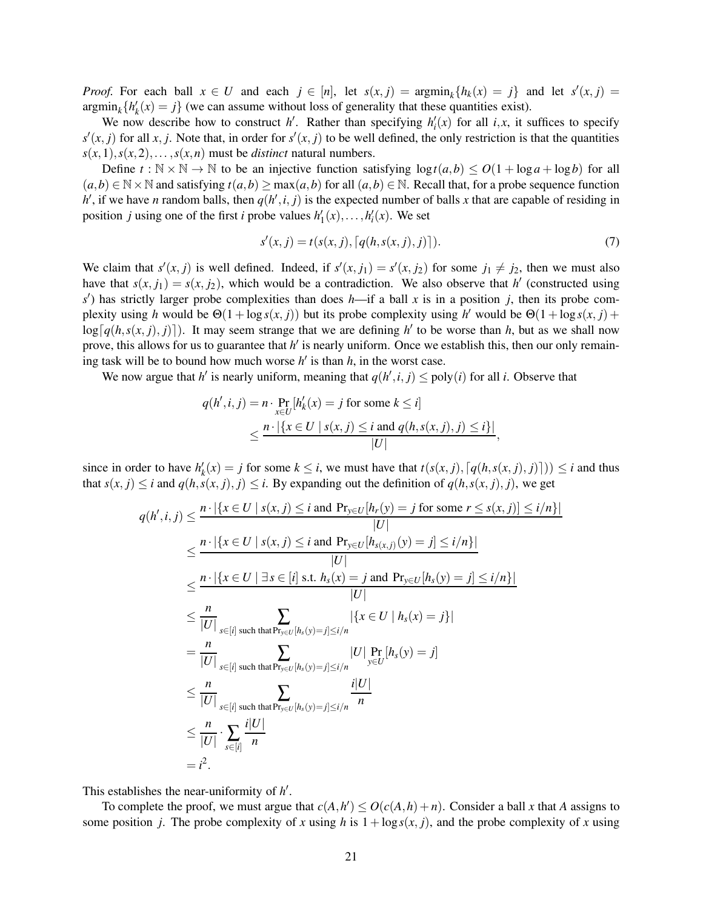*Proof.* For each ball $x \in U$ and each $j \in [n]$, let $s(x,j) = \operatorname{argmin}_k\{h_k(x) = j\}$ and let $s'(x,j) = \operatorname{argmin}_k\{h'_k(x) = j\}$ (we can assume without loss of generality that these quantities exist).

We now describe how to construct $h'$. Rather than specifying $h'_i(x)$ for all $i,x$, it suffices to specify $s'(x,j)$ for all $x,j$. Note that, in order for $s'(x,j)$ to be well defined, the only restriction is that the quantities $s(x,1), s(x,2), \ldots, s(x,n)$ must be *distinct* natural numbers.

Define $t : \mathbb{N} \times \mathbb{N} \to \mathbb{N}$ to be an injective function satisfying $\log t(a,b) \leq O(1 + \log a + \log b)$ for all $(a,b) \in \mathbb{N} \times \mathbb{N}$ and satisfying $t(a,b) \geq \max(a,b)$ for all $(a,b) \in \mathbb{N}$. Recall that, for a probe sequence function $h'$, if we have $n$ random balls, then $q(h',i,j)$ is the expected number of balls $x$ that are capable of residing in position $j$ using one of the first $i$ probe values $h'_1(x), \ldots, h'_i(x)$. We set

$$s'(x,j) = t(s(x,j), \lceil q(h, s(x,j), j) \rceil). \tag{7}$$

We claim that $s'(x,j)$ is well defined. Indeed, if $s'(x,j_1) = s'(x,j_2)$ for some $j_1 \neq j_2$, then we must also have that $s(x,j_1) = s(x,j_2)$, which would be a contradiction. We also observe that $h'$ (constructed using $s'$) has strictly larger probe complexities than does $h$—if a ball $x$ is in a position $j$, then its probe complexity using $h$ would be $\Theta(1 + \log s(x,j))$ but its probe complexity using $h'$ would be $\Theta(1 + \log s(x,j) + \log\lceil q(h, s(x,j), j) \rceil)$. It may seem strange that we are defining $h'$ to be worse than $h$, but as we shall now prove, this allows for us to guarantee that $h'$ is nearly uniform. Once we establish this, then our only remaining task will be to bound how much worse $h'$ is than $h$, in the worst case.

We now argue that $h'$ is nearly uniform, meaning that $q(h',i,j) \leq \operatorname{poly}(i)$ for all $i$. Observe that

$$\begin{aligned}
q(h',i,j) &= n \cdot \Pr_{x \in U}[h'_k(x) = j \text{ for some } k \leq i] \\
&\leq \frac{n \cdot |\{x \in U \mid s(x,j) \leq i \text{ and } q(h, s(x,j), j) \leq i\}|}{|U|},
\end{aligned}$$

since in order to have $h'_k(x) = j$ for some $k \leq i$, we must have that $t(s(x,j), \lceil q(h, s(x,j), j) \rceil)) \leq i$ and thus that $s(x,j) \leq i$ and $q(h, s(x,j), j) \leq i$. By expanding out the definition of $q(h, s(x,j), j)$, we get

$$\begin{aligned}
q(h',i,j) &\leq \frac{n \cdot |\{x \in U \mid s(x,j) \leq i \text{ and } \Pr_{y \in U}[h_r(y) = j \text{ for some } r \leq s(x,j)] \leq i/n\}|}{|U|} \\
&\leq \frac{n \cdot |\{x \in U \mid s(x,j) \leq i \text{ and } \Pr_{y \in U}[h_{s(x,j)}(y) = j] \leq i/n\}|}{|U|} \\
&\leq \frac{n \cdot |\{x \in U \mid \exists s \in [i] \text{ s.t. } h_s(x) = j \text{ and } \Pr_{y \in U}[h_s(y) = j] \leq i/n\}|}{|U|} \\
&\leq \frac{n}{|U|} \sum_{s \in [i] \text{ such that } \Pr_{y \in U}[h_s(y) = j] \leq i/n} |\{x \in U \mid h_s(x) = j\}| \\
&= \frac{n}{|U|} \sum_{s \in [i] \text{ such that } \Pr_{y \in U}[h_s(y) = j] \leq i/n} |U| \Pr_{y \in U}[h_s(y) = j] \\
&\leq \frac{n}{|U|} \sum_{s \in [i] \text{ such that } \Pr_{y \in U}[h_s(y) = j] \leq i/n} \frac{i|U|}{n} \\
&\leq \frac{n}{|U|} \cdot \sum_{s \in [i]} \frac{i|U|}{n} \\
&= i^2.
\end{aligned}$$

This establishes the near-uniformity of $h'$.

To complete the proof, we must argue that $c(A,h') \leq O(c(A,h) + n)$. Consider a ball $x$ that $A$ assigns to some position $j$. The probe complexity of $x$ using $h$ is $1 + \log s(x,j)$, and the probe complexity of $x$ using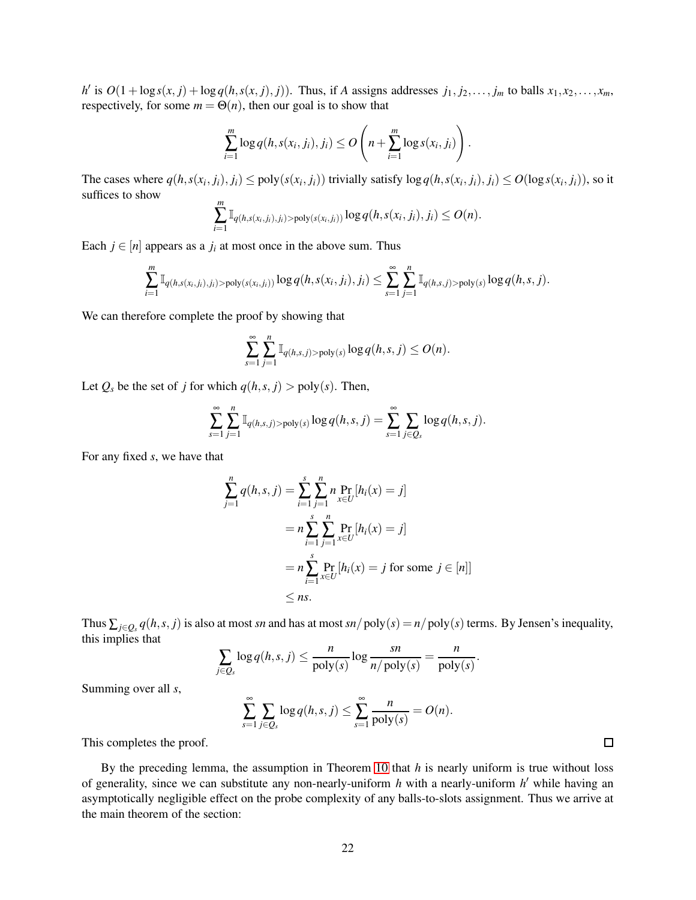$h'$ is $O(1+\log s(x,j)+\log q(h,s(x,j),j))$. Thus, if $A$ assigns addresses $j_1, j_2, \ldots, j_m$ to balls $x_1, x_2, \ldots, x_m$, respectively, for some $m = \Theta(n)$, then our goal is to show that

$$\sum_{i=1}^{m} \log q(h, s(x_i, j_i), j_i) \le O\left(n + \sum_{i=1}^{m} \log s(x_i, j_i)\right).$$

The cases where $q(h,s(x_i,j_i),j_i) \le \operatorname{poly}(s(x_i,j_i))$ trivially satisfy $\log q(h,s(x_i,j_i),j_i) \le O(\log s(x_i,j_i))$, so it suffices to show

$$\sum_{i=1}^{m} \mathbb{I}_{q(h,s(x_i,j_i),j_i) > \operatorname{poly}(s(x_i,j_i))} \log q(h,s(x_i,j_i),j_i) \le O(n).$$

Each $j \in [n]$ appears as a $j_i$ at most once in the above sum. Thus

$$\sum_{i=1}^{m} \mathbb{I}_{q(h,s(x_i,j_i),j_i) > \operatorname{poly}(s(x_i,j_i))} \log q(h,s(x_i,j_i),j_i) \le \sum_{s=1}^{\infty} \sum_{j=1}^{n} \mathbb{I}_{q(h,s,j) > \operatorname{poly}(s)} \log q(h,s,j).$$

We can therefore complete the proof by showing that

$$\sum_{s=1}^{\infty} \sum_{j=1}^{n} \mathbb{I}_{q(h,s,j) > \operatorname{poly}(s)} \log q(h,s,j) \le O(n).$$

Let $Q_s$ be the set of $j$ for which $q(h,s,j) > \operatorname{poly}(s)$. Then,

$$\sum_{s=1}^{\infty} \sum_{j=1}^{n} \mathbb{I}_{q(h,s,j) > \operatorname{poly}(s)} \log q(h,s,j) = \sum_{s=1}^{\infty} \sum_{j \in Q_s} \log q(h,s,j).$$

For any fixed $s$, we have that

$$\begin{aligned}
\sum_{j=1}^{n} q(h,s,j) &= \sum_{i=1}^{s} \sum_{j=1}^{n} n \Pr_{x \in U}[h_i(x) = j] \\
&= n \sum_{i=1}^{s} \sum_{j=1}^{n} \Pr_{x \in U}[h_i(x) = j] \\
&= n \sum_{i=1}^{s} \Pr_{x \in U}[h_i(x) = j \text{ for some } j \in [n]] \\
&\le ns.
\end{aligned}$$

Thus $\sum_{j \in Q_s} q(h,s,j)$ is also at most $sn$ and has at most $sn/\operatorname{poly}(s) = n/\operatorname{poly}(s)$ terms. By Jensen's inequality, this implies that

$$\sum_{j \in Q_s} \log q(h,s,j) \le \frac{n}{\operatorname{poly}(s)} \log \frac{sn}{n/\operatorname{poly}(s)} = \frac{n}{\operatorname{poly}(s)}.$$

Summing over all $s$,

$$\sum_{s=1}^{\infty} \sum_{j \in Q_s} \log q(h,s,j) \le \sum_{s=1}^{\infty} \frac{n}{\operatorname{poly}(s)} = O(n).$$

This completes the proof. ∎

By the preceding lemma, the assumption in Theorem 10 that $h$ is nearly uniform is true without loss of generality, since we can substitute any non-nearly-uniform $h$ with a nearly-uniform $h'$ while having an asymptotically negligible effect on the probe complexity of any balls-to-slots assignment. Thus we arrive at the main theorem of the section: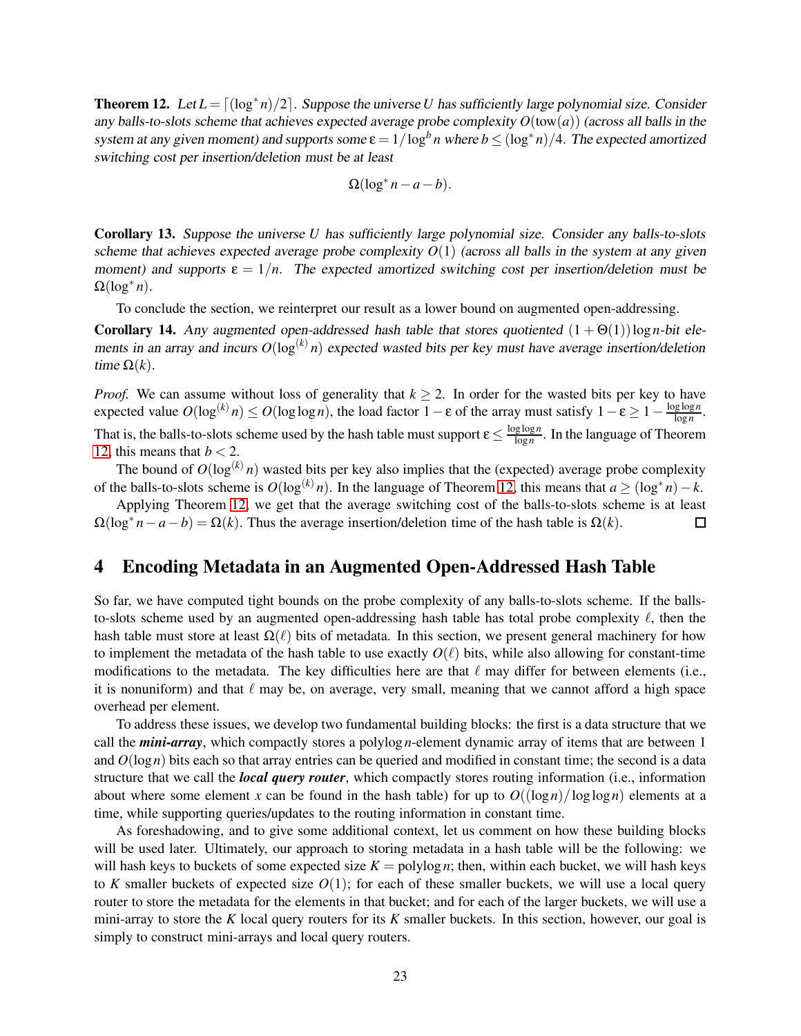**Theorem 12.** *Let $L = \lceil (\log^* n)/2 \rceil$. Suppose the universe $U$ has sufficiently large polynomial size. Consider any balls-to-slots scheme that achieves expected average probe complexity $O(\text{tow}(a))$ (across all balls in the system at any given moment) and supports some $\varepsilon = 1/\log^b n$ where $b \leq (\log^* n)/4$. The expected amortized switching cost per insertion/deletion must be at least*

$$\Omega(\log^* n - a - b).$$

**Corollary 13.** *Suppose the universe $U$ has sufficiently large polynomial size. Consider any balls-to-slots scheme that achieves expected average probe complexity $O(1)$ (across all balls in the system at any given moment) and supports $\varepsilon = 1/n$. The expected amortized switching cost per insertion/deletion must be $\Omega(\log^* n)$.*

To conclude the section, we reinterpret our result as a lower bound on augmented open-addressing.

**Corollary 14.** *Any augmented open-addressed hash table that stores quotiented $(1 + \Theta(1))\log n$-bit elements in an array and incurs $O(\log^{(k)} n)$ expected wasted bits per key must have average insertion/deletion time $\Omega(k)$.*

*Proof.* We can assume without loss of generality that $k \geq 2$. In order for the wasted bits per key to have expected value $O(\log^{(k)} n) \leq O(\log\log n)$, the load factor $1 - \varepsilon$ of the array must satisfy $1 - \varepsilon \geq 1 - \frac{\log\log n}{\log n}$. That is, the balls-to-slots scheme used by the hash table must support $\varepsilon \leq \frac{\log\log n}{\log n}$. In the language of Theorem 12, this means that $b < 2$.

The bound of $O(\log^{(k)} n)$ wasted bits per key also implies that the (expected) average probe complexity of the balls-to-slots scheme is $O(\log^{(k)} n)$. In the language of Theorem 12, this means that $a \geq (\log^* n) - k$.

Applying Theorem 12, we get that the average switching cost of the balls-to-slots scheme is at least $\Omega(\log^* n - a - b) = \Omega(k)$. Thus the average insertion/deletion time of the hash table is $\Omega(k)$. □

# 4 Encoding Metadata in an Augmented Open-Addressed Hash Table

So far, we have computed tight bounds on the probe complexity of any balls-to-slots scheme. If the balls-to-slots scheme used by an augmented open-addressing hash table has total probe complexity $\ell$, then the hash table must store at least $\Omega(\ell)$ bits of metadata. In this section, we present general machinery for how to implement the metadata of the hash table to use exactly $O(\ell)$ bits, while also allowing for constant-time modifications to the metadata. The key difficulties here are that $\ell$ may differ for between elements (i.e., it is nonuniform) and that $\ell$ may be, on average, very small, meaning that we cannot afford a high space overhead per element.

To address these issues, we develop two fundamental building blocks: the first is a data structure that we call the ***mini-array***, which compactly stores a $\text{polylog}\, n$-element dynamic array of items that are between 1 and $O(\log n)$ bits each so that array entries can be queried and modified in constant time; the second is a data structure that we call the ***local query router***, which compactly stores routing information (i.e., information about where some element $x$ can be found in the hash table) for up to $O((\log n)/\log\log n)$ elements at a time, while supporting queries/updates to the routing information in constant time.

As foreshadowing, and to give some additional context, let us comment on how these building blocks will be used later. Ultimately, our approach to storing metadata in a hash table will be the following: we will hash keys to buckets of some expected size $K = \text{polylog}\, n$; then, within each bucket, we will hash keys to $K$ smaller buckets of expected size $O(1)$; for each of these smaller buckets, we will use a local query router to store the metadata for the elements in that bucket; and for each of the larger buckets, we will use a mini-array to store the $K$ local query routers for its $K$ smaller buckets. In this section, however, our goal is simply to construct mini-arrays and local query routers.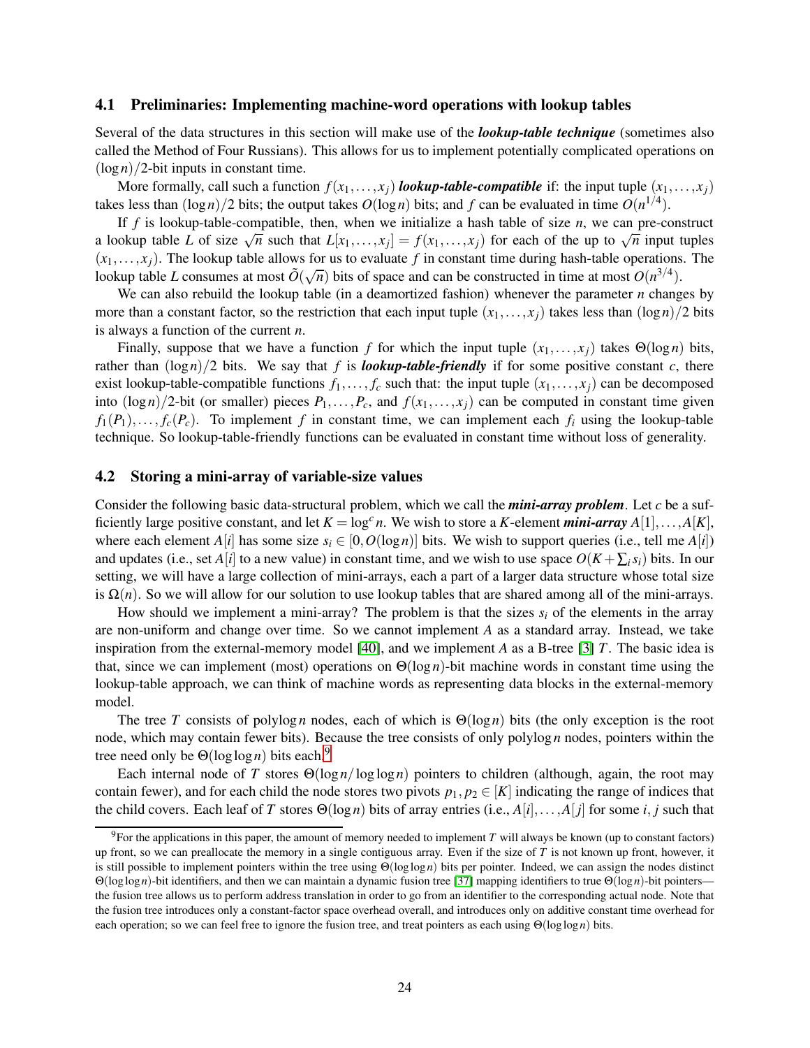### 4.1 Preliminaries: Implementing machine-word operations with lookup tables

Several of the data structures in this section will make use of the ***lookup-table technique*** (sometimes also called the Method of Four Russians). This allows for us to implement potentially complicated operations on $(\log n)/2$-bit inputs in constant time.

More formally, call such a function $f(x_1, \ldots, x_j)$ ***lookup-table-compatible*** if: the input tuple $(x_1, \ldots, x_j)$ takes less than $(\log n)/2$ bits; the output takes $O(\log n)$ bits; and $f$ can be evaluated in time $O(n^{1/4})$.

If $f$ is lookup-table-compatible, then, when we initialize a hash table of size $n$, we can pre-construct a lookup table $L$ of size $\sqrt{n}$ such that $L[x_1, \ldots, x_j] = f(x_1, \ldots, x_j)$ for each of the up to $\sqrt{n}$ input tuples $(x_1, \ldots, x_j)$. The lookup table allows for us to evaluate $f$ in constant time during hash-table operations. The lookup table $L$ consumes at most $\tilde{O}(\sqrt{n})$ bits of space and can be constructed in time at most $O(n^{3/4})$.

We can also rebuild the lookup table (in a deamortized fashion) whenever the parameter $n$ changes by more than a constant factor, so the restriction that each input tuple $(x_1, \ldots, x_j)$ takes less than $(\log n)/2$ bits is always a function of the current $n$.

Finally, suppose that we have a function $f$ for which the input tuple $(x_1, \ldots, x_j)$ takes $\Theta(\log n)$ bits, rather than $(\log n)/2$ bits. We say that $f$ is ***lookup-table-friendly*** if for some positive constant $c$, there exist lookup-table-compatible functions $f_1, \ldots, f_c$ such that: the input tuple $(x_1, \ldots, x_j)$ can be decomposed into $(\log n)/2$-bit (or smaller) pieces $P_1, \ldots, P_c$, and $f(x_1, \ldots, x_j)$ can be computed in constant time given $f_1(P_1), \ldots, f_c(P_c)$. To implement $f$ in constant time, we can implement each $f_i$ using the lookup-table technique. So lookup-table-friendly functions can be evaluated in constant time without loss of generality.

### 4.2 Storing a mini-array of variable-size values

Consider the following basic data-structural problem, which we call the ***mini-array problem***. Let $c$ be a sufficiently large positive constant, and let $K = \log^c n$. We wish to store a $K$-element ***mini-array*** $A[1], \ldots, A[K]$, where each element $A[i]$ has some size $s_i \in [0, O(\log n)]$ bits. We wish to support queries (i.e., tell me $A[i]$) and updates (i.e., set $A[i]$ to a new value) in constant time, and we wish to use space $O(K + \sum_i s_i)$ bits. In our setting, we will have a large collection of mini-arrays, each a part of a larger data structure whose total size is $\Omega(n)$. So we will allow for our solution to use lookup tables that are shared among all of the mini-arrays.

How should we implement a mini-array? The problem is that the sizes $s_i$ of the elements in the array are non-uniform and change over time. So we cannot implement $A$ as a standard array. Instead, we take inspiration from the external-memory model [40], and we implement $A$ as a B-tree [3] $T$. The basic idea is that, since we can implement (most) operations on $\Theta(\log n)$-bit machine words in constant time using the lookup-table approach, we can think of machine words as representing data blocks in the external-memory model.

The tree $T$ consists of polylog $n$ nodes, each of which is $\Theta(\log n)$ bits (the only exception is the root node, which may contain fewer bits). Because the tree consists of only polylog $n$ nodes, pointers within the tree need only be $\Theta(\log \log n)$ bits each.[9]

Each internal node of $T$ stores $\Theta(\log n / \log \log n)$ pointers to children (although, again, the root may contain fewer), and for each child the node stores two pivots $p_1, p_2 \in [K]$ indicating the range of indices that the child covers. Each leaf of $T$ stores $\Theta(\log n)$ bits of array entries (i.e., $A[i], \ldots, A[j]$ for some $i, j$ such that

[9] For the applications in this paper, the amount of memory needed to implement $T$ will always be known (up to constant factors) up front, so we can preallocate the memory in a single contiguous array. Even if the size of $T$ is not known up front, however, it is still possible to implement pointers within the tree using $\Theta(\log \log n)$ bits per pointer. Indeed, we can assign the nodes distinct $\Theta(\log \log n)$-bit identifiers, and then we can maintain a dynamic fusion tree [37] mapping identifiers to true $\Theta(\log n)$-bit pointers—the fusion tree allows us to perform address translation in order to go from an identifier to the corresponding actual node. Note that the fusion tree introduces only a constant-factor space overhead overall, and introduces only on additive constant time overhead for each operation; so we can feel free to ignore the fusion tree, and treat pointers as each using $\Theta(\log \log n)$ bits.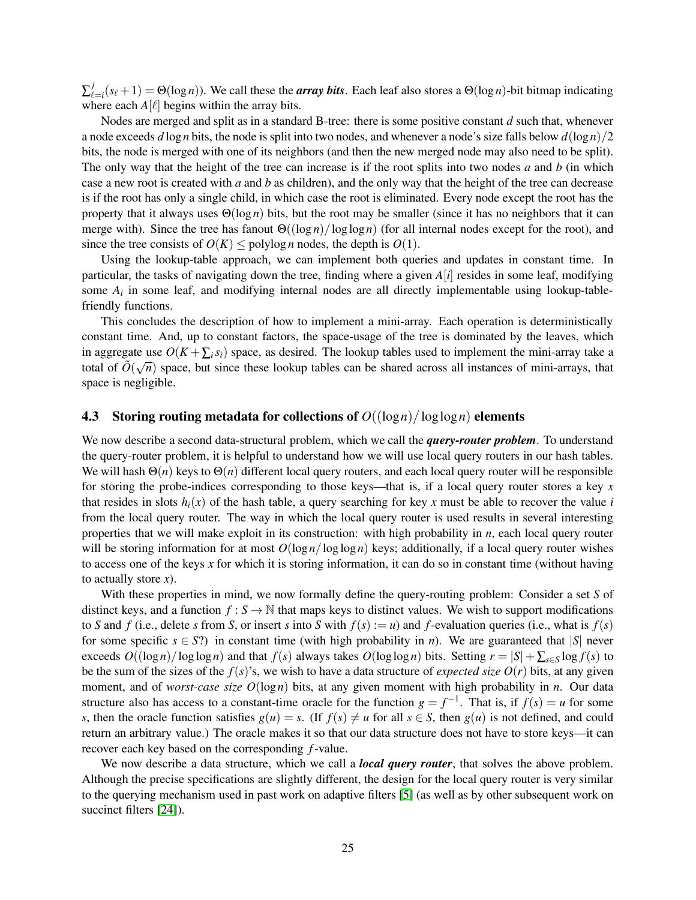$\sum_{\ell=i}^{j}(s_\ell + 1) = \Theta(\log n)$). We call these the ***array bits***. Each leaf also stores a $\Theta(\log n)$-bit bitmap indicating where each $A[\ell]$ begins within the array bits.

Nodes are merged and split as in a standard B-tree: there is some positive constant $d$ such that, whenever a node exceeds $d \log n$ bits, the node is split into two nodes, and whenever a node's size falls below $d(\log n)/2$ bits, the node is merged with one of its neighbors (and then the new merged node may also need to be split). The only way that the height of the tree can increase is if the root splits into two nodes $a$ and $b$ (in which case a new root is created with $a$ and $b$ as children), and the only way that the height of the tree can decrease is if the root has only a single child, in which case the root is eliminated. Every node except the root has the property that it always uses $\Theta(\log n)$ bits, but the root may be smaller (since it has no neighbors that it can merge with). Since the tree has fanout $\Theta((\log n)/\log\log n)$ (for all internal nodes except for the root), and since the tree consists of $O(K) \leq \text{polylog}\, n$ nodes, the depth is $O(1)$.

Using the lookup-table approach, we can implement both queries and updates in constant time. In particular, the tasks of navigating down the tree, finding where a given $A[i]$ resides in some leaf, modifying some $A_i$ in some leaf, and modifying internal nodes are all directly implementable using lookup-table-friendly functions.

This concludes the description of how to implement a mini-array. Each operation is deterministically constant time. And, up to constant factors, the space-usage of the tree is dominated by the leaves, which in aggregate use $O(K + \sum_i s_i)$ space, as desired. The lookup tables used to implement the mini-array take a total of $\tilde{O}(\sqrt{n})$ space, but since these lookup tables can be shared across all instances of mini-arrays, that space is negligible.

### 4.3 Storing routing metadata for collections of $O((\log n)/\log\log n)$ elements

We now describe a second data-structural problem, which we call the ***query-router problem***. To understand the query-router problem, it is helpful to understand how we will use local query routers in our hash tables. We will hash $\Theta(n)$ keys to $\Theta(n)$ different local query routers, and each local query router will be responsible for storing the probe-indices corresponding to those keys—that is, if a local query router stores a key $x$ that resides in slots $h_i(x)$ of the hash table, a query searching for key $x$ must be able to recover the value $i$ from the local query router. The way in which the local query router is used results in several interesting properties that we will make exploit in its construction: with high probability in $n$, each local query router will be storing information for at most $O(\log n/\log\log n)$ keys; additionally, if a local query router wishes to access one of the keys $x$ for which it is storing information, it can do so in constant time (without having to actually store $x$).

With these properties in mind, we now formally define the query-routing problem: Consider a set $S$ of distinct keys, and a function $f : S \to \mathbb{N}$ that maps keys to distinct values. We wish to support modifications to $S$ and $f$ (i.e., delete $s$ from $S$, or insert $s$ into $S$ with $f(s) := u$) and $f$-evaluation queries (i.e., what is $f(s)$ for some specific $s \in S$?) in constant time (with high probability in $n$). We are guaranteed that $|S|$ never exceeds $O((\log n)/\log\log n)$ and that $f(s)$ always takes $O(\log\log n)$ bits. Setting $r = |S| + \sum_{s \in S} \log f(s)$ to be the sum of the sizes of the $f(s)$'s, we wish to have a data structure of *expected size* $O(r)$ bits, at any given moment, and of *worst-case size* $O(\log n)$ bits, at any given moment with high probability in $n$. Our data structure also has access to a constant-time oracle for the function $g = f^{-1}$. That is, if $f(s) = u$ for some $s$, then the oracle function satisfies $g(u) = s$. (If $f(s) \neq u$ for all $s \in S$, then $g(u)$ is not defined, and could return an arbitrary value.) The oracle makes it so that our data structure does not have to store keys—it can recover each key based on the corresponding $f$-value.

We now describe a data structure, which we call a ***local query router***, that solves the above problem. Although the precise specifications are slightly different, the design for the local query router is very similar to the querying mechanism used in past work on adaptive filters [5] (as well as by other subsequent work on succinct filters [24]).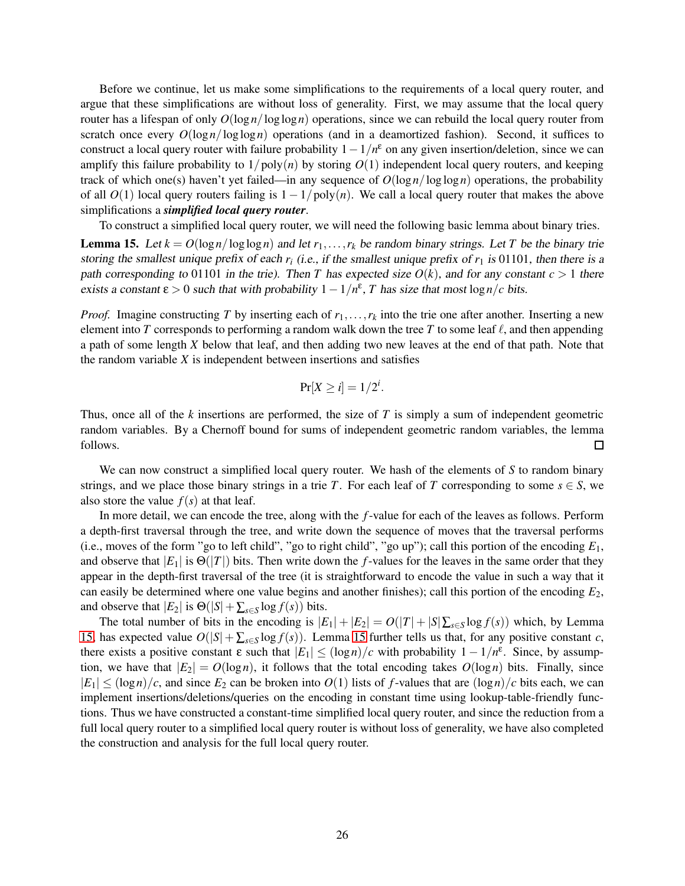Before we continue, let us make some simplifications to the requirements of a local query router, and argue that these simplifications are without loss of generality. First, we may assume that the local query router has a lifespan of only $O(\log n / \log\log n)$ operations, since we can rebuild the local query router from scratch once every $O(\log n / \log\log n)$ operations (and in a deamortized fashion). Second, it suffices to construct a local query router with failure probability $1 - 1/n^{\varepsilon}$ on any given insertion/deletion, since we can amplify this failure probability to $1/\text{poly}(n)$ by storing $O(1)$ independent local query routers, and keeping track of which one(s) haven't yet failed—in any sequence of $O(\log n / \log\log n)$ operations, the probability of all $O(1)$ local query routers failing is $1 - 1/\text{poly}(n)$. We call a local query router that makes the above simplifications a ***simplified local query router***.

To construct a simplified local query router, we will need the following basic lemma about binary tries.

**Lemma 15.** *Let $k = O(\log n / \log\log n)$ and let $r_1, \ldots, r_k$ be random binary strings. Let $T$ be the binary trie storing the smallest unique prefix of each $r_i$ (i.e., if the smallest unique prefix of $r_1$ is 01101, then there is a path corresponding to 01101 in the trie). Then $T$ has expected size $O(k)$, and for any constant $c > 1$ there exists a constant $\varepsilon > 0$ such that with probability $1 - 1/n^{\varepsilon}$, $T$ has size that most $\log n / c$ bits.*

*Proof.* Imagine constructing $T$ by inserting each of $r_1, \ldots, r_k$ into the trie one after another. Inserting a new element into $T$ corresponds to performing a random walk down the tree $T$ to some leaf $\ell$, and then appending a path of some length $X$ below that leaf, and then adding two new leaves at the end of that path. Note that the random variable $X$ is independent between insertions and satisfies

$$\Pr[X \geq i] = 1/2^i.$$

Thus, once all of the $k$ insertions are performed, the size of $T$ is simply a sum of independent geometric random variables. By a Chernoff bound for sums of independent geometric random variables, the lemma follows. □

We can now construct a simplified local query router. We hash of the elements of $S$ to random binary strings, and we place those binary strings in a trie $T$. For each leaf of $T$ corresponding to some $s \in S$, we also store the value $f(s)$ at that leaf.

In more detail, we can encode the tree, along with the $f$-value for each of the leaves as follows. Perform a depth-first traversal through the tree, and write down the sequence of moves that the traversal performs (i.e., moves of the form "go to left child", "go to right child", "go up"); call this portion of the encoding $E_1$, and observe that $|E_1|$ is $\Theta(|T|)$ bits. Then write down the $f$-values for the leaves in the same order that they appear in the depth-first traversal of the tree (it is straightforward to encode the value in such a way that it can easily be determined where one value begins and another finishes); call this portion of the encoding $E_2$, and observe that $|E_2|$ is $\Theta(|S| + \sum_{s \in S} \log f(s))$ bits.

The total number of bits in the encoding is $|E_1| + |E_2| = O(|T| + |S| \sum_{s \in S} \log f(s))$ which, by Lemma 15, has expected value $O(|S| + \sum_{s \in S} \log f(s))$. Lemma 15 further tells us that, for any positive constant $c$, there exists a positive constant $\varepsilon$ such that $|E_1| \leq (\log n)/c$ with probability $1 - 1/n^{\varepsilon}$. Since, by assumption, we have that $|E_2| = O(\log n)$, it follows that the total encoding takes $O(\log n)$ bits. Finally, since $|E_1| \leq (\log n)/c$, and since $E_2$ can be broken into $O(1)$ lists of $f$-values that are $(\log n)/c$ bits each, we can implement insertions/deletions/queries on the encoding in constant time using lookup-table-friendly functions. Thus we have constructed a constant-time simplified local query router, and since the reduction from a full local query router to a simplified local query router is without loss of generality, we have also completed the construction and analysis for the full local query router.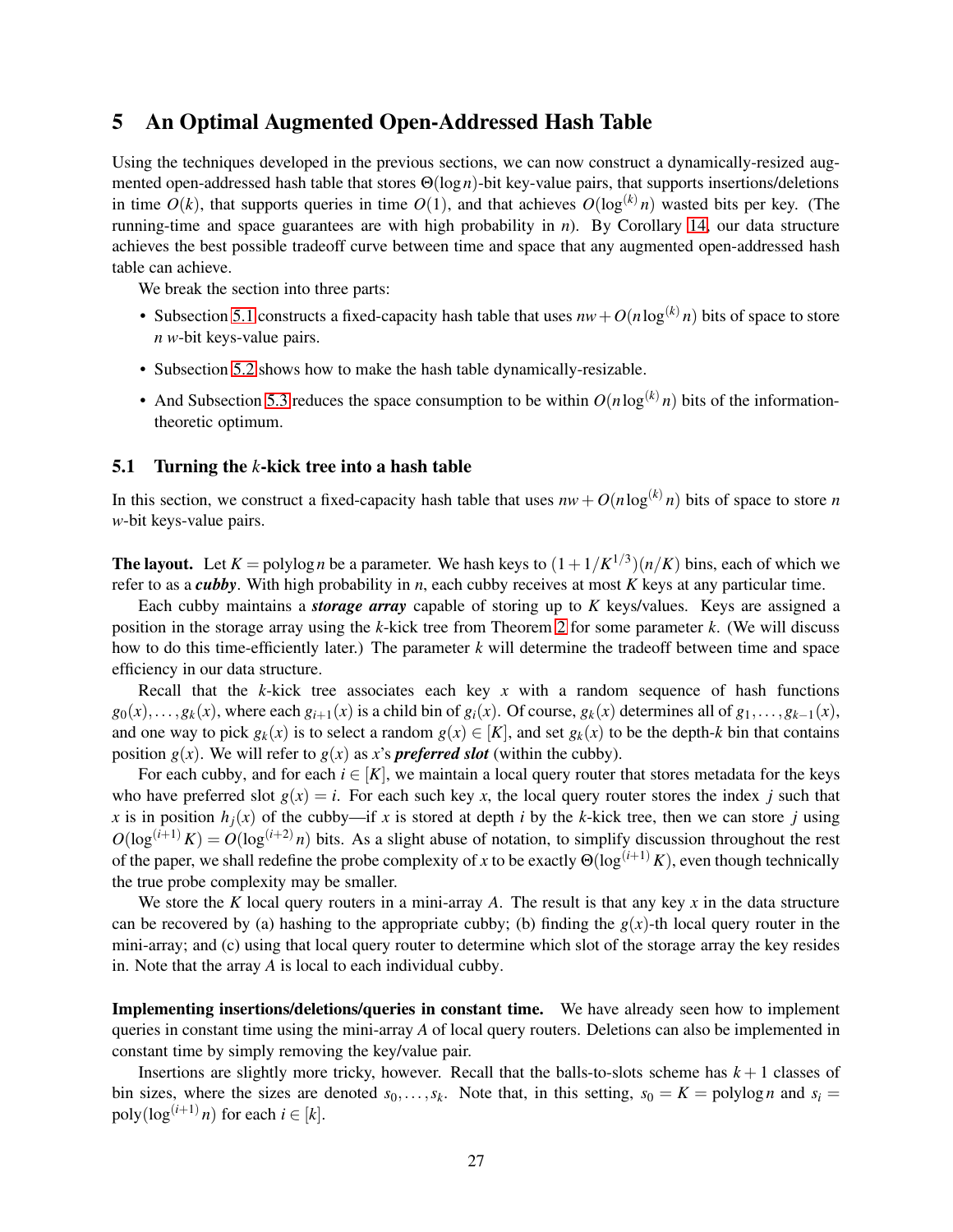## 5 An Optimal Augmented Open-Addressed Hash Table

Using the techniques developed in the previous sections, we can now construct a dynamically-resized augmented open-addressed hash table that stores $\Theta(\log n)$-bit key-value pairs, that supports insertions/deletions in time $O(k)$, that supports queries in time $O(1)$, and that achieves $O(\log^{(k)} n)$ wasted bits per key. (The running-time and space guarantees are with high probability in $n$). By Corollary 14, our data structure achieves the best possible tradeoff curve between time and space that any augmented open-addressed hash table can achieve.

We break the section into three parts:

- Subsection 5.1 constructs a fixed-capacity hash table that uses $nw + O(n \log^{(k)} n)$ bits of space to store $n$ $w$-bit keys-value pairs.
- Subsection 5.2 shows how to make the hash table dynamically-resizable.
- And Subsection 5.3 reduces the space consumption to be within $O(n \log^{(k)} n)$ bits of the information-theoretic optimum.

### 5.1 Turning the $k$-kick tree into a hash table

In this section, we construct a fixed-capacity hash table that uses $nw + O(n \log^{(k)} n)$ bits of space to store $n$ $w$-bit keys-value pairs.

**The layout.** Let $K = \operatorname{polylog} n$ be a parameter. We hash keys to $(1 + 1/K^{1/3})(n/K)$ bins, each of which we refer to as a ***cubby***. With high probability in $n$, each cubby receives at most $K$ keys at any particular time.

Each cubby maintains a ***storage array*** capable of storing up to $K$ keys/values. Keys are assigned a position in the storage array using the $k$-kick tree from Theorem 2 for some parameter $k$. (We will discuss how to do this time-efficiently later.) The parameter $k$ will determine the tradeoff between time and space efficiency in our data structure.

Recall that the $k$-kick tree associates each key $x$ with a random sequence of hash functions $g_0(x), \dots, g_k(x)$, where each $g_{i+1}(x)$ is a child bin of $g_i(x)$. Of course, $g_k(x)$ determines all of $g_1, \dots, g_{k-1}(x)$, and one way to pick $g_k(x)$ is to select a random $g(x) \in [K]$, and set $g_k(x)$ to be the depth-$k$ bin that contains position $g(x)$. We will refer to $g(x)$ as $x$'s ***preferred slot*** (within the cubby).

For each cubby, and for each $i \in [K]$, we maintain a local query router that stores metadata for the keys who have preferred slot $g(x) = i$. For each such key $x$, the local query router stores the index $j$ such that $x$ is in position $h_j(x)$ of the cubby—if $x$ is stored at depth $i$ by the $k$-kick tree, then we can store $j$ using $O(\log^{(i+1)} K) = O(\log^{(i+2)} n)$ bits. As a slight abuse of notation, to simplify discussion throughout the rest of the paper, we shall redefine the probe complexity of $x$ to be exactly $\Theta(\log^{(i+1)} K)$, even though technically the true probe complexity may be smaller.

We store the $K$ local query routers in a mini-array $A$. The result is that any key $x$ in the data structure can be recovered by (a) hashing to the appropriate cubby; (b) finding the $g(x)$-th local query router in the mini-array; and (c) using that local query router to determine which slot of the storage array the key resides in. Note that the array $A$ is local to each individual cubby.

**Implementing insertions/deletions/queries in constant time.** We have already seen how to implement queries in constant time using the mini-array $A$ of local query routers. Deletions can also be implemented in constant time by simply removing the key/value pair.

Insertions are slightly more tricky, however. Recall that the balls-to-slots scheme has $k+1$ classes of bin sizes, where the sizes are denoted $s_0, \dots, s_k$. Note that, in this setting, $s_0 = K = \operatorname{polylog} n$ and $s_i = \operatorname{poly}(\log^{(i+1)} n)$ for each $i \in [k]$.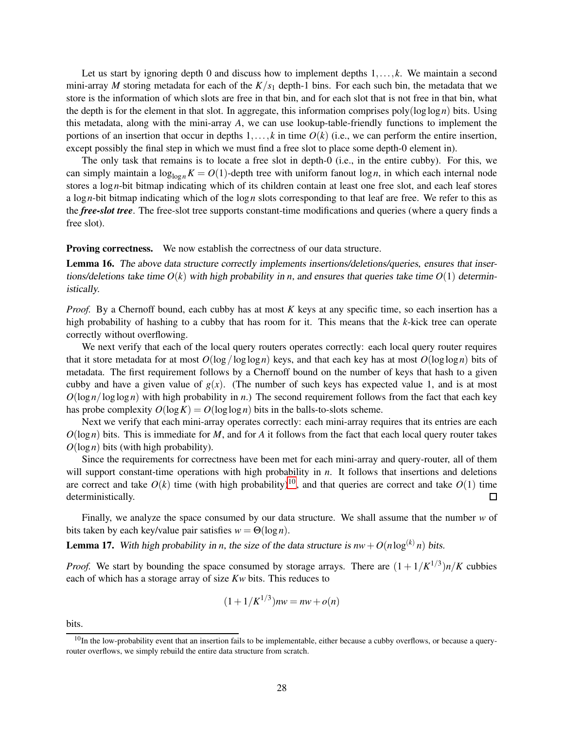Let us start by ignoring depth 0 and discuss how to implement depths $1, \ldots, k$. We maintain a second mini-array $M$ storing metadata for each of the $K/s_1$ depth-1 bins. For each such bin, the metadata that we store is the information of which slots are free in that bin, and for each slot that is not free in that bin, what the depth is for the element in that slot. In aggregate, this information comprises $\text{poly}(\log\log n)$ bits. Using this metadata, along with the mini-array $A$, we can use lookup-table-friendly functions to implement the portions of an insertion that occur in depths $1, \ldots, k$ in time $O(k)$ (i.e., we can perform the entire insertion, except possibly the final step in which we must find a free slot to place some depth-0 element in).

The only task that remains is to locate a free slot in depth-0 (i.e., in the entire cubby). For this, we can simply maintain a $\log_{\log n} K = O(1)$-depth tree with uniform fanout $\log n$, in which each internal node stores a $\log n$-bit bitmap indicating which of its children contain at least one free slot, and each leaf stores a $\log n$-bit bitmap indicating which of the $\log n$ slots corresponding to that leaf are free. We refer to this as the ***free-slot tree***. The free-slot tree supports constant-time modifications and queries (where a query finds a free slot).

**Proving correctness.** We now establish the correctness of our data structure.

**Lemma 16.** *The above data structure correctly implements insertions/deletions/queries, ensures that insertions/deletions take time $O(k)$ with high probability in $n$, and ensures that queries take time $O(1)$ deterministically.*

*Proof.* By a Chernoff bound, each cubby has at most $K$ keys at any specific time, so each insertion has a high probability of hashing to a cubby that has room for it. This means that the $k$-kick tree can operate correctly without overflowing.

We next verify that each of the local query routers operates correctly: each local query router requires that it store metadata for at most $O(\log/\log\log n)$ keys, and that each key has at most $O(\log\log n)$ bits of metadata. The first requirement follows by a Chernoff bound on the number of keys that hash to a given cubby and have a given value of $g(x)$. (The number of such keys has expected value 1, and is at most $O(\log n/\log\log n)$ with high probability in $n$.) The second requirement follows from the fact that each key has probe complexity $O(\log K) = O(\log\log n)$ bits in the balls-to-slots scheme.

Next we verify that each mini-array operates correctly: each mini-array requires that its entries are each $O(\log n)$ bits. This is immediate for $M$, and for $A$ it follows from the fact that each local query router takes $O(\log n)$ bits (with high probability).

Since the requirements for correctness have been met for each mini-array and query-router, all of them will support constant-time operations with high probability in $n$. It follows that insertions and deletions are correct and take $O(k)$ time (with high probability)[10], and that queries are correct and take $O(1)$ time deterministically. □

Finally, we analyze the space consumed by our data structure. We shall assume that the number $w$ of bits taken by each key/value pair satisfies $w = \Theta(\log n)$.

**Lemma 17.** *With high probability in $n$, the size of the data structure is $nw + O(n\log^{(k)} n)$ bits.*

*Proof.* We start by bounding the space consumed by storage arrays. There are $(1 + 1/K^{1/3})n/K$ cubbies each of which has a storage array of size $Kw$ bits. This reduces to

$$(1 + 1/K^{1/3})nw = nw + o(n)$$

bits.

[10] In the low-probability event that an insertion fails to be implementable, either because a cubby overflows, or because a query-router overflows, we simply rebuild the entire data structure from scratch.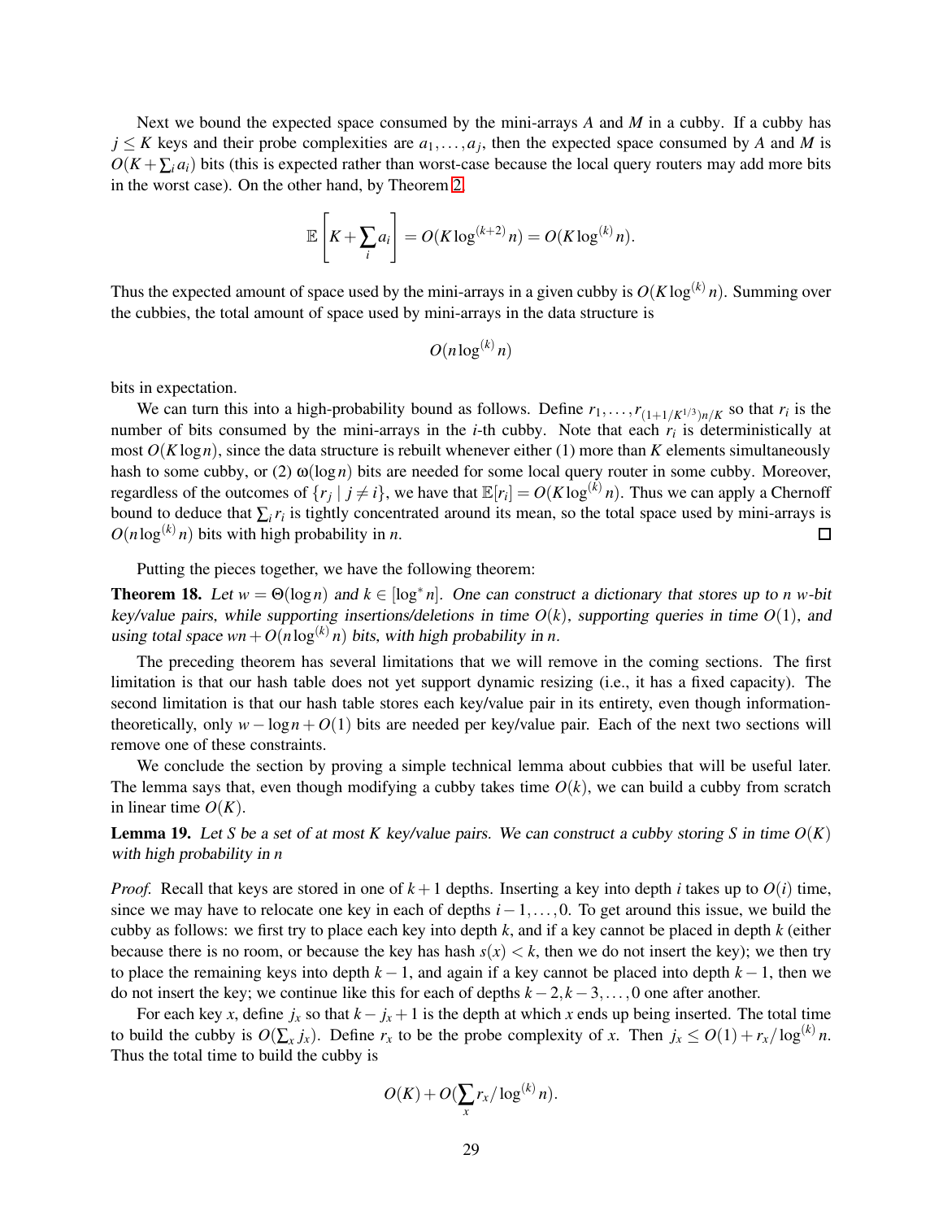Next we bound the expected space consumed by the mini-arrays $A$ and $M$ in a cubby. If a cubby has $j \leq K$ keys and their probe complexities are $a_1, \ldots, a_j$, then the expected space consumed by $A$ and $M$ is $O(K + \sum_i a_i)$ bits (this is expected rather than worst-case because the local query routers may add more bits in the worst case). On the other hand, by Theorem 2,

$$\mathbb{E}\left[K + \sum_i a_i\right] = O(K \log^{(k+2)} n) = O(K \log^{(k)} n).$$

Thus the expected amount of space used by the mini-arrays in a given cubby is $O(K \log^{(k)} n)$. Summing over the cubbies, the total amount of space used by mini-arrays in the data structure is

$$O(n \log^{(k)} n)$$

bits in expectation.

We can turn this into a high-probability bound as follows. Define $r_1, \ldots, r_{(1+1/K^{1/3})n/K}$ so that $r_i$ is the number of bits consumed by the mini-arrays in the $i$-th cubby. Note that each $r_i$ is deterministically at most $O(K \log n)$, since the data structure is rebuilt whenever either (1) more than $K$ elements simultaneously hash to some cubby, or (2) $\omega(\log n)$ bits are needed for some local query router in some cubby. Moreover, regardless of the outcomes of $\{r_j \mid j \neq i\}$, we have that $\mathbb{E}[r_i] = O(K \log^{(k)} n)$. Thus we can apply a Chernoff bound to deduce that $\sum_i r_i$ is tightly concentrated around its mean, so the total space used by mini-arrays is $O(n \log^{(k)} n)$ bits with high probability in $n$. □

Putting the pieces together, we have the following theorem:

**Theorem 18.** *Let $w = \Theta(\log n)$ and $k \in [\log^* n]$. One can construct a dictionary that stores up to $n$ $w$-bit key/value pairs, while supporting insertions/deletions in time $O(k)$, supporting queries in time $O(1)$, and using total space $wn + O(n \log^{(k)} n)$ bits, with high probability in $n$.*

The preceding theorem has several limitations that we will remove in the coming sections. The first limitation is that our hash table does not yet support dynamic resizing (i.e., it has a fixed capacity). The second limitation is that our hash table stores each key/value pair in its entirety, even though information-theoretically, only $w - \log n + O(1)$ bits are needed per key/value pair. Each of the next two sections will remove one of these constraints.

We conclude the section by proving a simple technical lemma about cubbies that will be useful later. The lemma says that, even though modifying a cubby takes time $O(k)$, we can build a cubby from scratch in linear time $O(K)$.

**Lemma 19.** *Let $S$ be a set of at most $K$ key/value pairs. We can construct a cubby storing $S$ in time $O(K)$ with high probability in $n$*

*Proof.* Recall that keys are stored in one of $k+1$ depths. Inserting a key into depth $i$ takes up to $O(i)$ time, since we may have to relocate one key in each of depths $i-1, \ldots, 0$. To get around this issue, we build the cubby as follows: we first try to place each key into depth $k$, and if a key cannot be placed in depth $k$ (either because there is no room, or because the key has hash $s(x) < k$, then we do not insert the key); we then try to place the remaining keys into depth $k-1$, and again if a key cannot be placed into depth $k-1$, then we do not insert the key; we continue like this for each of depths $k-2, k-3, \ldots, 0$ one after another.

For each key $x$, define $j_x$ so that $k - j_x + 1$ is the depth at which $x$ ends up being inserted. The total time to build the cubby is $O(\sum_x j_x)$. Define $r_x$ to be the probe complexity of $x$. Then $j_x \leq O(1) + r_x / \log^{(k)} n$. Thus the total time to build the cubby is

$$O(K) + O(\sum_x r_x / \log^{(k)} n).$$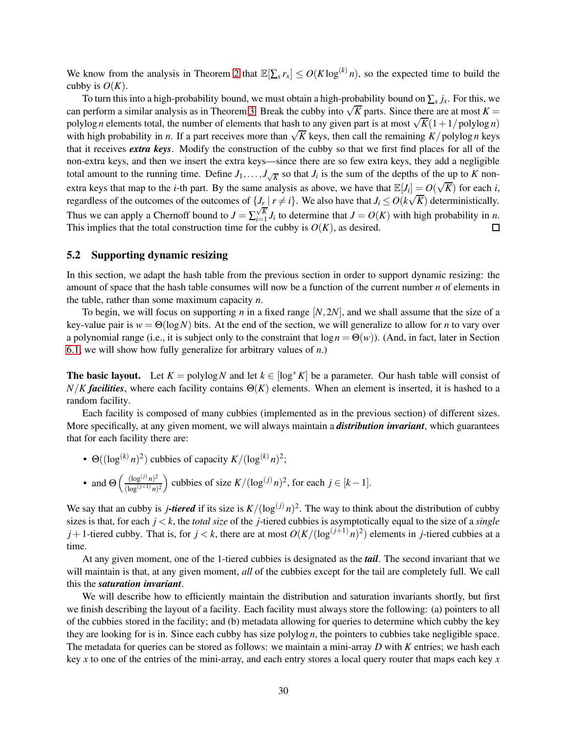We know from the analysis in Theorem 2 that $\mathbb{E}[\sum_x r_x] \le O(K \log^{(k)} n)$, so the expected time to build the cubby is $O(K)$.

To turn this into a high-probability bound, we must obtain a high-probability bound on $\sum_x j_x$. For this, we can perform a similar analysis as in Theorem 3. Break the cubby into $\sqrt{K}$ parts. Since there are at most $K = \text{polylog}\, n$ elements total, the number of elements that hash to any given part is at most $\sqrt{K}(1 + 1/\text{polylog}\, n)$ with high probability in $n$. If a part receives more than $\sqrt{K}$ keys, then call the remaining $K/\text{polylog}\, n$ keys that it receives ***extra keys***. Modify the construction of the cubby so that we first find places for all of the non-extra keys, and then we insert the extra keys—since there are so few extra keys, they add a negligible total amount to the running time. Define $J_1, \ldots, J_{\sqrt{K}}$ so that $J_i$ is the sum of the depths of the up to $K$ non-extra keys that map to the $i$-th part. By the same analysis as above, we have that $\mathbb{E}[J_i] = O(\sqrt{K})$ for each $i$, regardless of the outcomes of the outcomes of $\{J_r \mid r \neq i\}$. We also have that $J_i \le O(k\sqrt{K})$ deterministically. Thus we can apply a Chernoff bound to $J = \sum_{i=1}^{\sqrt{K}} J_i$ to determine that $J = O(K)$ with high probability in $n$. This implies that the total construction time for the cubby is $O(K)$, as desired. □

## 5.2 Supporting dynamic resizing

In this section, we adapt the hash table from the previous section in order to support dynamic resizing: the amount of space that the hash table consumes will now be a function of the current number $n$ of elements in the table, rather than some maximum capacity $n$.

To begin, we will focus on supporting $n$ in a fixed range $[N, 2N]$, and we shall assume that the size of a key-value pair is $w = \Theta(\log N)$ bits. At the end of the section, we will generalize to allow for $n$ to vary over a polynomial range (i.e., it is subject only to the constraint that $\log n = \Theta(w)$). (And, in fact, later in Section 6.1, we will show how fully generalize for arbitrary values of $n$.)

**The basic layout.** Let $K = \text{polylog}\, N$ and let $k \in [\log^* K]$ be a parameter. Our hash table will consist of $N/K$ ***facilities***, where each facility contains $\Theta(K)$ elements. When an element is inserted, it is hashed to a random facility.

Each facility is composed of many cubbies (implemented as in the previous section) of different sizes. More specifically, at any given moment, we will always maintain a ***distribution invariant***, which guarantees that for each facility there are:

- $\Theta((\log^{(k)} n)^2)$ cubbies of capacity $K/(\log^{(k)} n)^2$;
- and $\Theta\left(\frac{(\log^{(j)} n)^2}{(\log^{(j+1)} n)^2}\right)$ cubbies of size $K/(\log^{(j)} n)^2$, for each $j \in [k-1]$.

We say that an cubby is ***j-tiered*** if its size is $K/(\log^{(j)} n)^2$. The way to think about the distribution of cubby sizes is that, for each $j < k$, the *total size* of the $j$-tiered cubbies is asymptotically equal to the size of a *single* $j+1$-tiered cubby. That is, for $j < k$, there are at most $O(K/(\log^{(j+1)} n)^2)$ elements in $j$-tiered cubbies at a time.

At any given moment, one of the 1-tiered cubbies is designated as the ***tail***. The second invariant that we will maintain is that, at any given moment, *all* of the cubbies except for the tail are completely full. We call this the ***saturation invariant***.

We will describe how to efficiently maintain the distribution and saturation invariants shortly, but first we finish describing the layout of a facility. Each facility must always store the following: (a) pointers to all of the cubbies stored in the facility; and (b) metadata allowing for queries to determine which cubby the key they are looking for is in. Since each cubby has size $\text{polylog}\, n$, the pointers to cubbies take negligible space. The metadata for queries can be stored as follows: we maintain a mini-array $D$ with $K$ entries; we hash each key $x$ to one of the entries of the mini-array, and each entry stores a local query router that maps each key $x$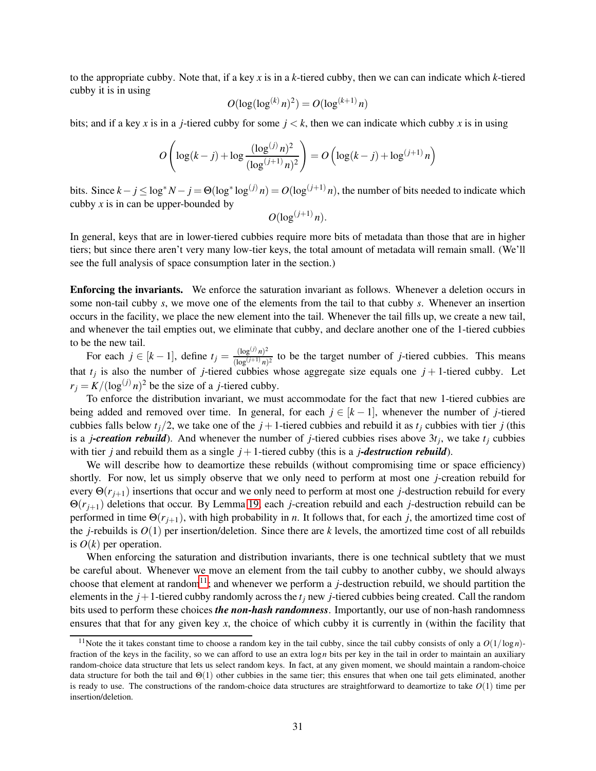to the appropriate cubby. Note that, if a key $x$ is in a $k$-tiered cubby, then we can can indicate which $k$-tiered cubby it is in using

$$O(\log(\log^{(k)} n)^2) = O(\log^{(k+1)} n)$$

bits; and if a key $x$ is in a $j$-tiered cubby for some $j < k$, then we can indicate which cubby $x$ is in using

$$O\left(\log(k-j) + \log \frac{(\log^{(j)} n)^2}{(\log^{(j+1)} n)^2}\right) = O\left(\log(k-j) + \log^{(j+1)} n\right)$$

bits. Since $k - j \le \log^* N - j = \Theta(\log^* \log^{(j)} n) = O(\log^{(j+1)} n)$, the number of bits needed to indicate which cubby $x$ is in can be upper-bounded by

$$O(\log^{(j+1)} n).$$

In general, keys that are in lower-tiered cubbies require more bits of metadata than those that are in higher tiers; but since there aren't very many low-tier keys, the total amount of metadata will remain small. (We'll see the full analysis of space consumption later in the section.)

**Enforcing the invariants.** We enforce the saturation invariant as follows. Whenever a deletion occurs in some non-tail cubby $s$, we move one of the elements from the tail to that cubby $s$. Whenever an insertion occurs in the facility, we place the new element into the tail. Whenever the tail fills up, we create a new tail, and whenever the tail empties out, we eliminate that cubby, and declare another one of the 1-tiered cubbies to be the new tail.

For each $j \in [k-1]$, define $t_j = \frac{(\log^{(j)} n)^2}{(\log^{(j+1)} n)^2}$ to be the target number of $j$-tiered cubbies. This means that $t_j$ is also the number of $j$-tiered cubbies whose aggregate size equals one $j+1$-tiered cubby. Let $r_j = K/(\log^{(j)} n)^2$ be the size of a $j$-tiered cubby.

To enforce the distribution invariant, we must accommodate for the fact that new 1-tiered cubbies are being added and removed over time. In general, for each $j \in [k-1]$, whenever the number of $j$-tiered cubbies falls below $t_j/2$, we take one of the $j+1$-tiered cubbies and rebuild it as $t_j$ cubbies with tier $j$ (this is a ***j-creation rebuild***). And whenever the number of $j$-tiered cubbies rises above $3t_j$, we take $t_j$ cubbies with tier $j$ and rebuild them as a single $j+1$-tiered cubby (this is a ***j-destruction rebuild***).

We will describe how to deamortize these rebuilds (without compromising time or space efficiency) shortly. For now, let us simply observe that we only need to perform at most one $j$-creation rebuild for every $\Theta(r_{j+1})$ insertions that occur and we only need to perform at most one $j$-destruction rebuild for every $\Theta(r_{j+1})$ deletions that occur. By Lemma 19, each $j$-creation rebuild and each $j$-destruction rebuild can be performed in time $\Theta(r_{j+1})$, with high probability in $n$. It follows that, for each $j$, the amortized time cost of the $j$-rebuilds is $O(1)$ per insertion/deletion. Since there are $k$ levels, the amortized time cost of all rebuilds is $O(k)$ per operation.

When enforcing the saturation and distribution invariants, there is one technical subtlety that we must be careful about. Whenever we move an element from the tail cubby to another cubby, we should always choose that element at random[11]; and whenever we perform a $j$-destruction rebuild, we should partition the elements in the $j+1$-tiered cubby randomly across the $t_j$ new $j$-tiered cubbies being created. Call the random bits used to perform these choices ***the non-hash randomness***. Importantly, our use of non-hash randomness ensures that that for any given key $x$, the choice of which cubby it is currently in (within the facility that

[11]Note the it takes constant time to choose a random key in the tail cubby, since the tail cubby consists of only a $O(1/\log n)$-fraction of the keys in the facility, so we can afford to use an extra $\log n$ bits per key in the tail in order to maintain an auxiliary random-choice data structure that lets us select random keys. In fact, at any given moment, we should maintain a random-choice data structure for both the tail and $\Theta(1)$ other cubbies in the same tier; this ensures that when one tail gets eliminated, another is ready to use. The constructions of the random-choice data structures are straightforward to deamortize to take $O(1)$ time per insertion/deletion.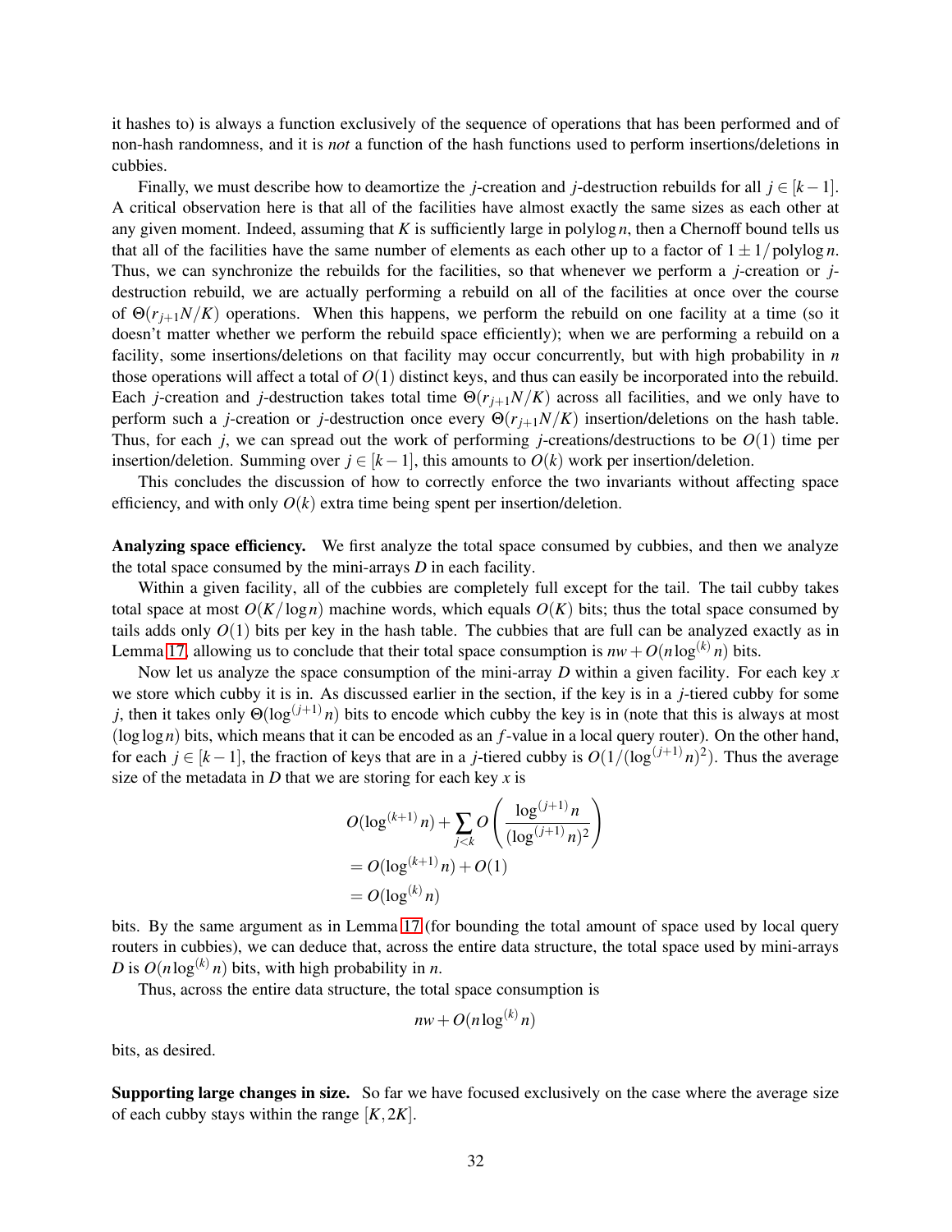it hashes to) is always a function exclusively of the sequence of operations that has been performed and of non-hash randomness, and it is *not* a function of the hash functions used to perform insertions/deletions in cubbies.

Finally, we must describe how to deamortize the $j$-creation and $j$-destruction rebuilds for all $j \in [k-1]$. A critical observation here is that all of the facilities have almost exactly the same sizes as each other at any given moment. Indeed, assuming that $K$ is sufficiently large in $\operatorname{polylog} n$, then a Chernoff bound tells us that all of the facilities have the same number of elements as each other up to a factor of $1 \pm 1/\operatorname{polylog} n$. Thus, we can synchronize the rebuilds for the facilities, so that whenever we perform a $j$-creation or $j$-destruction rebuild, we are actually performing a rebuild on all of the facilities at once over the course of $\Theta(r_{j+1}N/K)$ operations. When this happens, we perform the rebuild on one facility at a time (so it doesn't matter whether we perform the rebuild space efficiently); when we are performing a rebuild on a facility, some insertions/deletions on that facility may occur concurrently, but with high probability in $n$ those operations will affect a total of $O(1)$ distinct keys, and thus can easily be incorporated into the rebuild. Each $j$-creation and $j$-destruction takes total time $\Theta(r_{j+1}N/K)$ across all facilities, and we only have to perform such a $j$-creation or $j$-destruction once every $\Theta(r_{j+1}N/K)$ insertion/deletions on the hash table. Thus, for each $j$, we can spread out the work of performing $j$-creations/destructions to be $O(1)$ time per insertion/deletion. Summing over $j \in [k-1]$, this amounts to $O(k)$ work per insertion/deletion.

This concludes the discussion of how to correctly enforce the two invariants without affecting space efficiency, and with only $O(k)$ extra time being spent per insertion/deletion.

**Analyzing space efficiency.** We first analyze the total space consumed by cubbies, and then we analyze the total space consumed by the mini-arrays $D$ in each facility.

Within a given facility, all of the cubbies are completely full except for the tail. The tail cubby takes total space at most $O(K/\log n)$ machine words, which equals $O(K)$ bits; thus the total space consumed by tails adds only $O(1)$ bits per key in the hash table. The cubbies that are full can be analyzed exactly as in Lemma 17, allowing us to conclude that their total space consumption is $nw + O(n \log^{(k)} n)$ bits.

Now let us analyze the space consumption of the mini-array $D$ within a given facility. For each key $x$ we store which cubby it is in. As discussed earlier in the section, if the key is in a $j$-tiered cubby for some $j$, then it takes only $\Theta(\log^{(j+1)} n)$ bits to encode which cubby the key is in (note that this is always at most $(\log \log n)$ bits, which means that it can be encoded as an $f$-value in a local query router). On the other hand, for each $j \in [k-1]$, the fraction of keys that are in a $j$-tiered cubby is $O(1/(\log^{(j+1)} n)^2)$. Thus the average size of the metadata in $D$ that we are storing for each key $x$ is

$$
\begin{aligned}
&O(\log^{(k+1)} n) + \sum_{j<k} O\left(\frac{\log^{(j+1)} n}{(\log^{(j+1)} n)^2}\right) \\
&= O(\log^{(k+1)} n) + O(1) \\
&= O(\log^{(k)} n)
\end{aligned}
$$

bits. By the same argument as in Lemma 17 (for bounding the total amount of space used by local query routers in cubbies), we can deduce that, across the entire data structure, the total space used by mini-arrays $D$ is $O(n \log^{(k)} n)$ bits, with high probability in $n$.

Thus, across the entire data structure, the total space consumption is

$$
nw + O(n \log^{(k)} n)
$$

bits, as desired.

**Supporting large changes in size.** So far we have focused exclusively on the case where the average size of each cubby stays within the range $[K, 2K]$.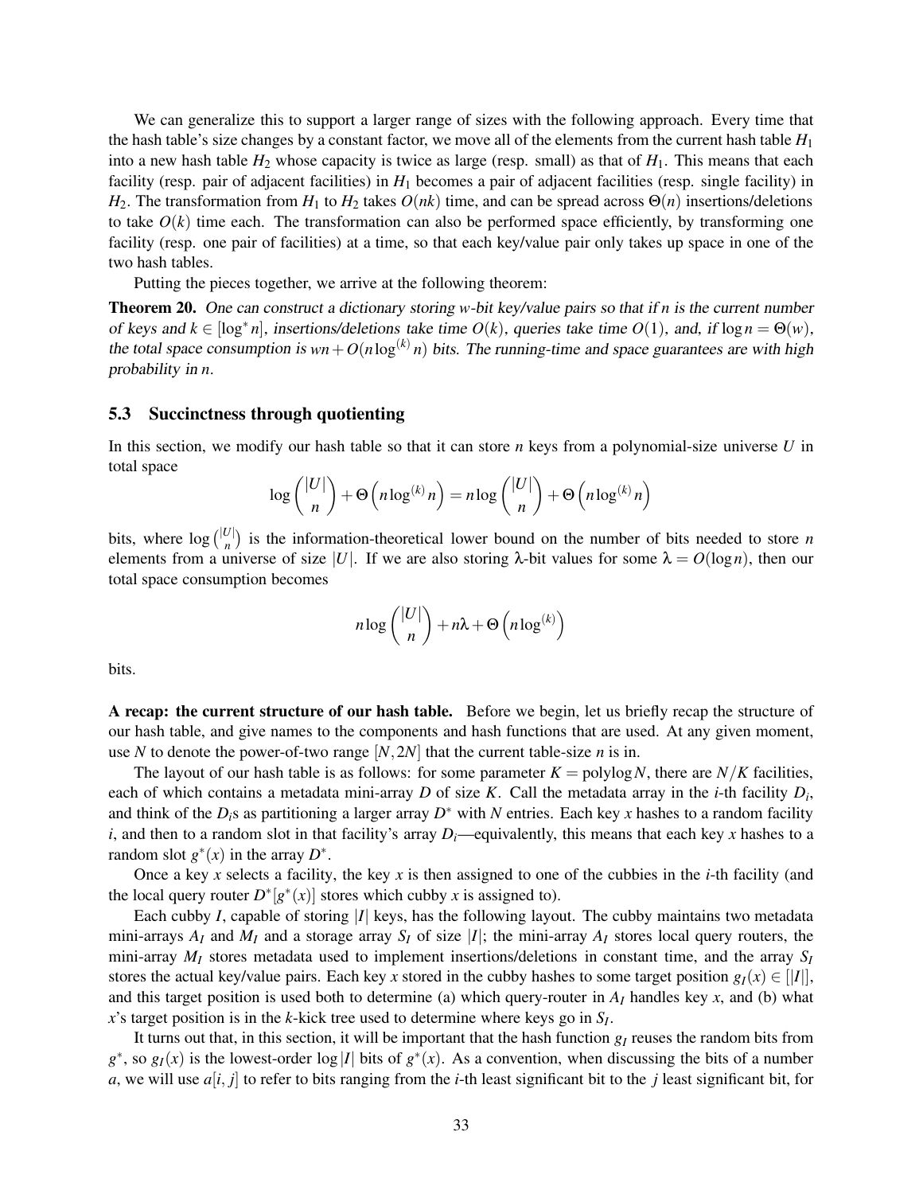We can generalize this to support a larger range of sizes with the following approach. Every time that the hash table's size changes by a constant factor, we move all of the elements from the current hash table $H_1$ into a new hash table $H_2$ whose capacity is twice as large (resp. small) as that of $H_1$. This means that each facility (resp. pair of adjacent facilities) in $H_1$ becomes a pair of adjacent facilities (resp. single facility) in $H_2$. The transformation from $H_1$ to $H_2$ takes $O(nk)$ time, and can be spread across $\Theta(n)$ insertions/deletions to take $O(k)$ time each. The transformation can also be performed space efficiently, by transforming one facility (resp. one pair of facilities) at a time, so that each key/value pair only takes up space in one of the two hash tables.

Putting the pieces together, we arrive at the following theorem:

**Theorem 20.** *One can construct a dictionary storing $w$-bit key/value pairs so that if $n$ is the current number of keys and $k \in [\log^* n]$, insertions/deletions take time $O(k)$, queries take time $O(1)$, and, if $\log n = \Theta(w)$, the total space consumption is $wn + O(n \log^{(k)} n)$ bits. The running-time and space guarantees are with high probability in $n$.*

### 5.3 Succinctness through quotienting

In this section, we modify our hash table so that it can store $n$ keys from a polynomial-size universe $U$ in total space

$$\log \binom{|U|}{n} + \Theta\left(n \log^{(k)} n\right) = n \log \binom{|U|}{n} + \Theta\left(n \log^{(k)} n\right)$$

bits, where $\log \binom{|U|}{n}$ is the information-theoretical lower bound on the number of bits needed to store $n$ elements from a universe of size $|U|$. If we are also storing $\lambda$-bit values for some $\lambda = O(\log n)$, then our total space consumption becomes

$$n \log \binom{|U|}{n} + n\lambda + \Theta\left(n \log^{(k)}\right)$$

bits.

**A recap: the current structure of our hash table.** Before we begin, let us briefly recap the structure of our hash table, and give names to the components and hash functions that are used. At any given moment, use $N$ to denote the power-of-two range $[N, 2N]$ that the current table-size $n$ is in.

The layout of our hash table is as follows: for some parameter $K = \text{polylog} N$, there are $N/K$ facilities, each of which contains a metadata mini-array $D$ of size $K$. Call the metadata array in the $i$-th facility $D_i$, and think of the $D_i$s as partitioning a larger array $D^*$ with $N$ entries. Each key $x$ hashes to a random facility $i$, and then to a random slot in that facility's array $D_i$—equivalently, this means that each key $x$ hashes to a random slot $g^*(x)$ in the array $D^*$.

Once a key $x$ selects a facility, the key $x$ is then assigned to one of the cubbies in the $i$-th facility (and the local query router $D^*[g^*(x)]$ stores which cubby $x$ is assigned to).

Each cubby $I$, capable of storing $|I|$ keys, has the following layout. The cubby maintains two metadata mini-arrays $A_I$ and $M_I$ and a storage array $S_I$ of size $|I|$; the mini-array $A_I$ stores local query routers, the mini-array $M_I$ stores metadata used to implement insertions/deletions in constant time, and the array $S_I$ stores the actual key/value pairs. Each key $x$ stored in the cubby hashes to some target position $g_I(x) \in [|I|]$, and this target position is used both to determine (a) which query-router in $A_I$ handles key $x$, and (b) what $x$'s target position is in the $k$-kick tree used to determine where keys go in $S_I$.

It turns out that, in this section, it will be important that the hash function $g_I$ reuses the random bits from $g^*$, so $g_I(x)$ is the lowest-order $\log |I|$ bits of $g^*(x)$. As a convention, when discussing the bits of a number $a$, we will use $a[i, j]$ to refer to bits ranging from the $i$-th least significant bit to the $j$ least significant bit, for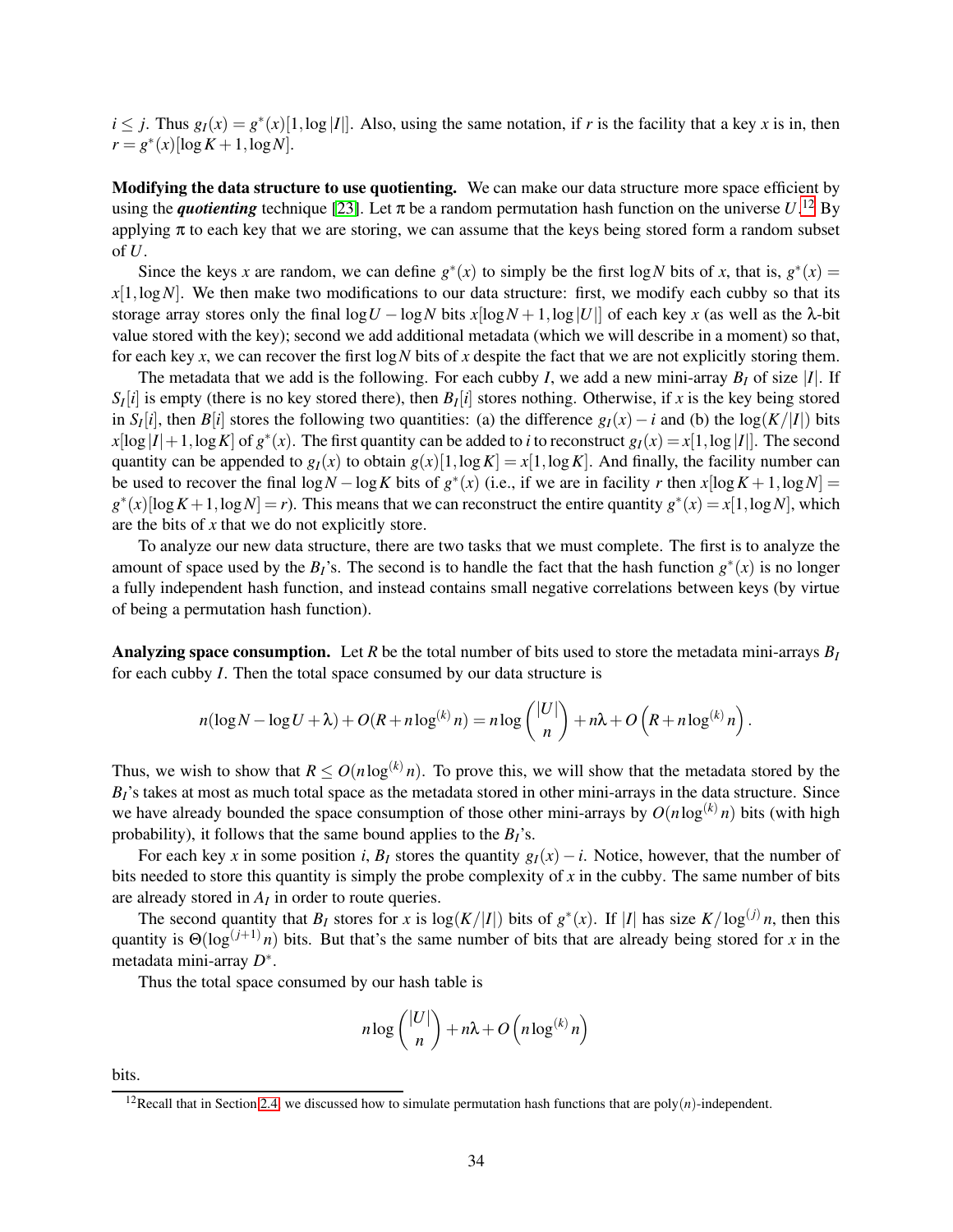$i \le j$. Thus $g_I(x) = g^*(x)[1, \log|I|]$. Also, using the same notation, if $r$ is the facility that a key $x$ is in, then $r = g^*(x)[\log K + 1, \log N]$.

**Modifying the data structure to use quotienting.** We can make our data structure more space efficient by using the ***quotienting*** technique [23]. Let $\pi$ be a random permutation hash function on the universe $U$.[12] By applying $\pi$ to each key that we are storing, we can assume that the keys being stored form a random subset of $U$.

Since the keys $x$ are random, we can define $g^*(x)$ to simply be the first $\log N$ bits of $x$, that is, $g^*(x) = x[1, \log N]$. We then make two modifications to our data structure: first, we modify each cubby so that its storage array stores only the final $\log U - \log N$ bits $x[\log N + 1, \log|U|]$ of each key $x$ (as well as the $\lambda$-bit value stored with the key); second we add additional metadata (which we will describe in a moment) so that, for each key $x$, we can recover the first $\log N$ bits of $x$ despite the fact that we are not explicitly storing them.

The metadata that we add is the following. For each cubby $I$, we add a new mini-array $B_I$ of size $|I|$. If $S_I[i]$ is empty (there is no key stored there), then $B_I[i]$ stores nothing. Otherwise, if $x$ is the key being stored in $S_I[i]$, then $B[i]$ stores the following two quantities: (a) the difference $g_I(x) - i$ and (b) the $\log(K/|I|)$ bits $x[\log|I| + 1, \log K]$ of $g^*(x)$. The first quantity can be added to $i$ to reconstruct $g_I(x) = x[1, \log|I|]$. The second quantity can be appended to $g_I(x)$ to obtain $g(x)[1, \log K] = x[1, \log K]$. And finally, the facility number can be used to recover the final $\log N - \log K$ bits of $g^*(x)$ (i.e., if we are in facility $r$ then $x[\log K + 1, \log N] = g^*(x)[\log K + 1, \log N] = r$). This means that we can reconstruct the entire quantity $g^*(x) = x[1, \log N]$, which are the bits of $x$ that we do not explicitly store.

To analyze our new data structure, there are two tasks that we must complete. The first is to analyze the amount of space used by the $B_I$'s. The second is to handle the fact that the hash function $g^*(x)$ is no longer a fully independent hash function, and instead contains small negative correlations between keys (by virtue of being a permutation hash function).

**Analyzing space consumption.** Let $R$ be the total number of bits used to store the metadata mini-arrays $B_I$ for each cubby $I$. Then the total space consumed by our data structure is

$$n(\log N - \log U + \lambda) + O(R + n\log^{(k)} n) = n\log\binom{|U|}{n} + n\lambda + O\left(R + n\log^{(k)} n\right).$$

Thus, we wish to show that $R \le O(n\log^{(k)} n)$. To prove this, we will show that the metadata stored by the $B_I$'s takes at most as much total space as the metadata stored in other mini-arrays in the data structure. Since we have already bounded the space consumption of those other mini-arrays by $O(n\log^{(k)} n)$ bits (with high probability), it follows that the same bound applies to the $B_I$'s.

For each key $x$ in some position $i$, $B_I$ stores the quantity $g_I(x) - i$. Notice, however, that the number of bits needed to store this quantity is simply the probe complexity of $x$ in the cubby. The same number of bits are already stored in $A_I$ in order to route queries.

The second quantity that $B_I$ stores for $x$ is $\log(K/|I|)$ bits of $g^*(x)$. If $|I|$ has size $K/\log^{(j)} n$, then this quantity is $\Theta(\log^{(j+1)} n)$ bits. But that's the same number of bits that are already being stored for $x$ in the metadata mini-array $D^*$.

Thus the total space consumed by our hash table is

$$n\log\binom{|U|}{n} + n\lambda + O\left(n\log^{(k)} n\right)$$

bits.

[12] Recall that in Section 2.4, we discussed how to simulate permutation hash functions that are poly$(n)$-independent.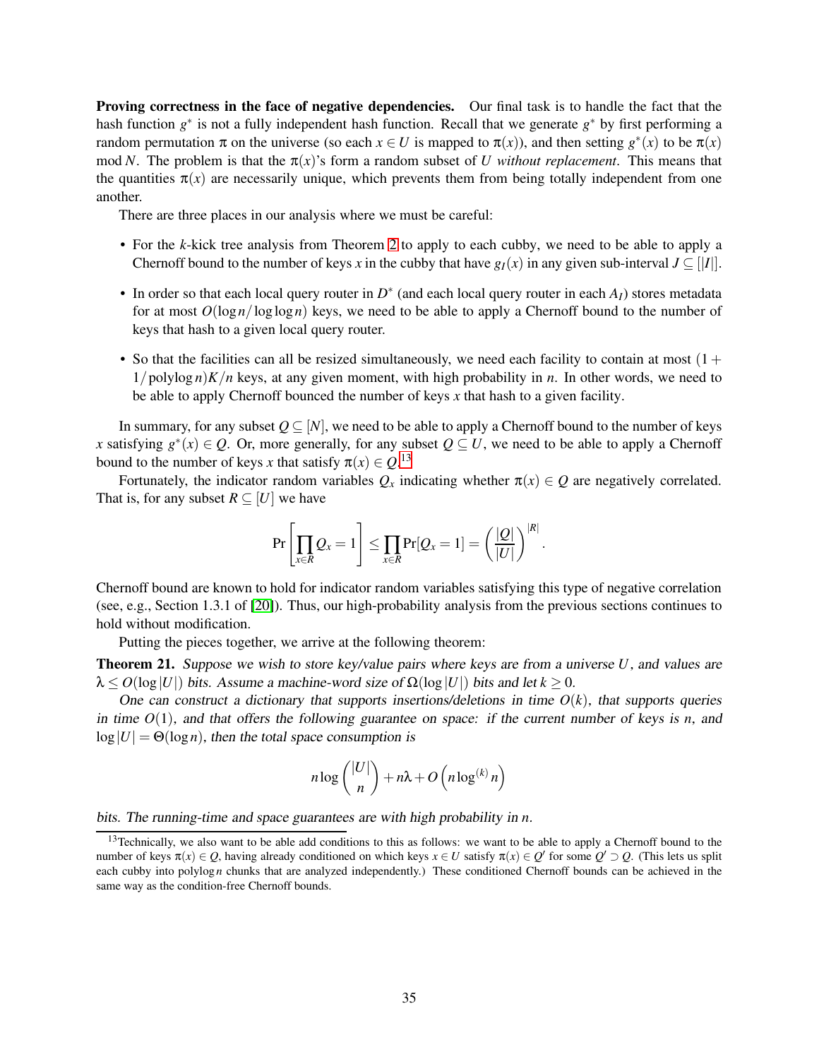**Proving correctness in the face of negative dependencies.** Our final task is to handle the fact that the hash function $g^*$ is not a fully independent hash function. Recall that we generate $g^*$ by first performing a random permutation $\pi$ on the universe (so each $x \in U$ is mapped to $\pi(x)$), and then setting $g^*(x)$ to be $\pi(x) \bmod N$. The problem is that the $\pi(x)$'s form a random subset of $U$ *without replacement*. This means that the quantities $\pi(x)$ are necessarily unique, which prevents them from being totally independent from one another.

There are three places in our analysis where we must be careful:

- For the $k$-kick tree analysis from Theorem 2 to apply to each cubby, we need to be able to apply a Chernoff bound to the number of keys $x$ in the cubby that have $g_I(x)$ in any given sub-interval $J \subseteq [|I|]$.
- In order so that each local query router in $D^*$ (and each local query router in each $A_I$) stores metadata for at most $O(\log n / \log \log n)$ keys, we need to be able to apply a Chernoff bound to the number of keys that hash to a given local query router.
- So that the facilities can all be resized simultaneously, we need each facility to contain at most $(1 + 1/\operatorname{polylog} n)K/n$ keys, at any given moment, with high probability in $n$. In other words, we need to be able to apply Chernoff bounced the number of keys $x$ that hash to a given facility.

In summary, for any subset $Q \subseteq [N]$, we need to be able to apply a Chernoff bound to the number of keys $x$ satisfying $g^*(x) \in Q$. Or, more generally, for any subset $Q \subseteq U$, we need to be able to apply a Chernoff bound to the number of keys $x$ that satisfy $\pi(x) \in Q$.[13]

Fortunately, the indicator random variables $Q_x$ indicating whether $\pi(x) \in Q$ are negatively correlated. That is, for any subset $R \subseteq [U]$ we have

$$\Pr\left[\prod_{x \in R} Q_x = 1\right] \leq \prod_{x \in R} \Pr[Q_x = 1] = \left(\frac{|Q|}{|U|}\right)^{|R|}.$$

Chernoff bound are known to hold for indicator random variables satisfying this type of negative correlation (see, e.g., Section 1.3.1 of [20]). Thus, our high-probability analysis from the previous sections continues to hold without modification.

Putting the pieces together, we arrive at the following theorem:

**Theorem 21.** *Suppose we wish to store key/value pairs where keys are from a universe $U$, and values are $\lambda \leq O(\log |U|)$ bits. Assume a machine-word size of $\Omega(\log |U|)$ bits and let $k \geq 0$.*

*One can construct a dictionary that supports insertions/deletions in time $O(k)$, that supports queries in time $O(1)$, and that offers the following guarantee on space: if the current number of keys is $n$, and $\log |U| = \Theta(\log n)$, then the total space consumption is*

$$n \log \binom{|U|}{n} + n\lambda + O\left(n \log^{(k)} n\right)$$

*bits. The running-time and space guarantees are with high probability in $n$.*

[13] Technically, we also want to be able add conditions to this as follows: we want to be able to apply a Chernoff bound to the number of keys $\pi(x) \in Q$, having already conditioned on which keys $x \in U$ satisfy $\pi(x) \in Q'$ for some $Q' \supset Q$. (This lets us split each cubby into $\operatorname{polylog} n$ chunks that are analyzed independently.) These conditioned Chernoff bounds can be achieved in the same way as the condition-free Chernoff bounds.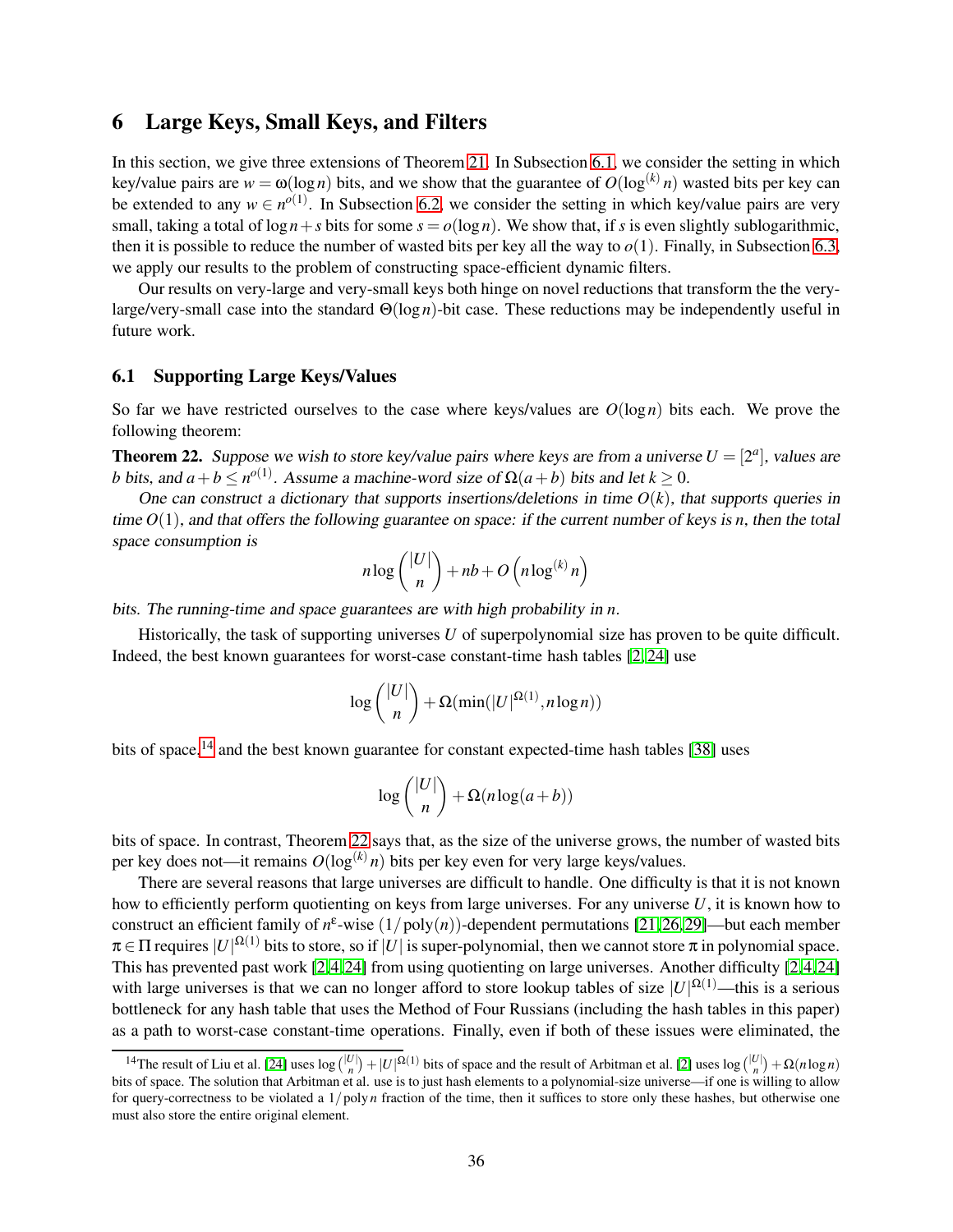## 6 Large Keys, Small Keys, and Filters

In this section, we give three extensions of Theorem 21. In Subsection 6.1, we consider the setting in which key/value pairs are $w = \omega(\log n)$ bits, and we show that the guarantee of $O(\log^{(k)} n)$ wasted bits per key can be extended to any $w \in n^{o(1)}$. In Subsection 6.2, we consider the setting in which key/value pairs are very small, taking a total of $\log n + s$ bits for some $s = o(\log n)$. We show that, if $s$ is even slightly sublogarithmic, then it is possible to reduce the number of wasted bits per key all the way to $o(1)$. Finally, in Subsection 6.3, we apply our results to the problem of constructing space-efficient dynamic filters.

Our results on very-large and very-small keys both hinge on novel reductions that transform the the very-large/very-small case into the standard $\Theta(\log n)$-bit case. These reductions may be independently useful in future work.

### 6.1 Supporting Large Keys/Values

So far we have restricted ourselves to the case where keys/values are $O(\log n)$ bits each. We prove the following theorem:

**Theorem 22.** *Suppose we wish to store key/value pairs where keys are from a universe $U = [2^a]$, values are $b$ bits, and $a + b \leq n^{o(1)}$. Assume a machine-word size of $\Omega(a+b)$ bits and let $k \geq 0$.*

*One can construct a dictionary that supports insertions/deletions in time $O(k)$, that supports queries in time $O(1)$, and that offers the following guarantee on space: if the current number of keys is $n$, then the total space consumption is*

$$n \log \binom{|U|}{n} + nb + O\left(n \log^{(k)} n\right)$$

*bits. The running-time and space guarantees are with high probability in $n$.*

Historically, the task of supporting universes $U$ of superpolynomial size has proven to be quite difficult. Indeed, the best known guarantees for worst-case constant-time hash tables [2,24] use

$$\log \binom{|U|}{n} + \Omega(\min(|U|^{\Omega(1)}, n \log n))$$

bits of space,[14] and the best known guarantee for constant expected-time hash tables [38] uses

$$\log \binom{|U|}{n} + \Omega(n \log(a+b))$$

bits of space. In contrast, Theorem 22 says that, as the size of the universe grows, the number of wasted bits per key does not—it remains $O(\log^{(k)} n)$ bits per key even for very large keys/values.

There are several reasons that large universes are difficult to handle. One difficulty is that it is not known how to efficiently perform quotienting on keys from large universes. For any universe $U$, it is known how to construct an efficient family of $n^{\varepsilon}$-wise $(1/\text{poly}(n))$-dependent permutations [21,26,29]—but each member $\pi \in \Pi$ requires $|U|^{\Omega(1)}$ bits to store, so if $|U|$ is super-polynomial, then we cannot store $\pi$ in polynomial space. This has prevented past work [2,4,24] from using quotienting on large universes. Another difficulty [2,4,24] with large universes is that we can no longer afford to store lookup tables of size $|U|^{\Omega(1)}$—this is a serious bottleneck for any hash table that uses the Method of Four Russians (including the hash tables in this paper) as a path to worst-case constant-time operations. Finally, even if both of these issues were eliminated, the

[14] The result of Liu et al. [24] uses $\log \binom{|U|}{n} + |U|^{\Omega(1)}$ bits of space and the result of Arbitman et al. [2] uses $\log \binom{|U|}{n} + \Omega(n \log n)$ bits of space. The solution that Arbitman et al. use is to just hash elements to a polynomial-size universe—if one is willing to allow for query-correctness to be violated a $1/\text{poly}\, n$ fraction of the time, then it suffices to store only these hashes, but otherwise one must also store the entire original element.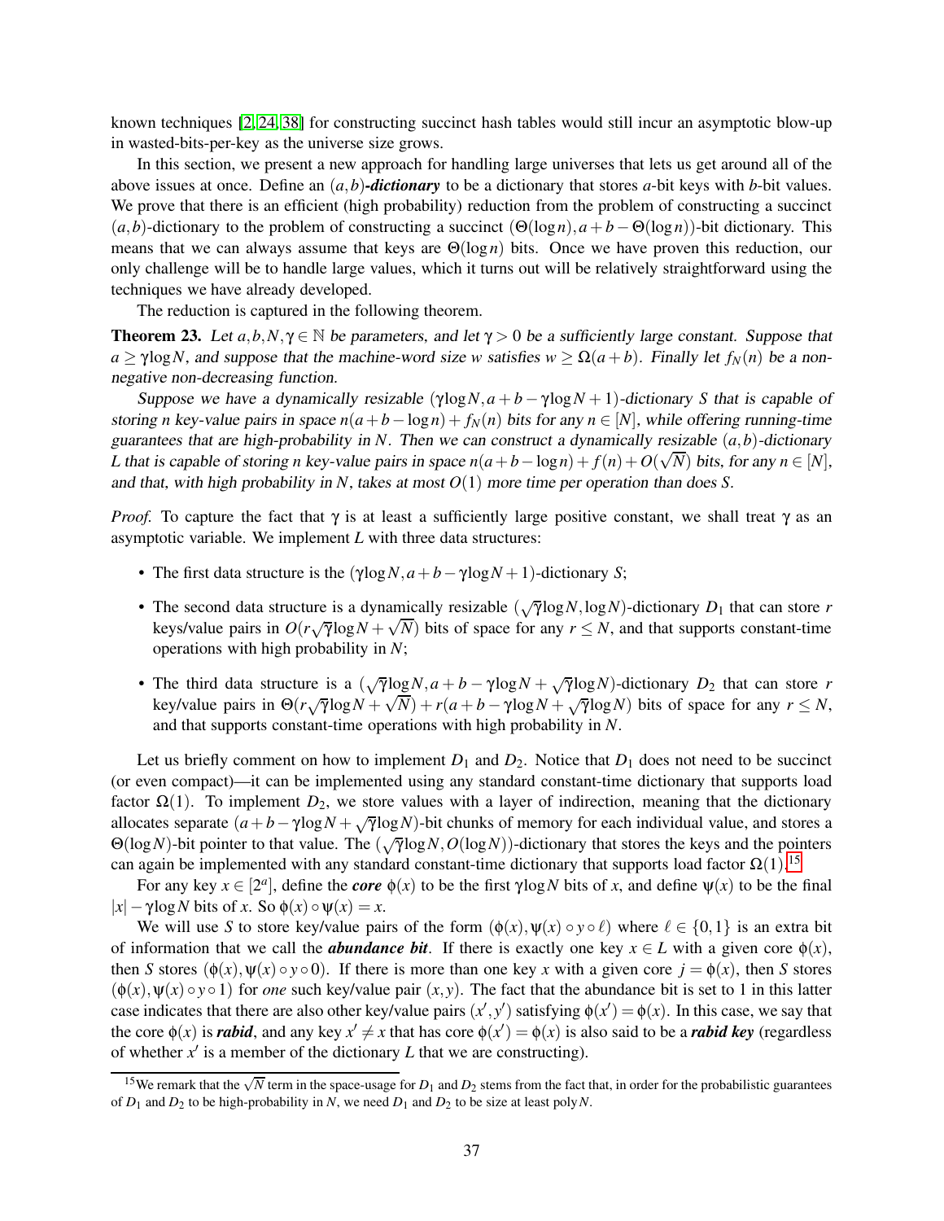known techniques [2, 24, 38] for constructing succinct hash tables would still incur an asymptotic blow-up in wasted-bits-per-key as the universe size grows.

In this section, we present a new approach for handling large universes that lets us get around all of the above issues at once. Define an $(a,b)$-***dictionary*** to be a dictionary that stores $a$-bit keys with $b$-bit values. We prove that there is an efficient (high probability) reduction from the problem of constructing a succinct $(a,b)$-dictionary to the problem of constructing a succinct $(\Theta(\log n), a+b-\Theta(\log n))$-bit dictionary. This means that we can always assume that keys are $\Theta(\log n)$ bits. Once we have proven this reduction, our only challenge will be to handle large values, which it turns out will be relatively straightforward using the techniques we have already developed.

The reduction is captured in the following theorem.

**Theorem 23.** *Let $a,b,N,\gamma \in \mathbb{N}$ be parameters, and let $\gamma > 0$ be a sufficiently large constant. Suppose that $a \geq \gamma \log N$, and suppose that the machine-word size $w$ satisfies $w \geq \Omega(a+b)$. Finally let $f_N(n)$ be a non-negative non-decreasing function.*

*Suppose we have a dynamically resizable $(\gamma \log N, a+b-\gamma \log N + 1)$-dictionary $S$ that is capable of storing $n$ key-value pairs in space $n(a+b-\log n) + f_N(n)$ bits for any $n \in [N]$, while offering running-time guarantees that are high-probability in $N$. Then we can construct a dynamically resizable $(a,b)$-dictionary $L$ that is capable of storing $n$ key-value pairs in space $n(a+b-\log n)+f(n)+O(\sqrt{N})$ bits, for any $n \in [N]$, and that, with high probability in $N$, takes at most $O(1)$ more time per operation than does $S$.*

*Proof.* To capture the fact that $\gamma$ is at least a sufficiently large positive constant, we shall treat $\gamma$ as an asymptotic variable. We implement $L$ with three data structures:

- The first data structure is the $(\gamma \log N, a+b-\gamma \log N + 1)$-dictionary $S$;
- The second data structure is a dynamically resizable $(\sqrt{\gamma} \log N, \log N)$-dictionary $D_1$ that can store $r$ keys/value pairs in $O(r\sqrt{\gamma}\log N + \sqrt{N})$ bits of space for any $r \leq N$, and that supports constant-time operations with high probability in $N$;
- The third data structure is a $(\sqrt{\gamma}\log N, a+b-\gamma\log N + \sqrt{\gamma}\log N)$-dictionary $D_2$ that can store $r$ key/value pairs in $\Theta(r\sqrt{\gamma}\log N + \sqrt{N}) + r(a+b-\gamma \log N + \sqrt{\gamma}\log N)$ bits of space for any $r \leq N$, and that supports constant-time operations with high probability in $N$.

Let us briefly comment on how to implement $D_1$ and $D_2$. Notice that $D_1$ does not need to be succinct (or even compact)—it can be implemented using any standard constant-time dictionary that supports load factor $\Omega(1)$. To implement $D_2$, we store values with a layer of indirection, meaning that the dictionary allocates separate $(a+b-\gamma\log N + \sqrt{\gamma}\log N)$-bit chunks of memory for each individual value, and stores a $\Theta(\log N)$-bit pointer to that value. The $(\sqrt{\gamma}\log N, O(\log N))$-dictionary that stores the keys and the pointers can again be implemented with any standard constant-time dictionary that supports load factor $\Omega(1)$.[15]

For any key $x \in [2^a]$, define the ***core*** $\phi(x)$ to be the first $\gamma \log N$ bits of $x$, and define $\psi(x)$ to be the final $|x| - \gamma \log N$ bits of $x$. So $\phi(x) \circ \psi(x) = x$.

We will use $S$ to store key/value pairs of the form $(\phi(x), \psi(x) \circ y \circ \ell)$ where $\ell \in \{0,1\}$ is an extra bit of information that we call the ***abundance bit***. If there is exactly one key $x \in L$ with a given core $\phi(x)$, then $S$ stores $(\phi(x), \psi(x) \circ y \circ 0)$. If there is more than one key $x$ with a given core $j = \phi(x)$, then $S$ stores $(\phi(x), \psi(x) \circ y \circ 1)$ for *one* such key/value pair $(x,y)$. The fact that the abundance bit is set to 1 in this latter case indicates that there are also other key/value pairs $(x', y')$ satisfying $\phi(x') = \phi(x)$. In this case, we say that the core $\phi(x)$ is ***rabid***, and any key $x' \neq x$ that has core $\phi(x') = \phi(x)$ is also said to be a ***rabid key*** (regardless of whether $x'$ is a member of the dictionary $L$ that we are constructing).

[15] We remark that the $\sqrt{N}$ term in the space-usage for $D_1$ and $D_2$ stems from the fact that, in order for the probabilistic guarantees of $D_1$ and $D_2$ to be high-probability in $N$, we need $D_1$ and $D_2$ to be size at least poly $N$.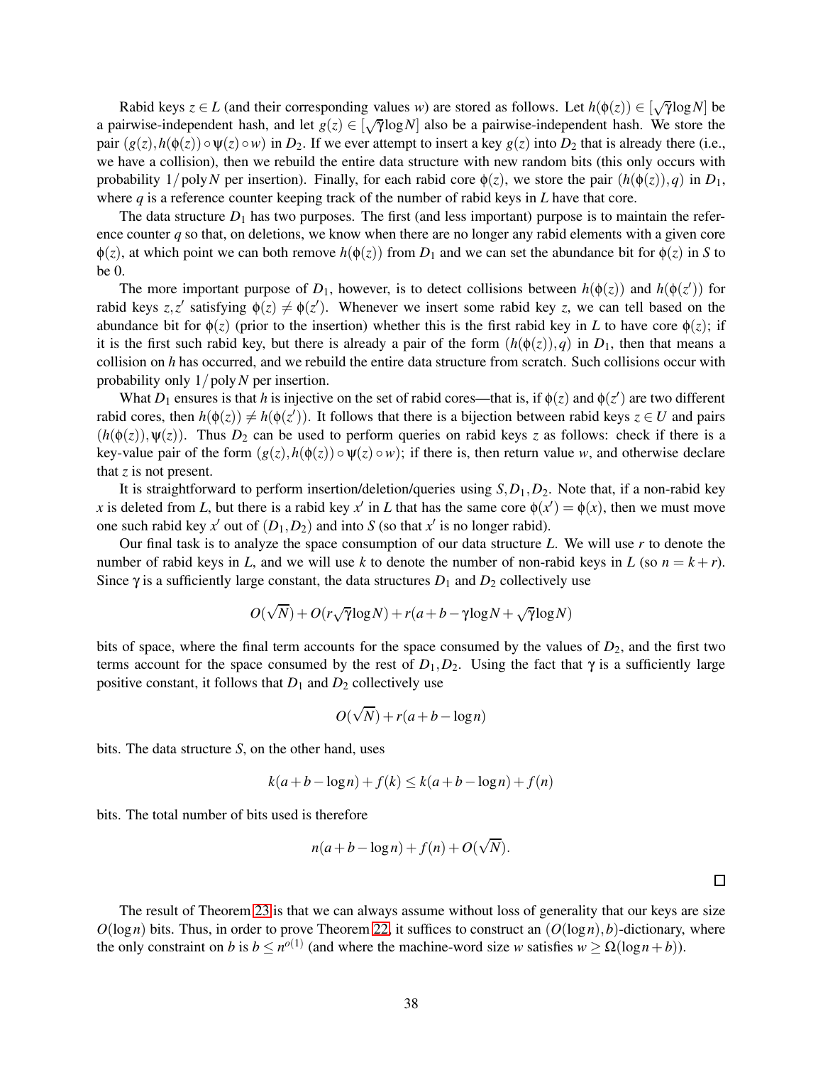Rabid keys $z \in L$ (and their corresponding values $w$) are stored as follows. Let $h(\phi(z)) \in [\sqrt{\gamma}\log N]$ be a pairwise-independent hash, and let $g(z) \in [\sqrt{\gamma}\log N]$ also be a pairwise-independent hash. We store the pair $(g(z), h(\phi(z)) \circ \psi(z) \circ w)$ in $D_2$. If we ever attempt to insert a key $g(z)$ into $D_2$ that is already there (i.e., we have a collision), then we rebuild the entire data structure with new random bits (this only occurs with probability $1/\operatorname{poly} N$ per insertion). Finally, for each rabid core $\phi(z)$, we store the pair $(h(\phi(z)), q)$ in $D_1$, where $q$ is a reference counter keeping track of the number of rabid keys in $L$ have that core.

The data structure $D_1$ has two purposes. The first (and less important) purpose is to maintain the reference counter $q$ so that, on deletions, we know when there are no longer any rabid elements with a given core $\phi(z)$, at which point we can both remove $h(\phi(z))$ from $D_1$ and we can set the abundance bit for $\phi(z)$ in $S$ to be 0.

The more important purpose of $D_1$, however, is to detect collisions between $h(\phi(z))$ and $h(\phi(z'))$ for rabid keys $z, z'$ satisfying $\phi(z) \neq \phi(z')$. Whenever we insert some rabid key $z$, we can tell based on the abundance bit for $\phi(z)$ (prior to the insertion) whether this is the first rabid key in $L$ to have core $\phi(z)$; if it is the first such rabid key, but there is already a pair of the form $(h(\phi(z)), q)$ in $D_1$, then that means a collision on $h$ has occurred, and we rebuild the entire data structure from scratch. Such collisions occur with probability only $1/\operatorname{poly} N$ per insertion.

What $D_1$ ensures is that $h$ is injective on the set of rabid cores—that is, if $\phi(z)$ and $\phi(z')$ are two different rabid cores, then $h(\phi(z)) \neq h(\phi(z'))$. It follows that there is a bijection between rabid keys $z \in U$ and pairs $(h(\phi(z)), \psi(z))$. Thus $D_2$ can be used to perform queries on rabid keys $z$ as follows: check if there is a key-value pair of the form $(g(z), h(\phi(z)) \circ \psi(z) \circ w)$; if there is, then return value $w$, and otherwise declare that $z$ is not present.

It is straightforward to perform insertion/deletion/queries using $S, D_1, D_2$. Note that, if a non-rabid key $x$ is deleted from $L$, but there is a rabid key $x'$ in $L$ that has the same core $\phi(x') = \phi(x)$, then we must move one such rabid key $x'$ out of $(D_1, D_2)$ and into $S$ (so that $x'$ is no longer rabid).

Our final task is to analyze the space consumption of our data structure $L$. We will use $r$ to denote the number of rabid keys in $L$, and we will use $k$ to denote the number of non-rabid keys in $L$ (so $n = k + r$). Since $\gamma$ is a sufficiently large constant, the data structures $D_1$ and $D_2$ collectively use

$$O(\sqrt{N}) + O(r\sqrt{\gamma}\log N) + r(a + b - \gamma\log N + \sqrt{\gamma}\log N)$$

bits of space, where the final term accounts for the space consumed by the values of $D_2$, and the first two terms account for the space consumed by the rest of $D_1, D_2$. Using the fact that $\gamma$ is a sufficiently large positive constant, it follows that $D_1$ and $D_2$ collectively use

$$O(\sqrt{N}) + r(a + b - \log n)$$

bits. The data structure $S$, on the other hand, uses

$$k(a + b - \log n) + f(k) \leq k(a + b - \log n) + f(n)$$

bits. The total number of bits used is therefore

$$n(a + b - \log n) + f(n) + O(\sqrt{N}).$$

$\square$

The result of Theorem 23 is that we can always assume without loss of generality that our keys are size $O(\log n)$ bits. Thus, in order to prove Theorem 22, it suffices to construct an $(O(\log n), b)$-dictionary, where the only constraint on $b$ is $b \leq n^{o(1)}$ (and where the machine-word size $w$ satisfies $w \geq \Omega(\log n + b)$).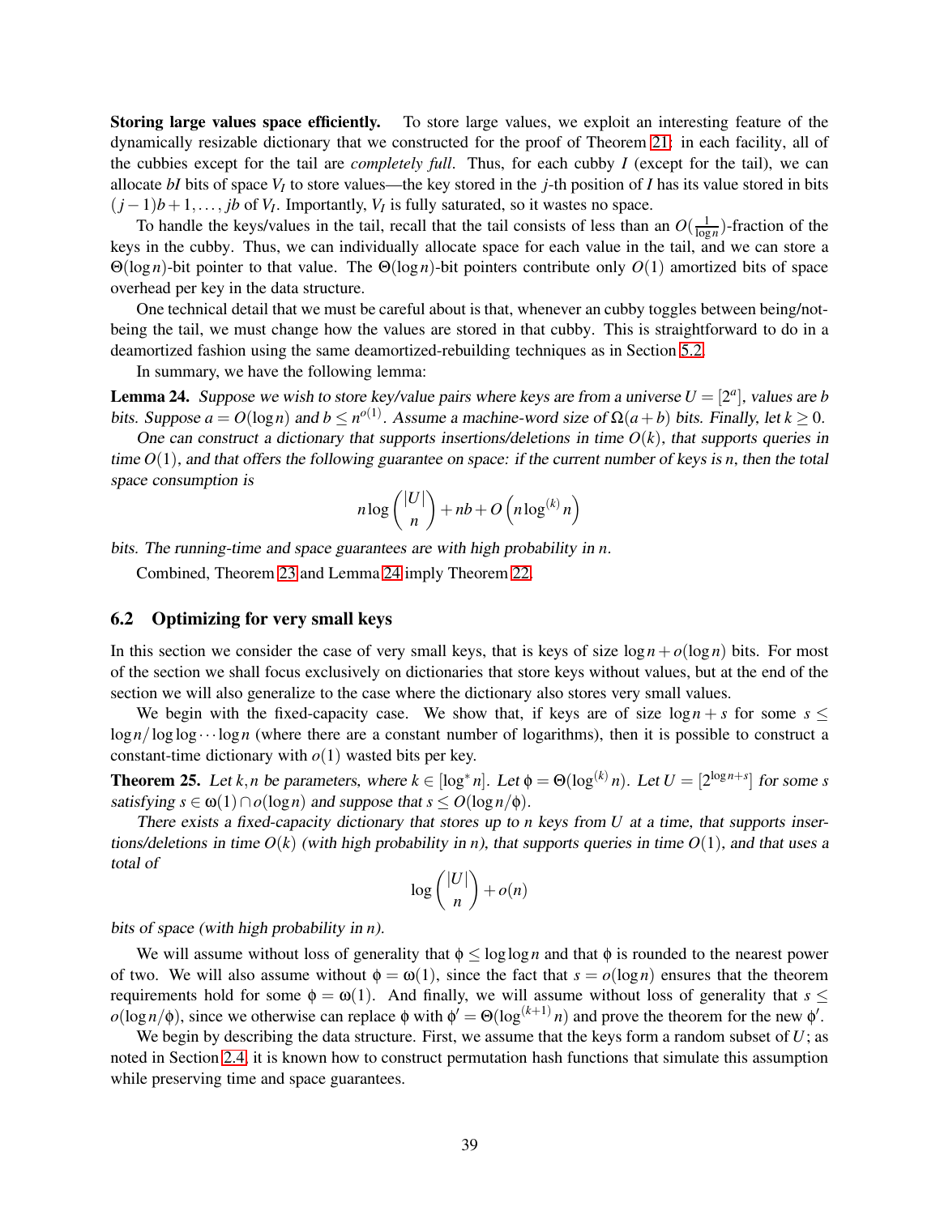**Storing large values space efficiently.** To store large values, we exploit an interesting feature of the dynamically resizable dictionary that we constructed for the proof of Theorem 21: in each facility, all of the cubbies except for the tail are *completely full*. Thus, for each cubby $I$ (except for the tail), we can allocate $bI$ bits of space $V_I$ to store values—the key stored in the $j$-th position of $I$ has its value stored in bits $(j-1)b+1,\ldots,jb$ of $V_I$. Importantly, $V_I$ is fully saturated, so it wastes no space.

To handle the keys/values in the tail, recall that the tail consists of less than an $O(\frac{1}{\log n})$-fraction of the keys in the cubby. Thus, we can individually allocate space for each value in the tail, and we can store a $\Theta(\log n)$-bit pointer to that value. The $\Theta(\log n)$-bit pointers contribute only $O(1)$ amortized bits of space overhead per key in the data structure.

One technical detail that we must be careful about is that, whenever an cubby toggles between being/not-being the tail, we must change how the values are stored in that cubby. This is straightforward to do in a deamortized fashion using the same deamortized-rebuilding techniques as in Section 5.2.

In summary, we have the following lemma:

**Lemma 24.** *Suppose we wish to store key/value pairs where keys are from a universe $U=[2^a]$, values are $b$ bits. Suppose $a=O(\log n)$ and $b\le n^{o(1)}$. Assume a machine-word size of $\Omega(a+b)$ bits. Finally, let $k\ge 0$.*

*One can construct a dictionary that supports insertions/deletions in time $O(k)$, that supports queries in time $O(1)$, and that offers the following guarantee on space: if the current number of keys is $n$, then the total space consumption is*

$$n\log\binom{|U|}{n}+nb+O\left(n\log^{(k)}n\right)$$

*bits. The running-time and space guarantees are with high probability in $n$.*

Combined, Theorem 23 and Lemma 24 imply Theorem 22.

### 6.2 Optimizing for very small keys

In this section we consider the case of very small keys, that is keys of size $\log n+o(\log n)$ bits. For most of the section we shall focus exclusively on dictionaries that store keys without values, but at the end of the section we will also generalize to the case where the dictionary also stores very small values.

We begin with the fixed-capacity case. We show that, if keys are of size $\log n+s$ for some $s\le \log n/\log\log\cdots\log n$ (where there are a constant number of logarithms), then it is possible to construct a constant-time dictionary with $o(1)$ wasted bits per key.

**Theorem 25.** *Let $k,n$ be parameters, where $k\in[\log^* n]$. Let $\phi=\Theta(\log^{(k)} n)$. Let $U=[2^{\log n+s}]$ for some $s$ satisfying $s\in\omega(1)\cap o(\log n)$ and suppose that $s\le O(\log n/\phi)$.*

*There exists a fixed-capacity dictionary that stores up to $n$ keys from $U$ at a time, that supports insertions/deletions in time $O(k)$ (with high probability in $n$), that supports queries in time $O(1)$, and that uses a total of*

$$\log\binom{|U|}{n}+o(n)$$

*bits of space (with high probability in $n$).*

We will assume without loss of generality that $\phi\le\log\log n$ and that $\phi$ is rounded to the nearest power of two. We will also assume without $\phi=\omega(1)$, since the fact that $s=o(\log n)$ ensures that the theorem requirements hold for some $\phi=\omega(1)$. And finally, we will assume without loss of generality that $s\le o(\log n/\phi)$, since we otherwise can replace $\phi$ with $\phi'=\Theta(\log^{(k+1)} n)$ and prove the theorem for the new $\phi'$.

We begin by describing the data structure. First, we assume that the keys form a random subset of $U$; as noted in Section 2.4, it is known how to construct permutation hash functions that simulate this assumption while preserving time and space guarantees.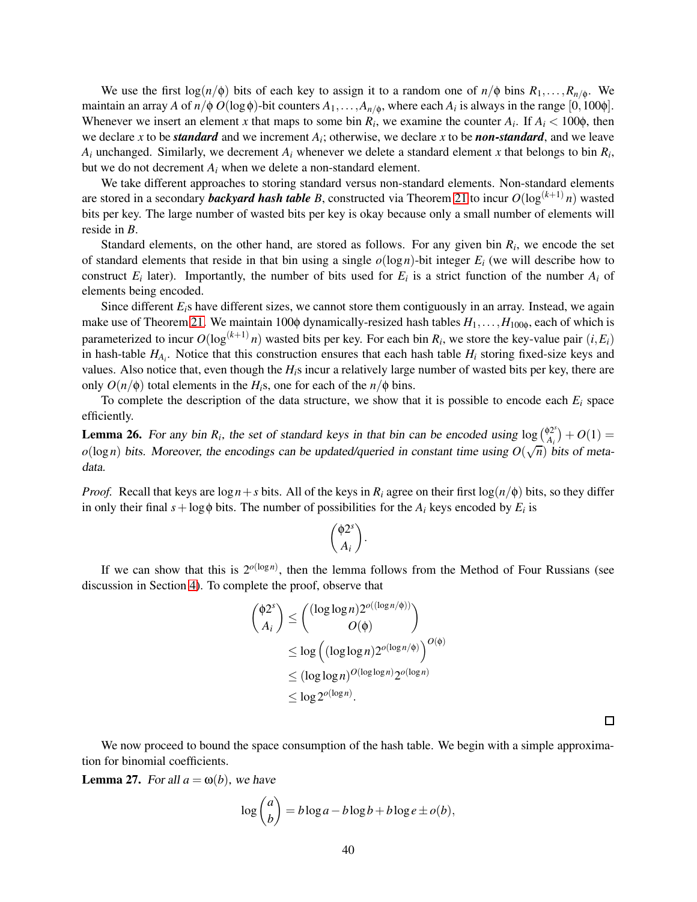We use the first $\log(n/\phi)$ bits of each key to assign it to a random one of $n/\phi$ bins $R_1, \ldots, R_{n/\phi}$. We maintain an array $A$ of $n/\phi$ $O(\log\phi)$-bit counters $A_1, \ldots, A_{n/\phi}$, where each $A_i$ is always in the range $[0, 100\phi]$. Whenever we insert an element $x$ that maps to some bin $R_i$, we examine the counter $A_i$. If $A_i < 100\phi$, then we declare $x$ to be ***standard*** and we increment $A_i$; otherwise, we declare $x$ to be ***non-standard***, and we leave $A_i$ unchanged. Similarly, we decrement $A_i$ whenever we delete a standard element $x$ that belongs to bin $R_i$, but we do not decrement $A_i$ when we delete a non-standard element.

We take different approaches to storing standard versus non-standard elements. Non-standard elements are stored in a secondary ***backyard hash table*** $B$, constructed via Theorem 21 to incur $O(\log^{(k+1)} n)$ wasted bits per key. The large number of wasted bits per key is okay because only a small number of elements will reside in $B$.

Standard elements, on the other hand, are stored as follows. For any given bin $R_i$, we encode the set of standard elements that reside in that bin using a single $o(\log n)$-bit integer $E_i$ (we will describe how to construct $E_i$ later). Importantly, the number of bits used for $E_i$ is a strict function of the number $A_i$ of elements being encoded.

Since different $E_i$s have different sizes, we cannot store them contiguously in an array. Instead, we again make use of Theorem 21. We maintain $100\phi$ dynamically-resized hash tables $H_1, \ldots, H_{100\phi}$, each of which is parameterized to incur $O(\log^{(k+1)} n)$ wasted bits per key. For each bin $R_i$, we store the key-value pair $(i, E_i)$ in hash-table $H_{A_i}$. Notice that this construction ensures that each hash table $H_i$ storing fixed-size keys and values. Also notice that, even though the $H_i$s incur a relatively large number of wasted bits per key, there are only $O(n/\phi)$ total elements in the $H_i$s, one for each of the $n/\phi$ bins.

To complete the description of the data structure, we show that it is possible to encode each $E_i$ space efficiently.

**Lemma 26.** *For any bin $R_i$, the set of standard keys in that bin can be encoded using $\log\binom{\phi 2^s}{A_i} + O(1) = o(\log n)$ bits. Moreover, the encodings can be updated/queried in constant time using $O(\sqrt{n})$ bits of metadata.*

*Proof.* Recall that keys are $\log n + s$ bits. All of the keys in $R_i$ agree on their first $\log(n/\phi)$ bits, so they differ in only their final $s + \log\phi$ bits. The number of possibilities for the $A_i$ keys encoded by $E_i$ is

$$\binom{\phi 2^s}{A_i}.$$

If we can show that this is $2^{o(\log n)}$, then the lemma follows from the Method of Four Russians (see discussion in Section 4). To complete the proof, observe that

$$\begin{aligned}
\binom{\phi 2^s}{A_i} &\leq \binom{(\log\log n) 2^{o((\log n/\phi))}}{O(\phi)} \\
&\leq \log\left((\log\log n) 2^{o(\log n/\phi)}\right)^{O(\phi)} \\
&\leq (\log\log n)^{O(\log\log n)} 2^{o(\log n)} \\
&\leq \log 2^{o(\log n)}.
\end{aligned}$$

$\square$

We now proceed to bound the space consumption of the hash table. We begin with a simple approximation for binomial coefficients.

**Lemma 27.** *For all $a = \omega(b)$, we have*

$$\log\binom{a}{b} = b\log a - b\log b + b\log e \pm o(b),$$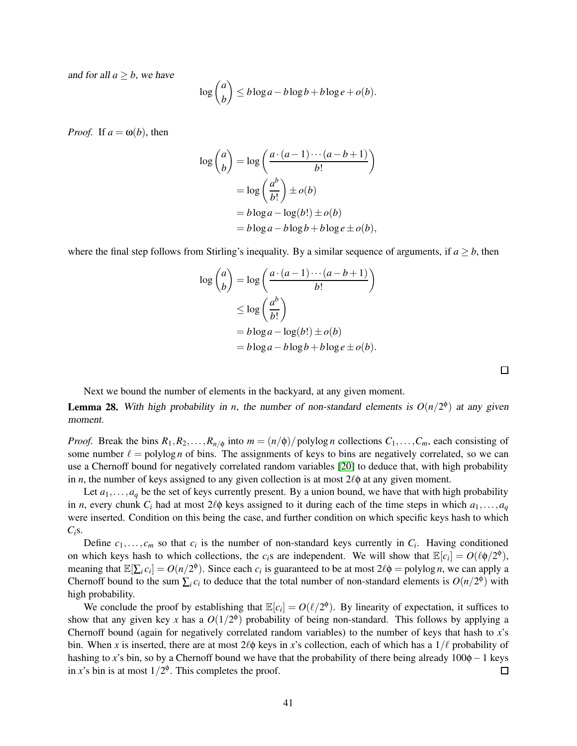and for all $a \geq b$, we have

$$\log \binom{a}{b} \leq b \log a - b \log b + b \log e + o(b).$$

*Proof.* If $a = \omega(b)$, then

$$\begin{aligned}
\log \binom{a}{b} &= \log \left( \frac{a \cdot (a-1) \cdots (a-b+1)}{b!} \right) \\
&= \log \left( \frac{a^b}{b!} \right) \pm o(b) \\
&= b \log a - \log(b!) \pm o(b) \\
&= b \log a - b \log b + b \log e \pm o(b),
\end{aligned}$$

where the final step follows from Stirling's inequality. By a similar sequence of arguments, if $a \geq b$, then

$$\begin{aligned}
\log \binom{a}{b} &= \log \left( \frac{a \cdot (a-1) \cdots (a-b+1)}{b!} \right) \\
&\leq \log \left( \frac{a^b}{b!} \right) \\
&= b \log a - \log(b!) \pm o(b) \\
&= b \log a - b \log b + b \log e \pm o(b).
\end{aligned}$$

□

Next we bound the number of elements in the backyard, at any given moment.

**Lemma 28.** *With high probability in $n$, the number of non-standard elements is $O(n/2^{\phi})$ at any given moment.*

*Proof.* Break the bins $R_1, R_2, \ldots, R_{n/\phi}$ into $m = (n/\phi)/\operatorname{polylog} n$ collections $C_1, \ldots, C_m$, each consisting of some number $\ell = \operatorname{polylog} n$ of bins. The assignments of keys to bins are negatively correlated, so we can use a Chernoff bound for negatively correlated random variables [20] to deduce that, with high probability in $n$, the number of keys assigned to any given collection is at most $2\ell\phi$ at any given moment.

Let $a_1, \ldots, a_q$ be the set of keys currently present. By a union bound, we have that with high probability in $n$, every chunk $C_i$ had at most $2\ell\phi$ keys assigned to it during each of the time steps in which $a_1, \ldots, a_q$ were inserted. Condition on this being the case, and further condition on which specific keys hash to which $C_i$s.

Define $c_1, \ldots, c_m$ so that $c_i$ is the number of non-standard keys currently in $C_i$. Having conditioned on which keys hash to which collections, the $c_i$s are independent. We will show that $\mathbb{E}[c_i] = O(\ell\phi/2^{\phi})$, meaning that $\mathbb{E}[\sum_i c_i] = O(n/2^{\phi})$. Since each $c_i$ is guaranteed to be at most $2\ell\phi = \operatorname{polylog} n$, we can apply a Chernoff bound to the sum $\sum_i c_i$ to deduce that the total number of non-standard elements is $O(n/2^{\phi})$ with high probability.

We conclude the proof by establishing that $\mathbb{E}[c_i] = O(\ell/2^{\phi})$. By linearity of expectation, it suffices to show that any given key $x$ has a $O(1/2^{\phi})$ probability of being non-standard. This follows by applying a Chernoff bound (again for negatively correlated random variables) to the number of keys that hash to $x$'s bin. When $x$ is inserted, there are at most $2\ell\phi$ keys in $x$'s collection, each of which has a $1/\ell$ probability of hashing to $x$'s bin, so by a Chernoff bound we have that the probability of there being already $100\phi - 1$ keys in $x$'s bin is at most $1/2^{\phi}$. This completes the proof. □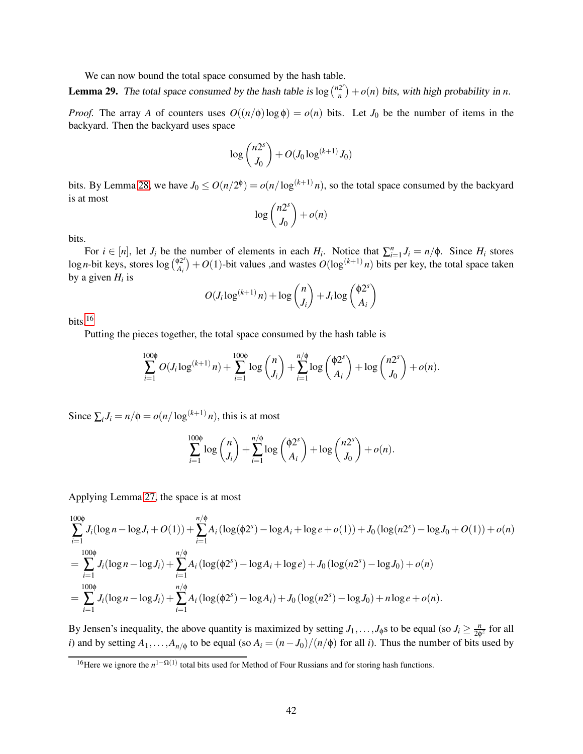We can now bound the total space consumed by the hash table.

**Lemma 29.** *The total space consumed by the hash table is* $\log \binom{n2^r}{n} + o(n)$ *bits, with high probability in* $n$.

*Proof.* The array $A$ of counters uses $O((n/\phi)\log\phi) = o(n)$ bits. Let $J_0$ be the number of items in the backyard. Then the backyard uses space

$$\log \binom{n2^s}{J_0} + O(J_0 \log^{(k+1)} J_0)$$

bits. By Lemma 28, we have $J_0 \le O(n/2^\phi) = o(n/\log^{(k+1)} n)$, so the total space consumed by the backyard is at most

$$\log \binom{n2^s}{J_0} + o(n)$$

bits.

For $i \in [n]$, let $J_i$ be the number of elements in each $H_i$. Notice that $\sum_{i=1}^{n} J_i = n/\phi$. Since $H_i$ stores $\log n$-bit keys, stores $\log \binom{\phi 2^s}{A_i} + O(1)$-bit values ,and wastes $O(\log^{(k+1)} n)$ bits per key, the total space taken by a given $H_i$ is

$$O(J_i \log^{(k+1)} n) + \log \binom{n}{J_i} + J_i \log \binom{\phi 2^s}{A_i}$$

bits.[16]

Putting the pieces together, the total space consumed by the hash table is

$$\sum_{i=1}^{100\phi} O(J_i \log^{(k+1)} n) + \sum_{i=1}^{100\phi} \log \binom{n}{J_i} + \sum_{i=1}^{n/\phi} \log \binom{\phi 2^s}{A_i} + \log \binom{n2^s}{J_0} + o(n).$$

Since $\sum_i J_i = n/\phi = o(n/\log^{(k+1)} n)$, this is at most

$$\sum_{i=1}^{100\phi} \log \binom{n}{J_i} + \sum_{i=1}^{n/\phi} \log \binom{\phi 2^s}{A_i} + \log \binom{n2^s}{J_0} + o(n).$$

Applying Lemma 27, the space is at most

$$\begin{aligned}
&\sum_{i=1}^{100\phi} J_i(\log n - \log J_i + O(1)) + \sum_{i=1}^{n/\phi} A_i \left(\log(\phi 2^s) - \log A_i + \log e + o(1)\right) + J_0 \left(\log(n2^s) - \log J_0 + O(1)\right) + o(n) \\
&= \sum_{i=1}^{100\phi} J_i(\log n - \log J_i) + \sum_{i=1}^{n/\phi} A_i \left(\log(\phi 2^s) - \log A_i + \log e\right) + J_0 \left(\log(n2^s) - \log J_0\right) + o(n) \\
&= \sum_{i=1}^{100\phi} J_i(\log n - \log J_i) + \sum_{i=1}^{n/\phi} A_i \left(\log(\phi 2^s) - \log A_i\right) + J_0 \left(\log(n2^s) - \log J_0\right) + n \log e + o(n).
\end{aligned}$$

By Jensen's inequality, the above quantity is maximized by setting $J_1, \ldots, J_\phi$s to be equal (so $J_i \ge \frac{n}{2\phi^2}$ for all $i$) and by setting $A_1, \ldots, A_{n/\phi}$ to be equal (so $A_i = (n - J_0)/(n/\phi)$ for all $i$). Thus the number of bits used by

[16] Here we ignore the $n^{1-\Omega(1)}$ total bits used for Method of Four Russians and for storing hash functions.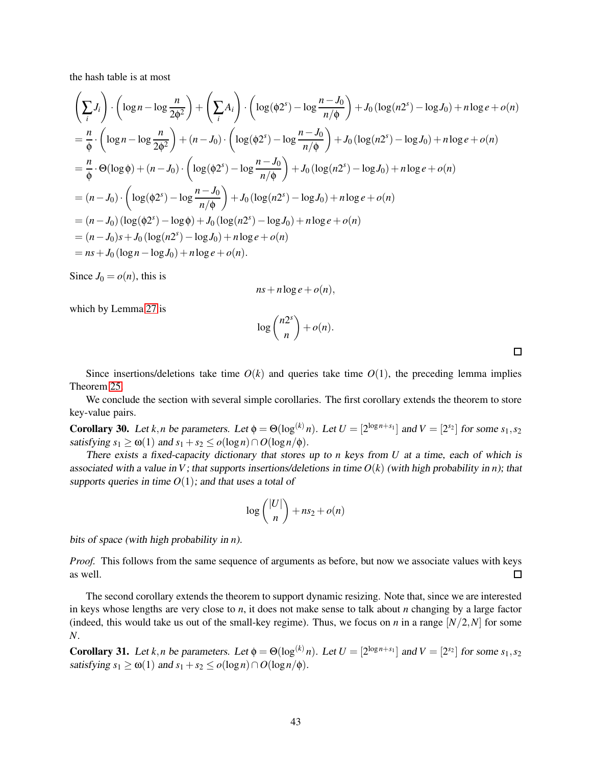the hash table is at most

$$
\begin{aligned}
&\left(\sum_i J_i\right) \cdot \left(\log n - \log \frac{n}{2\phi^2}\right) + \left(\sum_i A_i\right) \cdot \left(\log(\phi 2^s) - \log \frac{n - J_0}{n/\phi}\right) + J_0 \left(\log(n2^s) - \log J_0\right) + n \log e + o(n) \\
&= \frac{n}{\phi} \cdot \left(\log n - \log \frac{n}{2\phi^2}\right) + (n - J_0) \cdot \left(\log(\phi 2^s) - \log \frac{n - J_0}{n/\phi}\right) + J_0 \left(\log(n2^s) - \log J_0\right) + n \log e + o(n) \\
&= \frac{n}{\phi} \cdot \Theta(\log \phi) + (n - J_0) \cdot \left(\log(\phi 2^s) - \log \frac{n - J_0}{n/\phi}\right) + J_0 \left(\log(n2^s) - \log J_0\right) + n \log e + o(n) \\
&= (n - J_0) \cdot \left(\log(\phi 2^s) - \log \frac{n - J_0}{n/\phi}\right) + J_0 \left(\log(n2^s) - \log J_0\right) + n \log e + o(n) \\
&= (n - J_0) \left(\log(\phi 2^s) - \log \phi\right) + J_0 \left(\log(n2^s) - \log J_0\right) + n \log e + o(n) \\
&= (n - J_0)s + J_0 \left(\log(n2^s) - \log J_0\right) + n \log e + o(n) \\
&= ns + J_0 \left(\log n - \log J_0\right) + n \log e + o(n).
\end{aligned}
$$

Since $J_0 = o(n)$, this is

$$
ns + n \log e + o(n),
$$

which by Lemma 27 is

$$
\log \binom{n2^s}{n} + o(n).
$$

□

Since insertions/deletions take time $O(k)$ and queries take time $O(1)$, the preceding lemma implies Theorem 25.

We conclude the section with several simple corollaries. The first corollary extends the theorem to store key-value pairs.

**Corollary 30.** *Let $k, n$ be parameters. Let $\phi = \Theta(\log^{(k)} n)$. Let $U = [2^{\log n + s_1}]$ and $V = [2^{s_2}]$ for some $s_1, s_2$ satisfying $s_1 \geq \omega(1)$ and $s_1 + s_2 \leq o(\log n) \cap O(\log n/\phi)$.*

*There exists a fixed-capacity dictionary that stores up to $n$ keys from $U$ at a time, each of which is associated with a value in $V$; that supports insertions/deletions in time $O(k)$ (with high probability in $n$); that supports queries in time $O(1)$; and that uses a total of*

$$
\log \binom{|U|}{n} + ns_2 + o(n)
$$

*bits of space (with high probability in $n$).*

*Proof.* This follows from the same sequence of arguments as before, but now we associate values with keys as well. □

The second corollary extends the theorem to support dynamic resizing. Note that, since we are interested in keys whose lengths are very close to $n$, it does not make sense to talk about $n$ changing by a large factor (indeed, this would take us out of the small-key regime). Thus, we focus on $n$ in a range $[N/2, N]$ for some $N$.

**Corollary 31.** *Let $k, n$ be parameters. Let $\phi = \Theta(\log^{(k)} n)$. Let $U = [2^{\log n + s_1}]$ and $V = [2^{s_2}]$ for some $s_1, s_2$ satisfying $s_1 \geq \omega(1)$ and $s_1 + s_2 \leq o(\log n) \cap O(\log n/\phi)$.*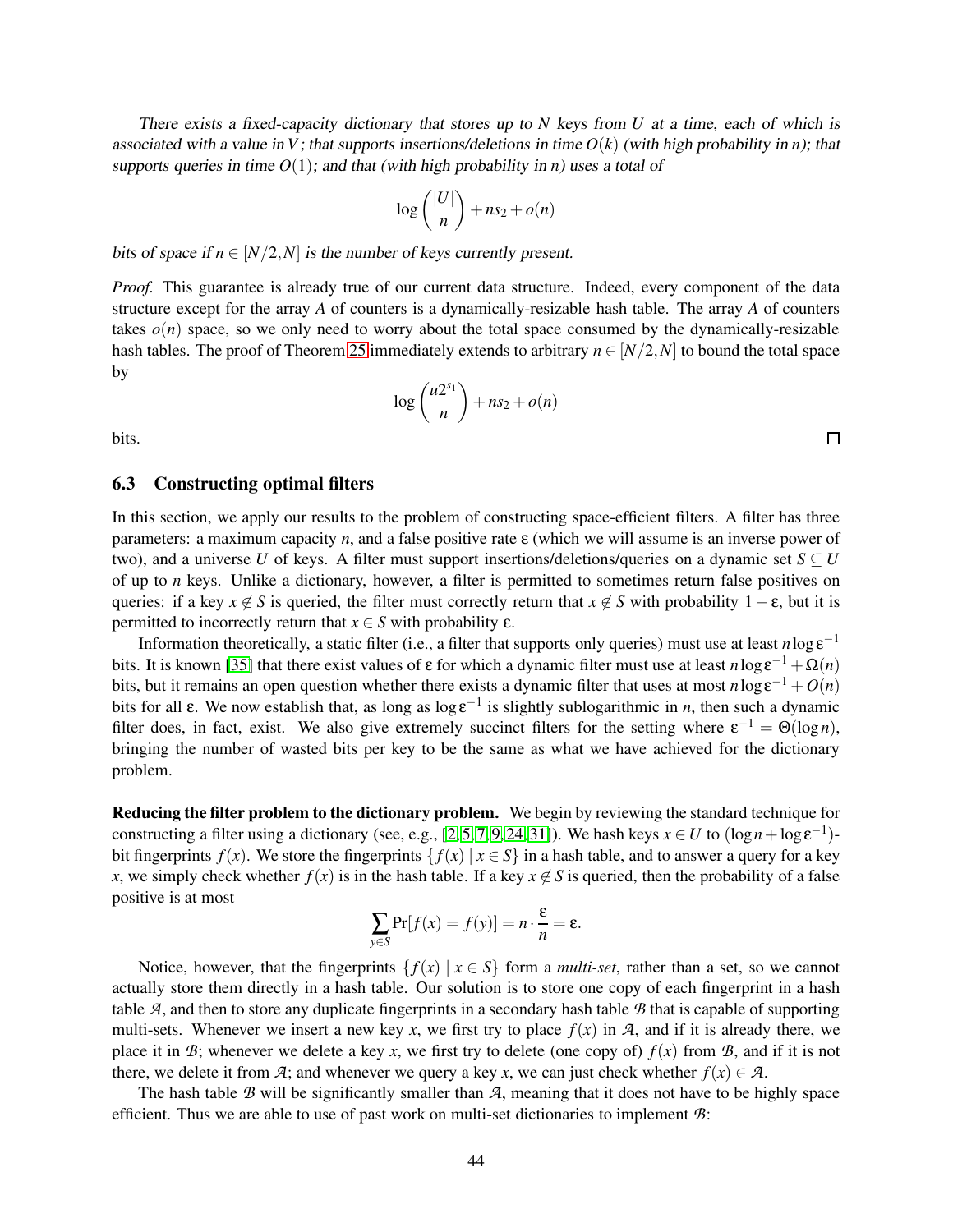*There exists a fixed-capacity dictionary that stores up to $N$ keys from $U$ at a time, each of which is associated with a value in $V$; that supports insertions/deletions in time $O(k)$ (with high probability in $n$); that supports queries in time $O(1)$; and that (with high probability in $n$) uses a total of*

$$\log \binom{|U|}{n} + ns_2 + o(n)$$

*bits of space if $n \in [N/2, N]$ is the number of keys currently present.*

*Proof.* This guarantee is already true of our current data structure. Indeed, every component of the data structure except for the array $A$ of counters is a dynamically-resizable hash table. The array $A$ of counters takes $o(n)$ space, so we only need to worry about the total space consumed by the dynamically-resizable hash tables. The proof of Theorem 25 immediately extends to arbitrary $n \in [N/2, N]$ to bound the total space by

$$\log \binom{u2^{s_1}}{n} + ns_2 + o(n)$$

bits. □

### 6.3 Constructing optimal filters

In this section, we apply our results to the problem of constructing space-efficient filters. A filter has three parameters: a maximum capacity $n$, and a false positive rate $\varepsilon$ (which we will assume is an inverse power of two), and a universe $U$ of keys. A filter must support insertions/deletions/queries on a dynamic set $S \subseteq U$ of up to $n$ keys. Unlike a dictionary, however, a filter is permitted to sometimes return false positives on queries: if a key $x \notin S$ is queried, the filter must correctly return that $x \notin S$ with probability $1 - \varepsilon$, but it is permitted to incorrectly return that $x \in S$ with probability $\varepsilon$.

Information theoretically, a static filter (i.e., a filter that supports only queries) must use at least $n \log \varepsilon^{-1}$ bits. It is known [35] that there exist values of $\varepsilon$ for which a dynamic filter must use at least $n \log \varepsilon^{-1} + \Omega(n)$ bits, but it remains an open question whether there exists a dynamic filter that uses at most $n \log \varepsilon^{-1} + O(n)$ bits for all $\varepsilon$. We now establish that, as long as $\log \varepsilon^{-1}$ is slightly sublogarithmic in $n$, then such a dynamic filter does, in fact, exist. We also give extremely succinct filters for the setting where $\varepsilon^{-1} = \Theta(\log n)$, bringing the number of wasted bits per key to be the same as what we have achieved for the dictionary problem.

**Reducing the filter problem to the dictionary problem.** We begin by reviewing the standard technique for constructing a filter using a dictionary (see, e.g., [2, 5, 7, 9, 24, 31]). We hash keys $x \in U$ to $(\log n + \log \varepsilon^{-1})$-bit fingerprints $f(x)$. We store the fingerprints $\{f(x) \mid x \in S\}$ in a hash table, and to answer a query for a key $x$, we simply check whether $f(x)$ is in the hash table. If a key $x \notin S$ is queried, then the probability of a false positive is at most

$$\sum_{y \in S} \Pr[f(x) = f(y)] = n \cdot \frac{\varepsilon}{n} = \varepsilon.$$

Notice, however, that the fingerprints $\{f(x) \mid x \in S\}$ form a *multi-set*, rather than a set, so we cannot actually store them directly in a hash table. Our solution is to store one copy of each fingerprint in a hash table $\mathcal{A}$, and then to store any duplicate fingerprints in a secondary hash table $\mathcal{B}$ that is capable of supporting multi-sets. Whenever we insert a new key $x$, we first try to place $f(x)$ in $\mathcal{A}$, and if it is already there, we place it in $\mathcal{B}$; whenever we delete a key $x$, we first try to delete (one copy of) $f(x)$ from $\mathcal{B}$, and if it is not there, we delete it from $\mathcal{A}$; and whenever we query a key $x$, we can just check whether $f(x) \in \mathcal{A}$.

The hash table $\mathcal{B}$ will be significantly smaller than $\mathcal{A}$, meaning that it does not have to be highly space efficient. Thus we are able to use of past work on multi-set dictionaries to implement $\mathcal{B}$: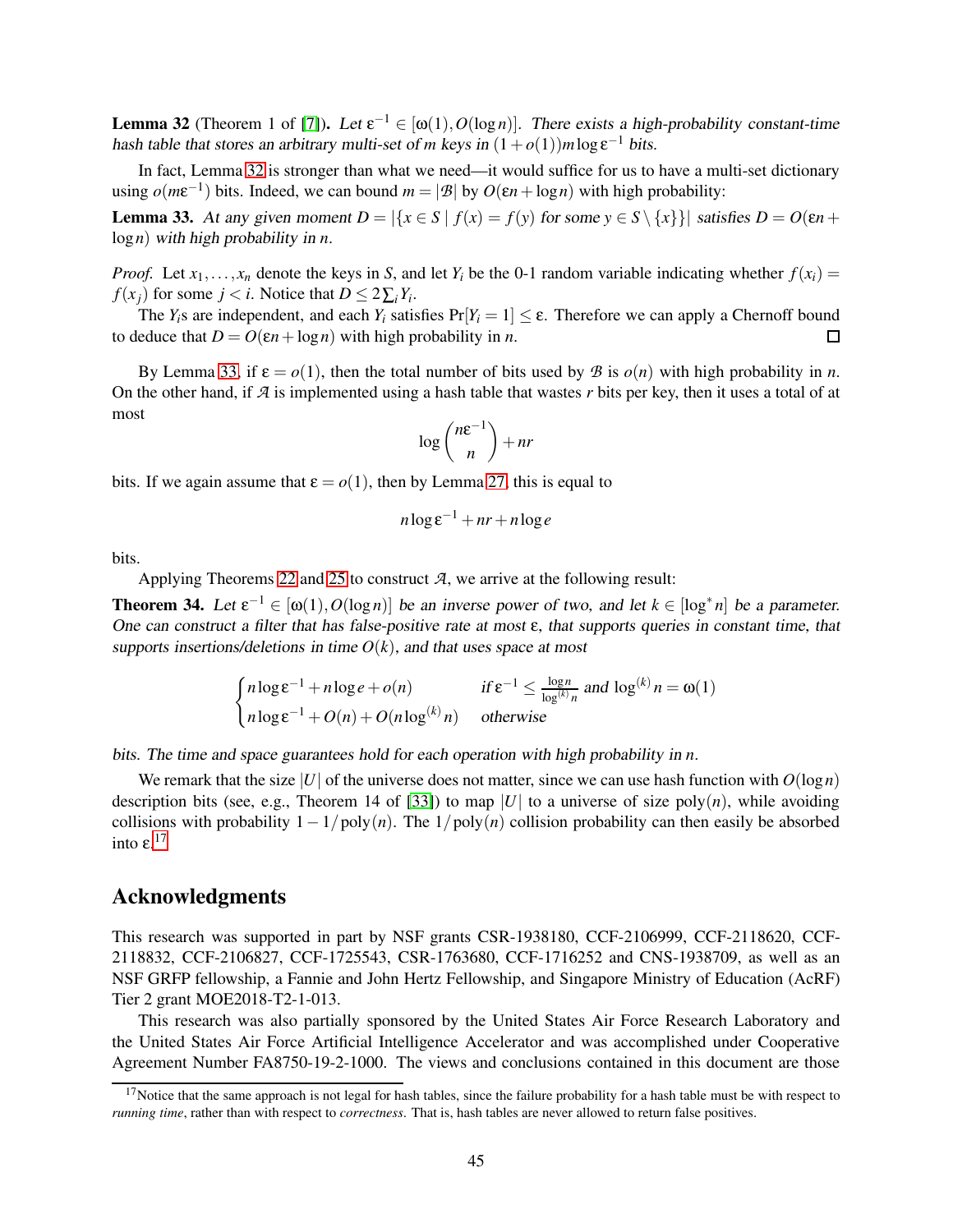**Lemma 32** (Theorem 1 of [7]). *Let $\varepsilon^{-1} \in [\omega(1), O(\log n)]$. There exists a high-probability constant-time hash table that stores an arbitrary multi-set of $m$ keys in $(1+o(1))m\log\varepsilon^{-1}$ bits.*

In fact, Lemma 32 is stronger than what we need—it would suffice for us to have a multi-set dictionary using $o(m\varepsilon^{-1})$ bits. Indeed, we can bound $m = |\mathcal{B}|$ by $O(\varepsilon n + \log n)$ with high probability:

**Lemma 33.** *At any given moment $D = |\{x \in S \mid f(x) = f(y) \text{ for some } y \in S \setminus \{x\}\}|$ satisfies $D = O(\varepsilon n + \log n)$ with high probability in $n$.*

*Proof.* Let $x_1, \ldots, x_n$ denote the keys in $S$, and let $Y_i$ be the 0-1 random variable indicating whether $f(x_i) = f(x_j)$ for some $j < i$. Notice that $D \leq 2\sum_i Y_i$.

The $Y_i$s are independent, and each $Y_i$ satisfies $\Pr[Y_i = 1] \leq \varepsilon$. Therefore we can apply a Chernoff bound to deduce that $D = O(\varepsilon n + \log n)$ with high probability in $n$. □

By Lemma 33, if $\varepsilon = o(1)$, then the total number of bits used by $\mathcal{B}$ is $o(n)$ with high probability in $n$. On the other hand, if $\mathcal{A}$ is implemented using a hash table that wastes $r$ bits per key, then it uses a total of at most

$$\log \binom{n\varepsilon^{-1}}{n} + nr$$

bits. If we again assume that $\varepsilon = o(1)$, then by Lemma 27, this is equal to

$$n\log\varepsilon^{-1} + nr + n\log e$$

bits.

Applying Theorems 22 and 25 to construct $\mathcal{A}$, we arrive at the following result:

**Theorem 34.** *Let $\varepsilon^{-1} \in [\omega(1), O(\log n)]$ be an inverse power of two, and let $k \in [\log^* n]$ be a parameter. One can construct a filter that has false-positive rate at most $\varepsilon$, that supports queries in constant time, that supports insertions/deletions in time $O(k)$, and that uses space at most*

$$\begin{cases} n\log\varepsilon^{-1} + n\log e + o(n) & \text{if } \varepsilon^{-1} \leq \frac{\log n}{\log^{(k)} n} \text{ and } \log^{(k)} n = \omega(1) \\ n\log\varepsilon^{-1} + O(n) + O(n\log^{(k)} n) & \text{otherwise} \end{cases}$$

*bits. The time and space guarantees hold for each operation with high probability in $n$.*

We remark that the size $|U|$ of the universe does not matter, since we can use hash function with $O(\log n)$ description bits (see, e.g., Theorem 14 of [33]) to map $|U|$ to a universe of size $\text{poly}(n)$, while avoiding collisions with probability $1 - 1/\text{poly}(n)$. The $1/\text{poly}(n)$ collision probability can then easily be absorbed into $\varepsilon$.[17]

## Acknowledgments

This research was supported in part by NSF grants CSR-1938180, CCF-2106999, CCF-2118620, CCF-2118832, CCF-2106827, CCF-1725543, CSR-1763680, CCF-1716252 and CNS-1938709, as well as an NSF GRFP fellowship, a Fannie and John Hertz Fellowship, and Singapore Ministry of Education (AcRF) Tier 2 grant MOE2018-T2-1-013.

This research was also partially sponsored by the United States Air Force Research Laboratory and the United States Air Force Artificial Intelligence Accelerator and was accomplished under Cooperative Agreement Number FA8750-19-2-1000. The views and conclusions contained in this document are those

[17] Notice that the same approach is not legal for hash tables, since the failure probability for a hash table must be with respect to *running time*, rather than with respect to *correctness*. That is, hash tables are never allowed to return false positives.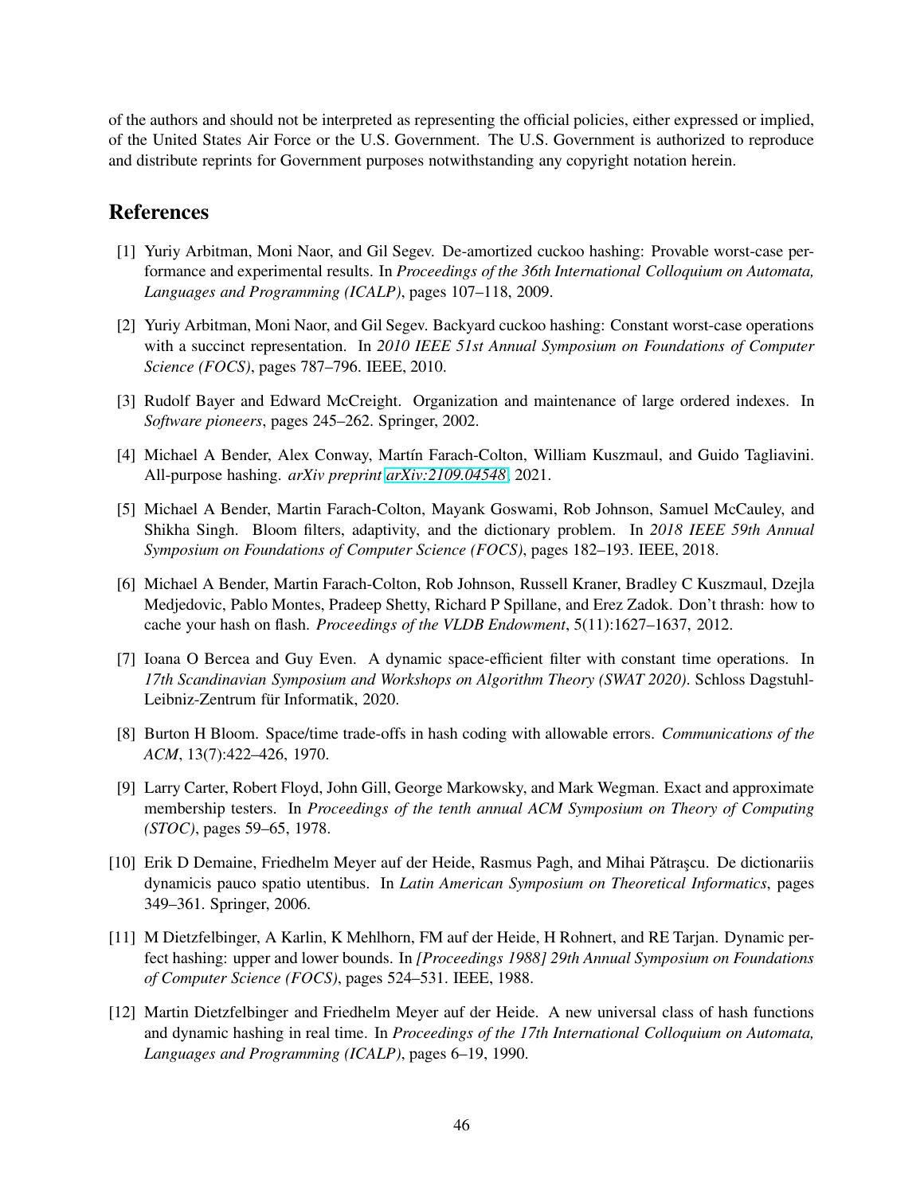of the authors and should not be interpreted as representing the official policies, either expressed or implied, of the United States Air Force or the U.S. Government. The U.S. Government is authorized to reproduce and distribute reprints for Government purposes notwithstanding any copyright notation herein.

## References

[1] Yuriy Arbitman, Moni Naor, and Gil Segev. De-amortized cuckoo hashing: Provable worst-case performance and experimental results. In *Proceedings of the 36th International Colloquium on Automata, Languages and Programming (ICALP)*, pages 107–118, 2009.

[2] Yuriy Arbitman, Moni Naor, and Gil Segev. Backyard cuckoo hashing: Constant worst-case operations with a succinct representation. In *2010 IEEE 51st Annual Symposium on Foundations of Computer Science (FOCS)*, pages 787–796. IEEE, 2010.

[3] Rudolf Bayer and Edward McCreight. Organization and maintenance of large ordered indexes. In *Software pioneers*, pages 245–262. Springer, 2002.

[4] Michael A Bender, Alex Conway, Martín Farach-Colton, William Kuszmaul, and Guido Tagliavini. All-purpose hashing. *arXiv preprint arXiv:2109.04548*, 2021.

[5] Michael A Bender, Martin Farach-Colton, Mayank Goswami, Rob Johnson, Samuel McCauley, and Shikha Singh. Bloom filters, adaptivity, and the dictionary problem. In *2018 IEEE 59th Annual Symposium on Foundations of Computer Science (FOCS)*, pages 182–193. IEEE, 2018.

[6] Michael A Bender, Martin Farach-Colton, Rob Johnson, Russell Kraner, Bradley C Kuszmaul, Dzejla Medjedovic, Pablo Montes, Pradeep Shetty, Richard P Spillane, and Erez Zadok. Don't thrash: how to cache your hash on flash. *Proceedings of the VLDB Endowment*, 5(11):1627–1637, 2012.

[7] Ioana O Bercea and Guy Even. A dynamic space-efficient filter with constant time operations. In *17th Scandinavian Symposium and Workshops on Algorithm Theory (SWAT 2020)*. Schloss Dagstuhl-Leibniz-Zentrum für Informatik, 2020.

[8] Burton H Bloom. Space/time trade-offs in hash coding with allowable errors. *Communications of the ACM*, 13(7):422–426, 1970.

[9] Larry Carter, Robert Floyd, John Gill, George Markowsky, and Mark Wegman. Exact and approximate membership testers. In *Proceedings of the tenth annual ACM Symposium on Theory of Computing (STOC)*, pages 59–65, 1978.

[10] Erik D Demaine, Friedhelm Meyer auf der Heide, Rasmus Pagh, and Mihai Pătraşcu. De dictionariis dynamicis pauco spatio utentibus. In *Latin American Symposium on Theoretical Informatics*, pages 349–361. Springer, 2006.

[11] M Dietzfelbinger, A Karlin, K Mehlhorn, FM auf der Heide, H Rohnert, and RE Tarjan. Dynamic perfect hashing: upper and lower bounds. In *[Proceedings 1988] 29th Annual Symposium on Foundations of Computer Science (FOCS)*, pages 524–531. IEEE, 1988.

[12] Martin Dietzfelbinger and Friedhelm Meyer auf der Heide. A new universal class of hash functions and dynamic hashing in real time. In *Proceedings of the 17th International Colloquium on Automata, Languages and Programming (ICALP)*, pages 6–19, 1990.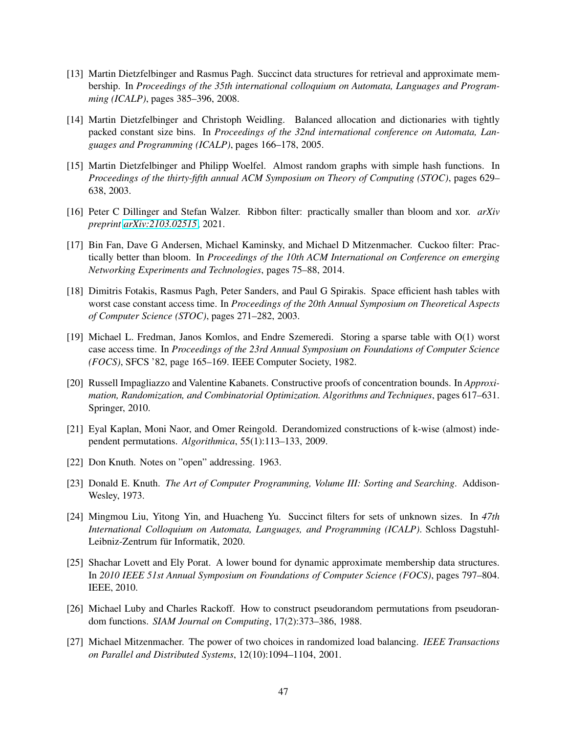[13] Martin Dietzfelbinger and Rasmus Pagh. Succinct data structures for retrieval and approximate membership. In *Proceedings of the 35th international colloquium on Automata, Languages and Programming (ICALP)*, pages 385–396, 2008.

[14] Martin Dietzfelbinger and Christoph Weidling. Balanced allocation and dictionaries with tightly packed constant size bins. In *Proceedings of the 32nd international conference on Automata, Languages and Programming (ICALP)*, pages 166–178, 2005.

[15] Martin Dietzfelbinger and Philipp Woelfel. Almost random graphs with simple hash functions. In *Proceedings of the thirty-fifth annual ACM Symposium on Theory of Computing (STOC)*, pages 629–638, 2003.

[16] Peter C Dillinger and Stefan Walzer. Ribbon filter: practically smaller than bloom and xor. *arXiv preprint arXiv:2103.02515*, 2021.

[17] Bin Fan, Dave G Andersen, Michael Kaminsky, and Michael D Mitzenmacher. Cuckoo filter: Practically better than bloom. In *Proceedings of the 10th ACM International on Conference on emerging Networking Experiments and Technologies*, pages 75–88, 2014.

[18] Dimitris Fotakis, Rasmus Pagh, Peter Sanders, and Paul G Spirakis. Space efficient hash tables with worst case constant access time. In *Proceedings of the 20th Annual Symposium on Theoretical Aspects of Computer Science (STOC)*, pages 271–282, 2003.

[19] Michael L. Fredman, Janos Komlos, and Endre Szemeredi. Storing a sparse table with O(1) worst case access time. In *Proceedings of the 23rd Annual Symposium on Foundations of Computer Science (FOCS)*, SFCS '82, page 165–169. IEEE Computer Society, 1982.

[20] Russell Impagliazzo and Valentine Kabanets. Constructive proofs of concentration bounds. In *Approximation, Randomization, and Combinatorial Optimization. Algorithms and Techniques*, pages 617–631. Springer, 2010.

[21] Eyal Kaplan, Moni Naor, and Omer Reingold. Derandomized constructions of k-wise (almost) independent permutations. *Algorithmica*, 55(1):113–133, 2009.

[22] Don Knuth. Notes on "open" addressing. 1963.

[23] Donald E. Knuth. *The Art of Computer Programming, Volume III: Sorting and Searching*. Addison-Wesley, 1973.

[24] Mingmou Liu, Yitong Yin, and Huacheng Yu. Succinct filters for sets of unknown sizes. In *47th International Colloquium on Automata, Languages, and Programming (ICALP)*. Schloss Dagstuhl-Leibniz-Zentrum für Informatik, 2020.

[25] Shachar Lovett and Ely Porat. A lower bound for dynamic approximate membership data structures. In *2010 IEEE 51st Annual Symposium on Foundations of Computer Science (FOCS)*, pages 797–804. IEEE, 2010.

[26] Michael Luby and Charles Rackoff. How to construct pseudorandom permutations from pseudorandom functions. *SIAM Journal on Computing*, 17(2):373–386, 1988.

[27] Michael Mitzenmacher. The power of two choices in randomized load balancing. *IEEE Transactions on Parallel and Distributed Systems*, 12(10):1094–1104, 2001.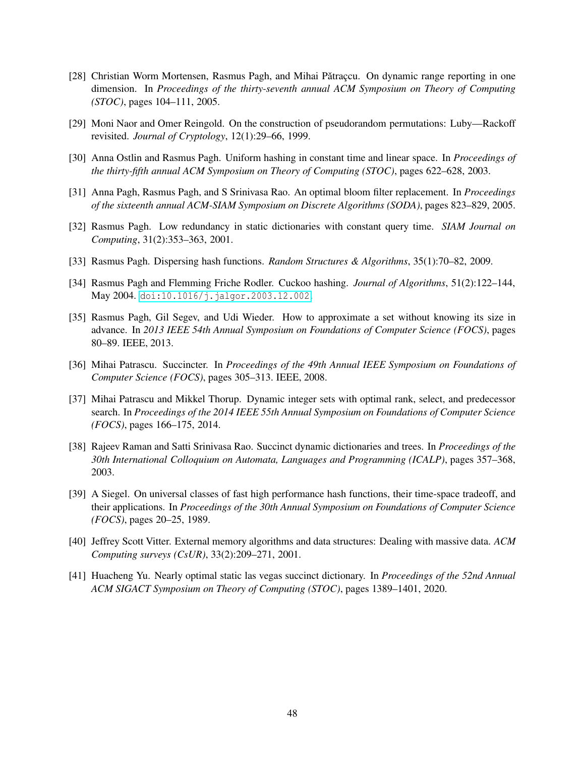[28] Christian Worm Mortensen, Rasmus Pagh, and Mihai Pătraçcu. On dynamic range reporting in one dimension. In *Proceedings of the thirty-seventh annual ACM Symposium on Theory of Computing (STOC)*, pages 104–111, 2005.

[29] Moni Naor and Omer Reingold. On the construction of pseudorandom permutations: Luby—Rackoff revisited. *Journal of Cryptology*, 12(1):29–66, 1999.

[30] Anna Ostlin and Rasmus Pagh. Uniform hashing in constant time and linear space. In *Proceedings of the thirty-fifth annual ACM Symposium on Theory of Computing (STOC)*, pages 622–628, 2003.

[31] Anna Pagh, Rasmus Pagh, and S Srinivasa Rao. An optimal bloom filter replacement. In *Proceedings of the sixteenth annual ACM-SIAM Symposium on Discrete Algorithms (SODA)*, pages 823–829, 2005.

[32] Rasmus Pagh. Low redundancy in static dictionaries with constant query time. *SIAM Journal on Computing*, 31(2):353–363, 2001.

[33] Rasmus Pagh. Dispersing hash functions. *Random Structures & Algorithms*, 35(1):70–82, 2009.

[34] Rasmus Pagh and Flemming Friche Rodler. Cuckoo hashing. *Journal of Algorithms*, 51(2):122–144, May 2004. doi:10.1016/j.jalgor.2003.12.002.

[35] Rasmus Pagh, Gil Segev, and Udi Wieder. How to approximate a set without knowing its size in advance. In *2013 IEEE 54th Annual Symposium on Foundations of Computer Science (FOCS)*, pages 80–89. IEEE, 2013.

[36] Mihai Patrascu. Succincter. In *Proceedings of the 49th Annual IEEE Symposium on Foundations of Computer Science (FOCS)*, pages 305–313. IEEE, 2008.

[37] Mihai Patrascu and Mikkel Thorup. Dynamic integer sets with optimal rank, select, and predecessor search. In *Proceedings of the 2014 IEEE 55th Annual Symposium on Foundations of Computer Science (FOCS)*, pages 166–175, 2014.

[38] Rajeev Raman and Satti Srinivasa Rao. Succinct dynamic dictionaries and trees. In *Proceedings of the 30th International Colloquium on Automata, Languages and Programming (ICALP)*, pages 357–368, 2003.

[39] A Siegel. On universal classes of fast high performance hash functions, their time-space tradeoff, and their applications. In *Proceedings of the 30th Annual Symposium on Foundations of Computer Science (FOCS)*, pages 20–25, 1989.

[40] Jeffrey Scott Vitter. External memory algorithms and data structures: Dealing with massive data. *ACM Computing surveys (CsUR)*, 33(2):209–271, 2001.

[41] Huacheng Yu. Nearly optimal static las vegas succinct dictionary. In *Proceedings of the 52nd Annual ACM SIGACT Symposium on Theory of Computing (STOC)*, pages 1389–1401, 2020.